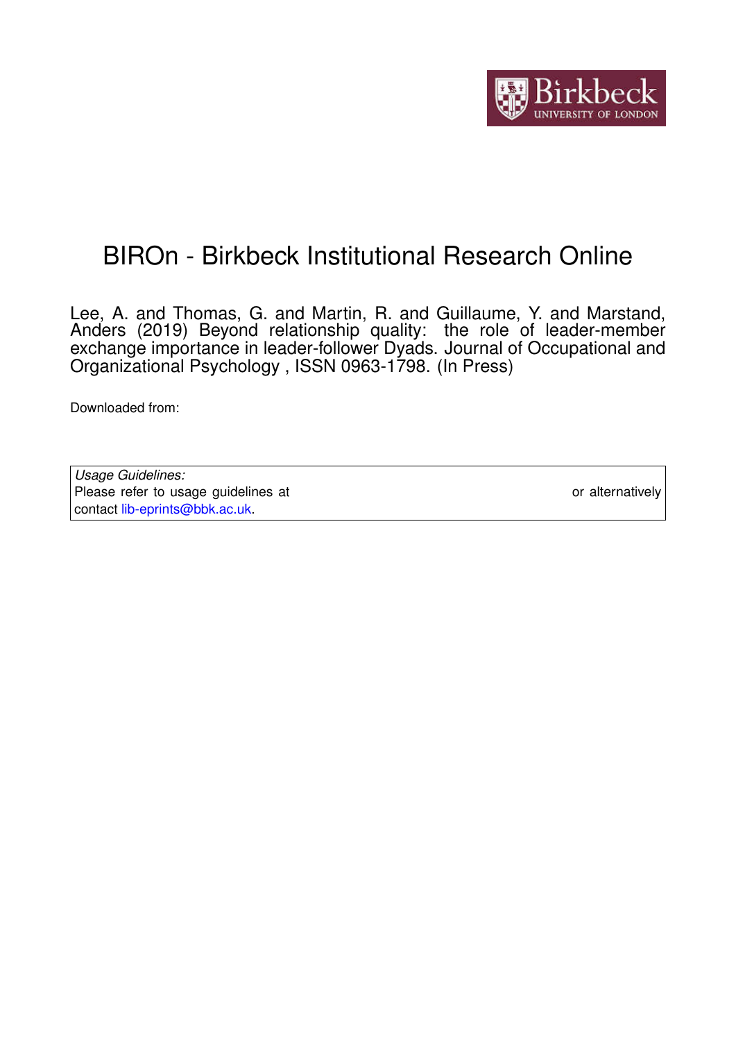# BIROn - Birkbeck Institutional Research Online

Lee, A. and Thomas, G. and Martin, R. and Guillaume, Y. and Marstand, Anders (2019) Beyond relationship quality: the role of leader-member exchange importance in leader-follower Dyads. Journal of Occupational and Organizational Psychology , ISSN 0963-1798. (In Press)

Downloaded from:

| *Usage Guidelines:* |
|---|
| Please refer to usage guidelines at or alternatively contact lib-eprints@bbk.ac.uk. |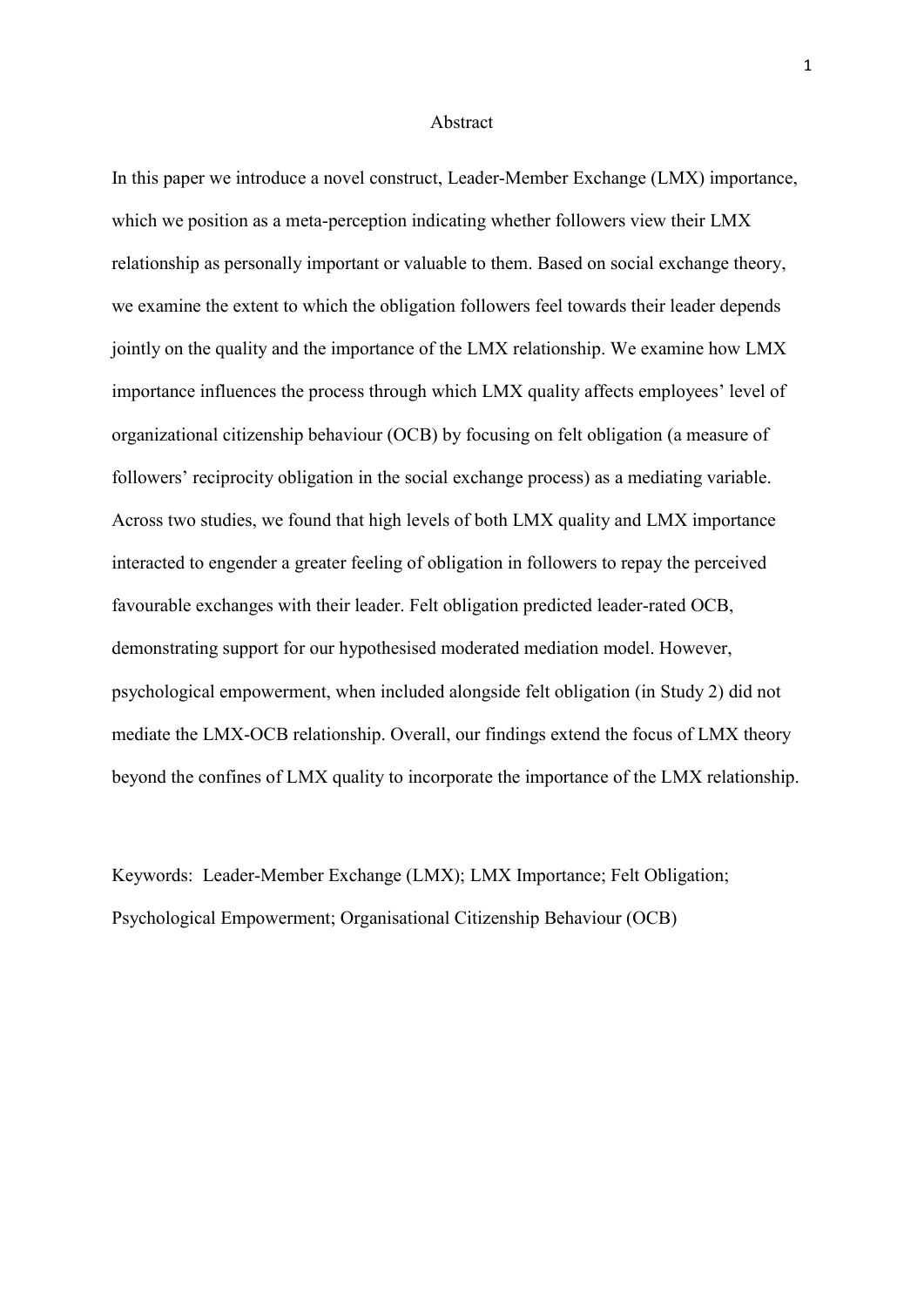# Abstract

In this paper we introduce a novel construct, Leader-Member Exchange (LMX) importance, which we position as a meta-perception indicating whether followers view their LMX relationship as personally important or valuable to them. Based on social exchange theory, we examine the extent to which the obligation followers feel towards their leader depends jointly on the quality and the importance of the LMX relationship. We examine how LMX importance influences the process through which LMX quality affects employees' level of organizational citizenship behaviour (OCB) by focusing on felt obligation (a measure of followers' reciprocity obligation in the social exchange process) as a mediating variable. Across two studies, we found that high levels of both LMX quality and LMX importance interacted to engender a greater feeling of obligation in followers to repay the perceived favourable exchanges with their leader. Felt obligation predicted leader-rated OCB, demonstrating support for our hypothesised moderated mediation model. However, psychological empowerment, when included alongside felt obligation (in Study 2) did not mediate the LMX-OCB relationship. Overall, our findings extend the focus of LMX theory beyond the confines of LMX quality to incorporate the importance of the LMX relationship.

Keywords: Leader-Member Exchange (LMX); LMX Importance; Felt Obligation; Psychological Empowerment; Organisational Citizenship Behaviour (OCB)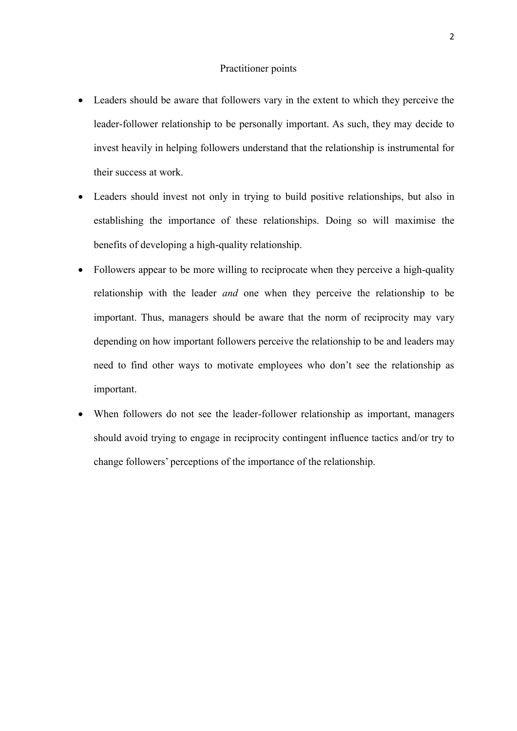## Practitioner points

- Leaders should be aware that followers vary in the extent to which they perceive the leader-follower relationship to be personally important. As such, they may decide to invest heavily in helping followers understand that the relationship is instrumental for their success at work.
- Leaders should invest not only in trying to build positive relationships, but also in establishing the importance of these relationships. Doing so will maximise the benefits of developing a high-quality relationship.
- Followers appear to be more willing to reciprocate when they perceive a high-quality relationship with the leader *and* one when they perceive the relationship to be important. Thus, managers should be aware that the norm of reciprocity may vary depending on how important followers perceive the relationship to be and leaders may need to find other ways to motivate employees who don't see the relationship as important.
- When followers do not see the leader-follower relationship as important, managers should avoid trying to engage in reciprocity contingent influence tactics and/or try to change followers' perceptions of the importance of the relationship.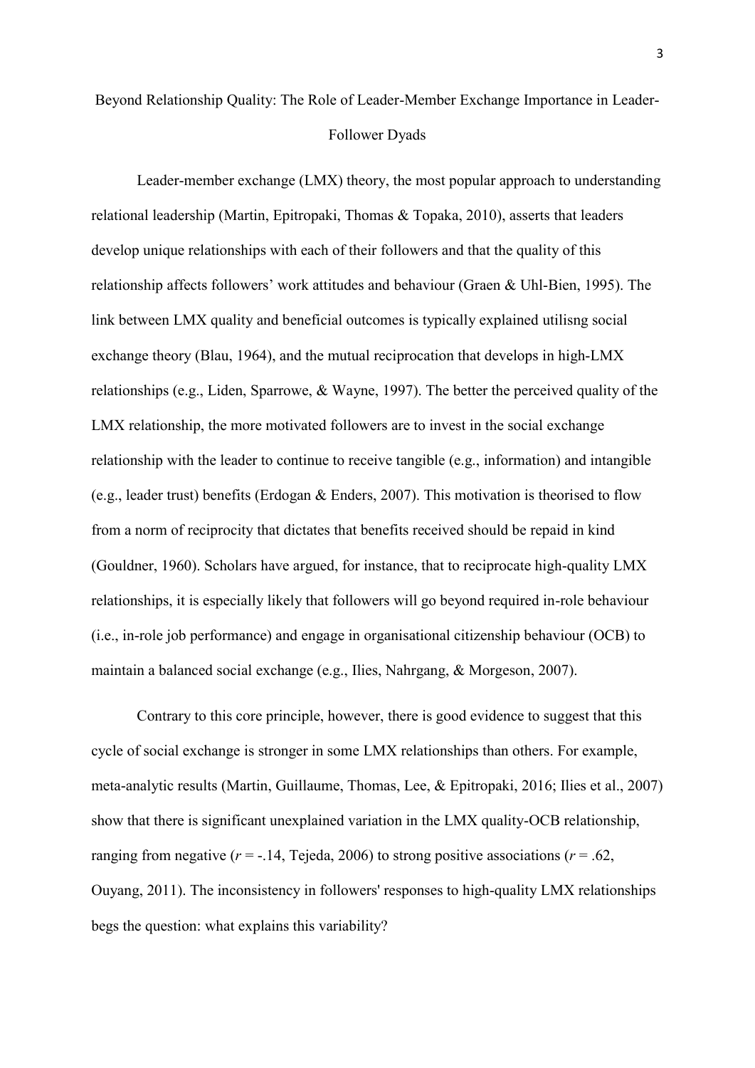# Beyond Relationship Quality: The Role of Leader-Member Exchange Importance in Leader-Follower Dyads

Leader-member exchange (LMX) theory, the most popular approach to understanding relational leadership (Martin, Epitropaki, Thomas & Topaka, 2010), asserts that leaders develop unique relationships with each of their followers and that the quality of this relationship affects followers' work attitudes and behaviour (Graen & Uhl-Bien, 1995). The link between LMX quality and beneficial outcomes is typically explained utilisng social exchange theory (Blau, 1964), and the mutual reciprocation that develops in high-LMX relationships (e.g., Liden, Sparrowe, & Wayne, 1997). The better the perceived quality of the LMX relationship, the more motivated followers are to invest in the social exchange relationship with the leader to continue to receive tangible (e.g., information) and intangible (e.g., leader trust) benefits (Erdogan & Enders, 2007). This motivation is theorised to flow from a norm of reciprocity that dictates that benefits received should be repaid in kind (Gouldner, 1960). Scholars have argued, for instance, that to reciprocate high-quality LMX relationships, it is especially likely that followers will go beyond required in-role behaviour (i.e., in-role job performance) and engage in organisational citizenship behaviour (OCB) to maintain a balanced social exchange (e.g., Ilies, Nahrgang, & Morgeson, 2007).

Contrary to this core principle, however, there is good evidence to suggest that this cycle of social exchange is stronger in some LMX relationships than others. For example, meta-analytic results (Martin, Guillaume, Thomas, Lee, & Epitropaki, 2016; Ilies et al., 2007) show that there is significant unexplained variation in the LMX quality-OCB relationship, ranging from negative ($r = -.14$, Tejeda, 2006) to strong positive associations ($r = .62$, Ouyang, 2011). The inconsistency in followers' responses to high-quality LMX relationships begs the question: what explains this variability?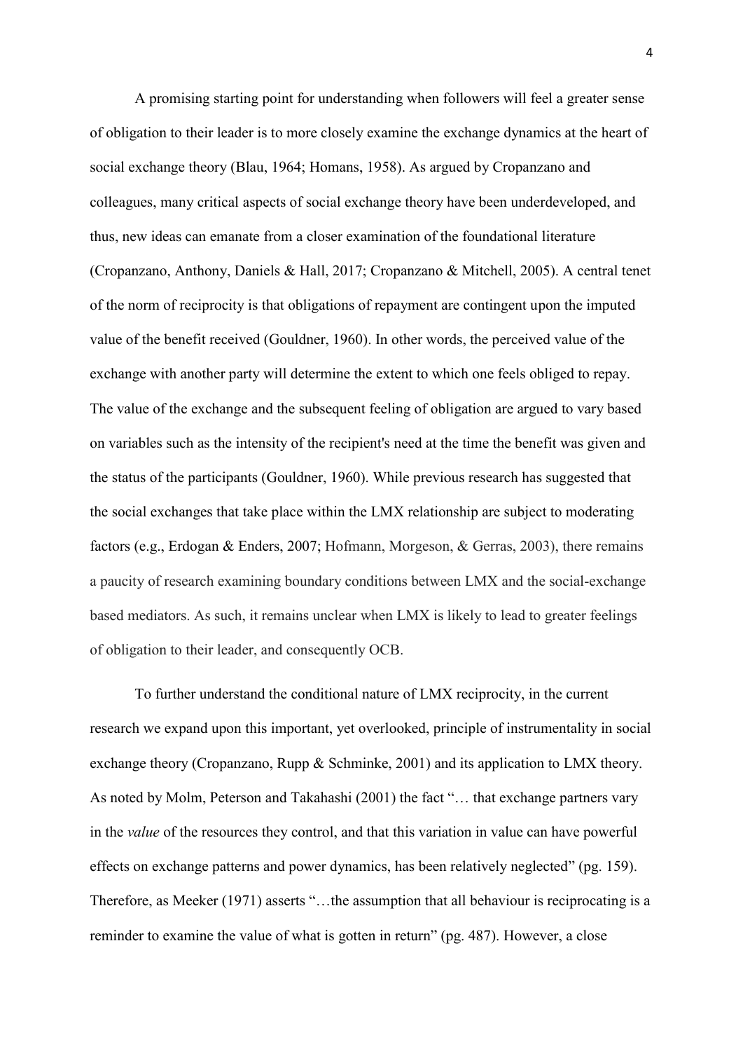A promising starting point for understanding when followers will feel a greater sense of obligation to their leader is to more closely examine the exchange dynamics at the heart of social exchange theory (Blau, 1964; Homans, 1958). As argued by Cropanzano and colleagues, many critical aspects of social exchange theory have been underdeveloped, and thus, new ideas can emanate from a closer examination of the foundational literature (Cropanzano, Anthony, Daniels & Hall, 2017; Cropanzano & Mitchell, 2005). A central tenet of the norm of reciprocity is that obligations of repayment are contingent upon the imputed value of the benefit received (Gouldner, 1960). In other words, the perceived value of the exchange with another party will determine the extent to which one feels obliged to repay. The value of the exchange and the subsequent feeling of obligation are argued to vary based on variables such as the intensity of the recipient's need at the time the benefit was given and the status of the participants (Gouldner, 1960). While previous research has suggested that the social exchanges that take place within the LMX relationship are subject to moderating factors (e.g., Erdogan & Enders, 2007; Hofmann, Morgeson, & Gerras, 2003), there remains a paucity of research examining boundary conditions between LMX and the social-exchange based mediators. As such, it remains unclear when LMX is likely to lead to greater feelings of obligation to their leader, and consequently OCB.

To further understand the conditional nature of LMX reciprocity, in the current research we expand upon this important, yet overlooked, principle of instrumentality in social exchange theory (Cropanzano, Rupp & Schminke, 2001) and its application to LMX theory. As noted by Molm, Peterson and Takahashi (2001) the fact "… that exchange partners vary in the *value* of the resources they control, and that this variation in value can have powerful effects on exchange patterns and power dynamics, has been relatively neglected" (pg. 159). Therefore, as Meeker (1971) asserts "…the assumption that all behaviour is reciprocating is a reminder to examine the value of what is gotten in return" (pg. 487). However, a close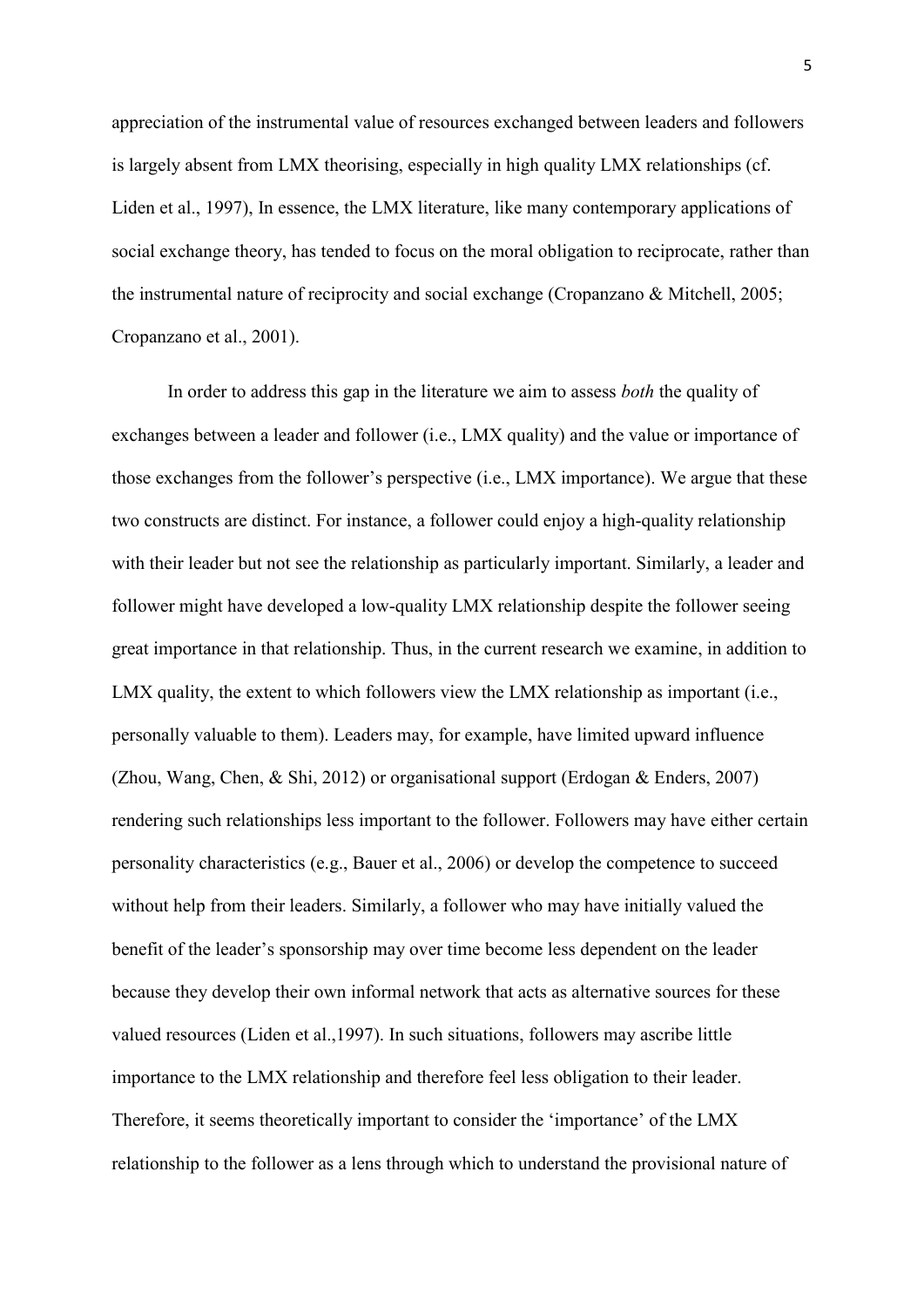appreciation of the instrumental value of resources exchanged between leaders and followers is largely absent from LMX theorising, especially in high quality LMX relationships (cf. Liden et al., 1997), In essence, the LMX literature, like many contemporary applications of social exchange theory, has tended to focus on the moral obligation to reciprocate, rather than the instrumental nature of reciprocity and social exchange (Cropanzano & Mitchell, 2005; Cropanzano et al., 2001).

In order to address this gap in the literature we aim to assess *both* the quality of exchanges between a leader and follower (i.e., LMX quality) and the value or importance of those exchanges from the follower's perspective (i.e., LMX importance). We argue that these two constructs are distinct. For instance, a follower could enjoy a high-quality relationship with their leader but not see the relationship as particularly important. Similarly, a leader and follower might have developed a low-quality LMX relationship despite the follower seeing great importance in that relationship. Thus, in the current research we examine, in addition to LMX quality, the extent to which followers view the LMX relationship as important (i.e., personally valuable to them). Leaders may, for example, have limited upward influence (Zhou, Wang, Chen, & Shi, 2012) or organisational support (Erdogan & Enders, 2007) rendering such relationships less important to the follower. Followers may have either certain personality characteristics (e.g., Bauer et al., 2006) or develop the competence to succeed without help from their leaders. Similarly, a follower who may have initially valued the benefit of the leader's sponsorship may over time become less dependent on the leader because they develop their own informal network that acts as alternative sources for these valued resources (Liden et al.,1997). In such situations, followers may ascribe little importance to the LMX relationship and therefore feel less obligation to their leader. Therefore, it seems theoretically important to consider the 'importance' of the LMX relationship to the follower as a lens through which to understand the provisional nature of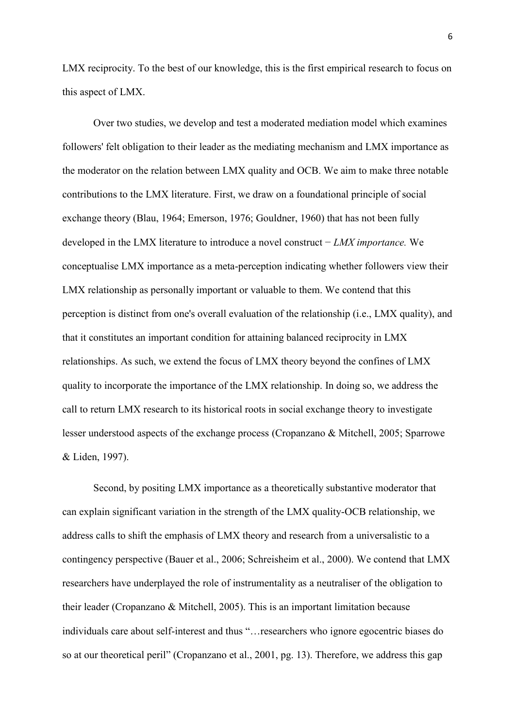LMX reciprocity. To the best of our knowledge, this is the first empirical research to focus on this aspect of LMX.

Over two studies, we develop and test a moderated mediation model which examines followers' felt obligation to their leader as the mediating mechanism and LMX importance as the moderator on the relation between LMX quality and OCB. We aim to make three notable contributions to the LMX literature. First, we draw on a foundational principle of social exchange theory (Blau, 1964; Emerson, 1976; Gouldner, 1960) that has not been fully developed in the LMX literature to introduce a novel construct − *LMX importance.* We conceptualise LMX importance as a meta-perception indicating whether followers view their LMX relationship as personally important or valuable to them. We contend that this perception is distinct from one's overall evaluation of the relationship (i.e., LMX quality), and that it constitutes an important condition for attaining balanced reciprocity in LMX relationships. As such, we extend the focus of LMX theory beyond the confines of LMX quality to incorporate the importance of the LMX relationship. In doing so, we address the call to return LMX research to its historical roots in social exchange theory to investigate lesser understood aspects of the exchange process (Cropanzano & Mitchell, 2005; Sparrowe & Liden, 1997).

Second, by positing LMX importance as a theoretically substantive moderator that can explain significant variation in the strength of the LMX quality-OCB relationship, we address calls to shift the emphasis of LMX theory and research from a universalistic to a contingency perspective (Bauer et al., 2006; Schreisheim et al., 2000). We contend that LMX researchers have underplayed the role of instrumentality as a neutraliser of the obligation to their leader (Cropanzano & Mitchell, 2005). This is an important limitation because individuals care about self-interest and thus "…researchers who ignore egocentric biases do so at our theoretical peril" (Cropanzano et al., 2001, pg. 13). Therefore, we address this gap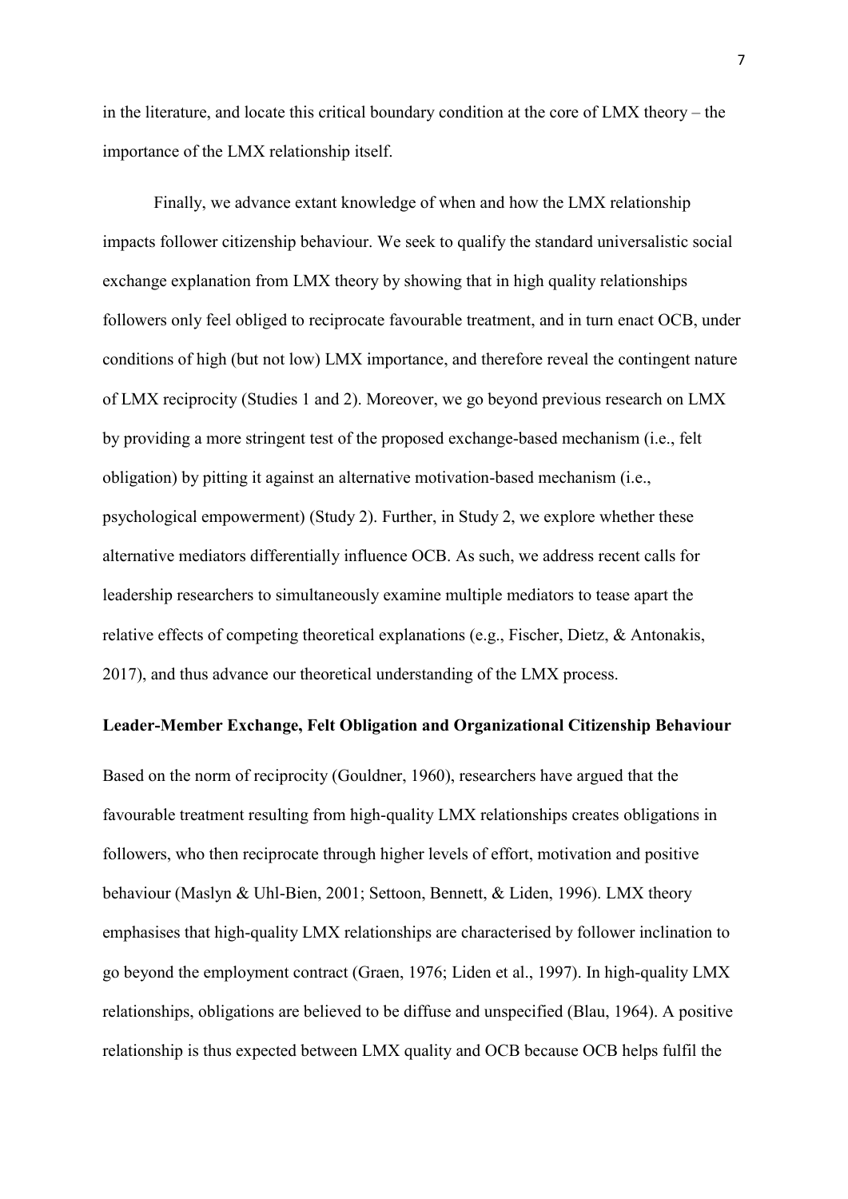in the literature, and locate this critical boundary condition at the core of LMX theory – the importance of the LMX relationship itself.

Finally, we advance extant knowledge of when and how the LMX relationship impacts follower citizenship behaviour. We seek to qualify the standard universalistic social exchange explanation from LMX theory by showing that in high quality relationships followers only feel obliged to reciprocate favourable treatment, and in turn enact OCB, under conditions of high (but not low) LMX importance, and therefore reveal the contingent nature of LMX reciprocity (Studies 1 and 2). Moreover, we go beyond previous research on LMX by providing a more stringent test of the proposed exchange-based mechanism (i.e., felt obligation) by pitting it against an alternative motivation-based mechanism (i.e., psychological empowerment) (Study 2). Further, in Study 2, we explore whether these alternative mediators differentially influence OCB. As such, we address recent calls for leadership researchers to simultaneously examine multiple mediators to tease apart the relative effects of competing theoretical explanations (e.g., Fischer, Dietz, & Antonakis, 2017), and thus advance our theoretical understanding of the LMX process.

## Leader-Member Exchange, Felt Obligation and Organizational Citizenship Behaviour

Based on the norm of reciprocity (Gouldner, 1960), researchers have argued that the favourable treatment resulting from high-quality LMX relationships creates obligations in followers, who then reciprocate through higher levels of effort, motivation and positive behaviour (Maslyn & Uhl-Bien, 2001; Settoon, Bennett, & Liden, 1996). LMX theory emphasises that high-quality LMX relationships are characterised by follower inclination to go beyond the employment contract (Graen, 1976; Liden et al., 1997). In high-quality LMX relationships, obligations are believed to be diffuse and unspecified (Blau, 1964). A positive relationship is thus expected between LMX quality and OCB because OCB helps fulfil the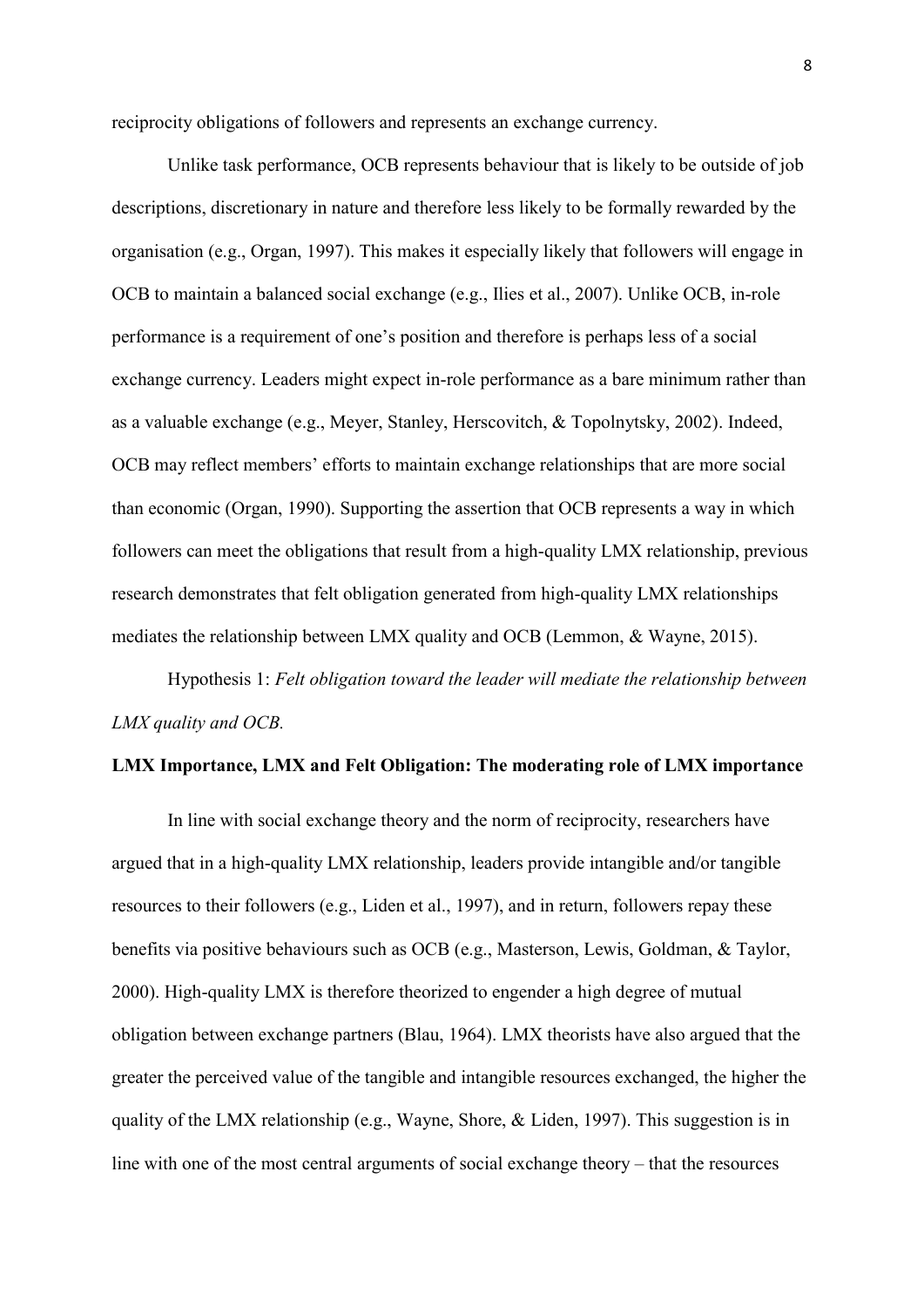reciprocity obligations of followers and represents an exchange currency.

Unlike task performance, OCB represents behaviour that is likely to be outside of job descriptions, discretionary in nature and therefore less likely to be formally rewarded by the organisation (e.g., Organ, 1997). This makes it especially likely that followers will engage in OCB to maintain a balanced social exchange (e.g., Ilies et al., 2007). Unlike OCB, in-role performance is a requirement of one's position and therefore is perhaps less of a social exchange currency. Leaders might expect in-role performance as a bare minimum rather than as a valuable exchange (e.g., Meyer, Stanley, Herscovitch, & Topolnytsky, 2002). Indeed, OCB may reflect members' efforts to maintain exchange relationships that are more social than economic (Organ, 1990). Supporting the assertion that OCB represents a way in which followers can meet the obligations that result from a high-quality LMX relationship, previous research demonstrates that felt obligation generated from high-quality LMX relationships mediates the relationship between LMX quality and OCB (Lemmon, & Wayne, 2015).

Hypothesis 1: *Felt obligation toward the leader will mediate the relationship between LMX quality and OCB.*

**LMX Importance, LMX and Felt Obligation: The moderating role of LMX importance**

In line with social exchange theory and the norm of reciprocity, researchers have argued that in a high-quality LMX relationship, leaders provide intangible and/or tangible resources to their followers (e.g., Liden et al., 1997), and in return, followers repay these benefits via positive behaviours such as OCB (e.g., Masterson, Lewis, Goldman, & Taylor, 2000). High-quality LMX is therefore theorized to engender a high degree of mutual obligation between exchange partners (Blau, 1964). LMX theorists have also argued that the greater the perceived value of the tangible and intangible resources exchanged, the higher the quality of the LMX relationship (e.g., Wayne, Shore, & Liden, 1997). This suggestion is in line with one of the most central arguments of social exchange theory – that the resources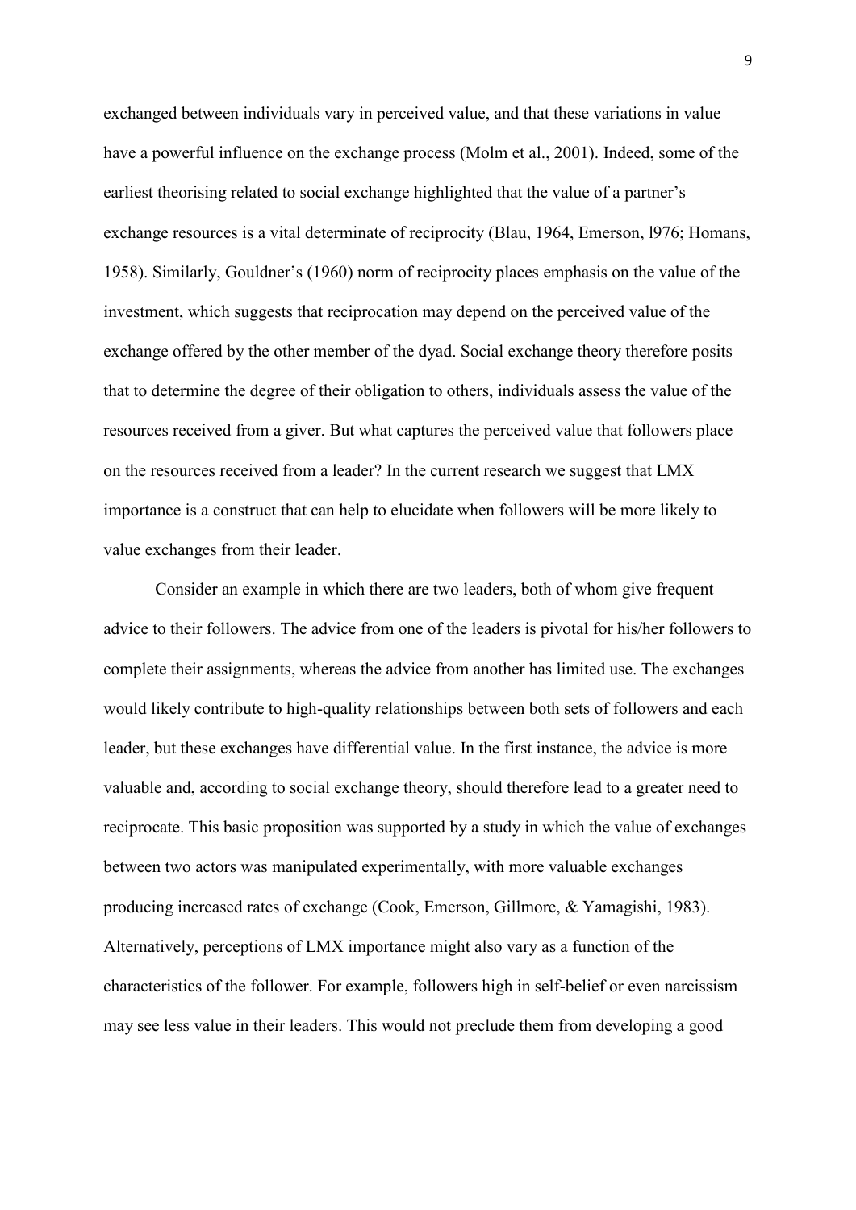exchanged between individuals vary in perceived value, and that these variations in value have a powerful influence on the exchange process (Molm et al., 2001). Indeed, some of the earliest theorising related to social exchange highlighted that the value of a partner's exchange resources is a vital determinate of reciprocity (Blau, 1964, Emerson, l976; Homans, 1958). Similarly, Gouldner's (1960) norm of reciprocity places emphasis on the value of the investment, which suggests that reciprocation may depend on the perceived value of the exchange offered by the other member of the dyad. Social exchange theory therefore posits that to determine the degree of their obligation to others, individuals assess the value of the resources received from a giver. But what captures the perceived value that followers place on the resources received from a leader? In the current research we suggest that LMX importance is a construct that can help to elucidate when followers will be more likely to value exchanges from their leader.

Consider an example in which there are two leaders, both of whom give frequent advice to their followers. The advice from one of the leaders is pivotal for his/her followers to complete their assignments, whereas the advice from another has limited use. The exchanges would likely contribute to high-quality relationships between both sets of followers and each leader, but these exchanges have differential value. In the first instance, the advice is more valuable and, according to social exchange theory, should therefore lead to a greater need to reciprocate. This basic proposition was supported by a study in which the value of exchanges between two actors was manipulated experimentally, with more valuable exchanges producing increased rates of exchange (Cook, Emerson, Gillmore, & Yamagishi, 1983). Alternatively, perceptions of LMX importance might also vary as a function of the characteristics of the follower. For example, followers high in self-belief or even narcissism may see less value in their leaders. This would not preclude them from developing a good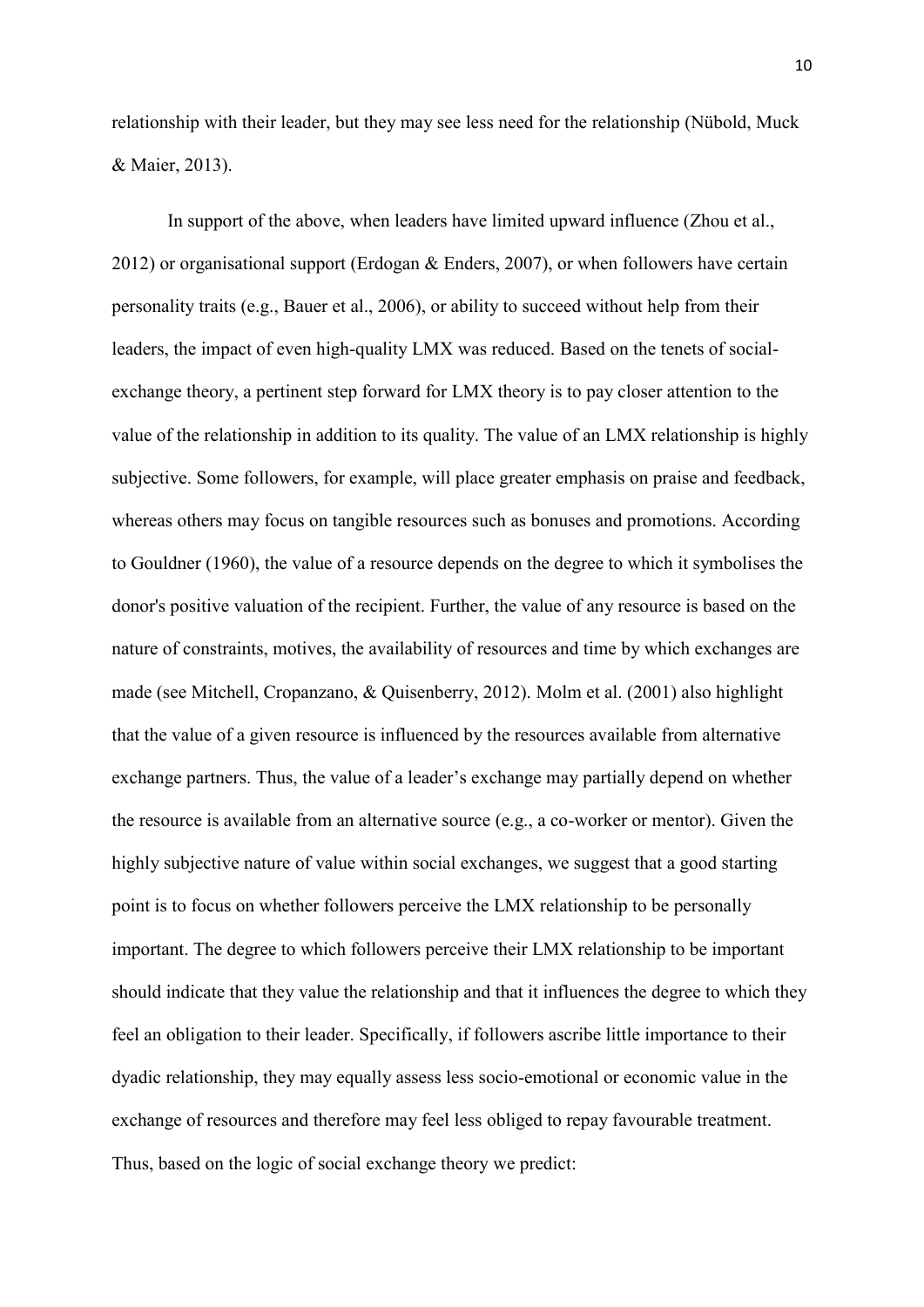relationship with their leader, but they may see less need for the relationship (Nübold, Muck & Maier, 2013).

In support of the above, when leaders have limited upward influence (Zhou et al., 2012) or organisational support (Erdogan & Enders, 2007), or when followers have certain personality traits (e.g., Bauer et al., 2006), or ability to succeed without help from their leaders, the impact of even high-quality LMX was reduced. Based on the tenets of social-exchange theory, a pertinent step forward for LMX theory is to pay closer attention to the value of the relationship in addition to its quality. The value of an LMX relationship is highly subjective. Some followers, for example, will place greater emphasis on praise and feedback, whereas others may focus on tangible resources such as bonuses and promotions. According to Gouldner (1960), the value of a resource depends on the degree to which it symbolises the donor's positive valuation of the recipient. Further, the value of any resource is based on the nature of constraints, motives, the availability of resources and time by which exchanges are made (see Mitchell, Cropanzano, & Quisenberry, 2012). Molm et al. (2001) also highlight that the value of a given resource is influenced by the resources available from alternative exchange partners. Thus, the value of a leader's exchange may partially depend on whether the resource is available from an alternative source (e.g., a co-worker or mentor). Given the highly subjective nature of value within social exchanges, we suggest that a good starting point is to focus on whether followers perceive the LMX relationship to be personally important. The degree to which followers perceive their LMX relationship to be important should indicate that they value the relationship and that it influences the degree to which they feel an obligation to their leader. Specifically, if followers ascribe little importance to their dyadic relationship, they may equally assess less socio-emotional or economic value in the exchange of resources and therefore may feel less obliged to repay favourable treatment. Thus, based on the logic of social exchange theory we predict: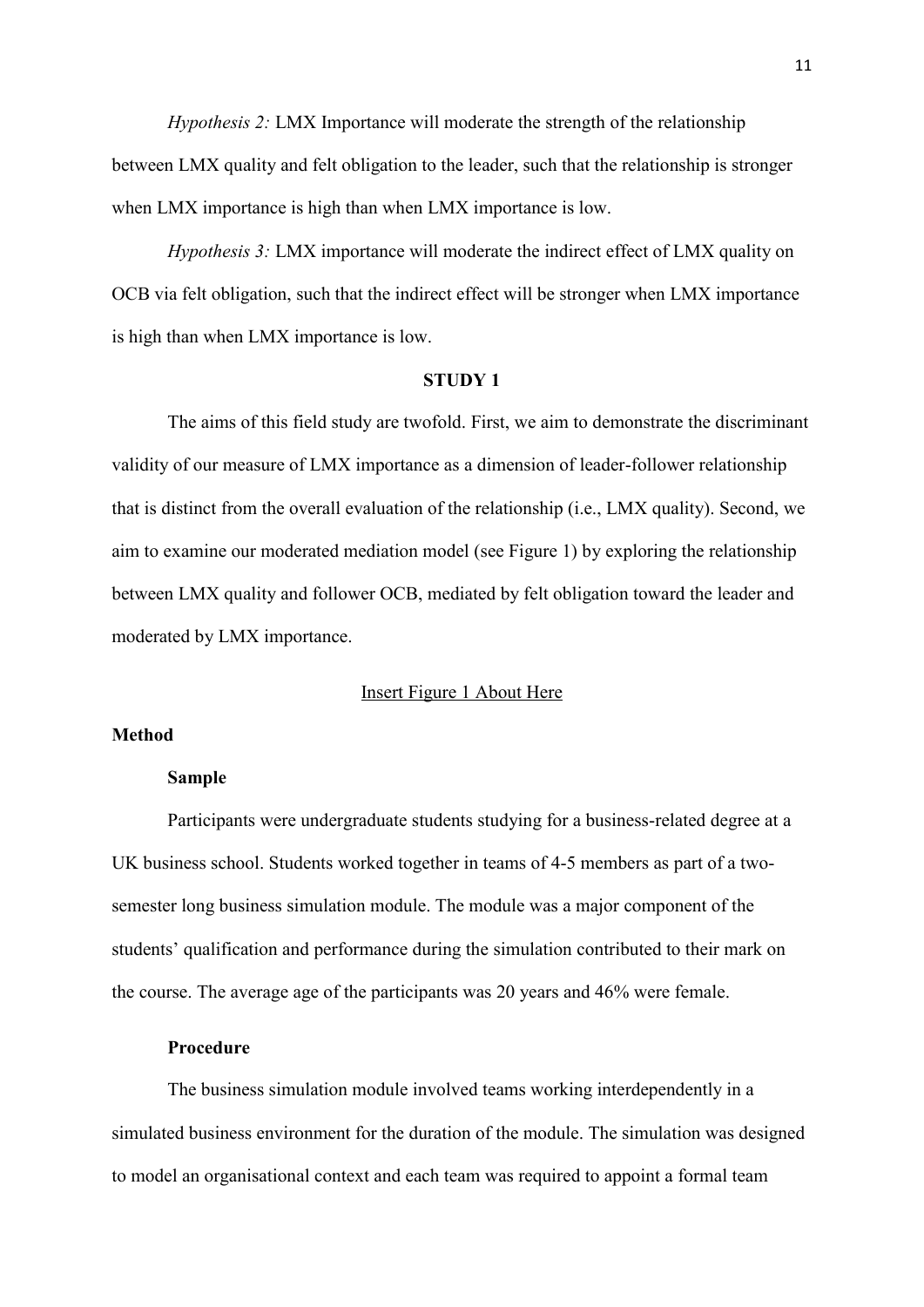*Hypothesis 2:* LMX Importance will moderate the strength of the relationship between LMX quality and felt obligation to the leader, such that the relationship is stronger when LMX importance is high than when LMX importance is low.

*Hypothesis 3:* LMX importance will moderate the indirect effect of LMX quality on OCB via felt obligation, such that the indirect effect will be stronger when LMX importance is high than when LMX importance is low.

## STUDY 1

The aims of this field study are twofold. First, we aim to demonstrate the discriminant validity of our measure of LMX importance as a dimension of leader-follower relationship that is distinct from the overall evaluation of the relationship (i.e., LMX quality). Second, we aim to examine our moderated mediation model (see Figure 1) by exploring the relationship between LMX quality and follower OCB, mediated by felt obligation toward the leader and moderated by LMX importance.

Insert Figure 1 About Here

### Method

#### Sample

Participants were undergraduate students studying for a business-related degree at a UK business school. Students worked together in teams of 4-5 members as part of a two-semester long business simulation module. The module was a major component of the students' qualification and performance during the simulation contributed to their mark on the course. The average age of the participants was 20 years and 46% were female.

#### Procedure

The business simulation module involved teams working interdependently in a simulated business environment for the duration of the module. The simulation was designed to model an organisational context and each team was required to appoint a formal team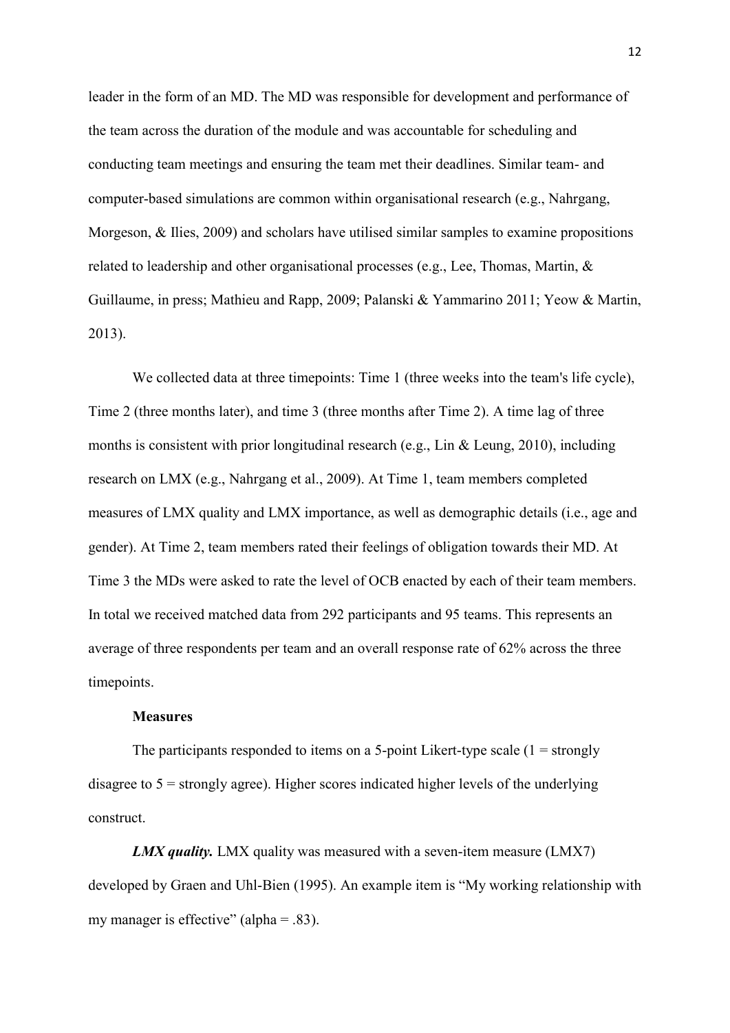leader in the form of an MD. The MD was responsible for development and performance of the team across the duration of the module and was accountable for scheduling and conducting team meetings and ensuring the team met their deadlines. Similar team- and computer-based simulations are common within organisational research (e.g., Nahrgang, Morgeson, & Ilies, 2009) and scholars have utilised similar samples to examine propositions related to leadership and other organisational processes (e.g., Lee, Thomas, Martin, & Guillaume, in press; Mathieu and Rapp, 2009; Palanski & Yammarino 2011; Yeow & Martin, 2013).

We collected data at three timepoints: Time 1 (three weeks into the team's life cycle), Time 2 (three months later), and time 3 (three months after Time 2). A time lag of three months is consistent with prior longitudinal research (e.g., Lin & Leung, 2010), including research on LMX (e.g., Nahrgang et al., 2009). At Time 1, team members completed measures of LMX quality and LMX importance, as well as demographic details (i.e., age and gender). At Time 2, team members rated their feelings of obligation towards their MD. At Time 3 the MDs were asked to rate the level of OCB enacted by each of their team members. In total we received matched data from 292 participants and 95 teams. This represents an average of three respondents per team and an overall response rate of 62% across the three timepoints.

**Measures**

The participants responded to items on a 5-point Likert-type scale (1 = strongly disagree to 5 = strongly agree). Higher scores indicated higher levels of the underlying construct.

***LMX quality.*** LMX quality was measured with a seven-item measure (LMX7) developed by Graen and Uhl-Bien (1995). An example item is "My working relationship with my manager is effective" (alpha = .83).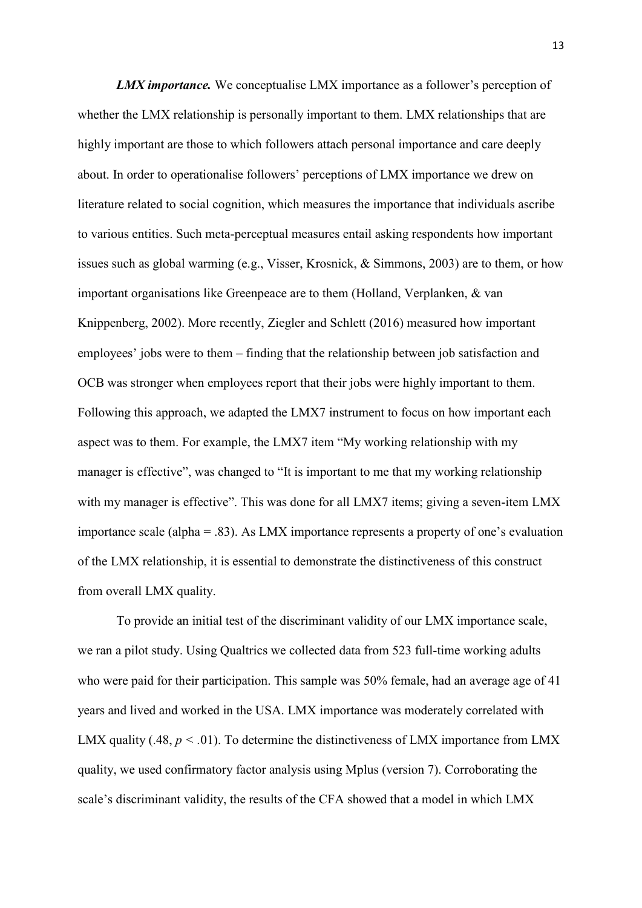***LMX importance.*** We conceptualise LMX importance as a follower's perception of whether the LMX relationship is personally important to them. LMX relationships that are highly important are those to which followers attach personal importance and care deeply about. In order to operationalise followers' perceptions of LMX importance we drew on literature related to social cognition, which measures the importance that individuals ascribe to various entities. Such meta-perceptual measures entail asking respondents how important issues such as global warming (e.g., Visser, Krosnick, & Simmons, 2003) are to them, or how important organisations like Greenpeace are to them (Holland, Verplanken, & van Knippenberg, 2002). More recently, Ziegler and Schlett (2016) measured how important employees' jobs were to them – finding that the relationship between job satisfaction and OCB was stronger when employees report that their jobs were highly important to them. Following this approach, we adapted the LMX7 instrument to focus on how important each aspect was to them. For example, the LMX7 item "My working relationship with my manager is effective", was changed to "It is important to me that my working relationship with my manager is effective". This was done for all LMX7 items; giving a seven-item LMX importance scale (alpha = .83). As LMX importance represents a property of one's evaluation of the LMX relationship, it is essential to demonstrate the distinctiveness of this construct from overall LMX quality.

To provide an initial test of the discriminant validity of our LMX importance scale, we ran a pilot study. Using Qualtrics we collected data from 523 full-time working adults who were paid for their participation. This sample was 50% female, had an average age of 41 years and lived and worked in the USA. LMX importance was moderately correlated with LMX quality (.48, $p < .01$). To determine the distinctiveness of LMX importance from LMX quality, we used confirmatory factor analysis using Mplus (version 7). Corroborating the scale's discriminant validity, the results of the CFA showed that a model in which LMX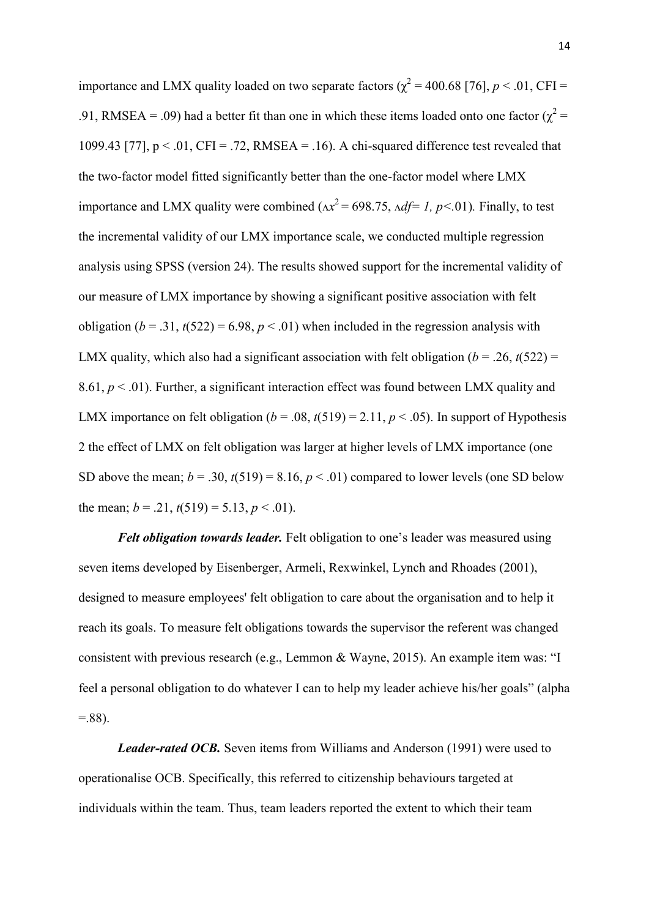importance and LMX quality loaded on two separate factors ($\chi^2 = 400.68$ [76], $p < .01$, CFI = .91, RMSEA = .09) had a better fit than one in which these items loaded onto one factor ($\chi^2 = 1099.43$ [77], $p < .01$, CFI = .72, RMSEA = .16). A chi-squared difference test revealed that the two-factor model fitted significantly better than the one-factor model where LMX importance and LMX quality were combined ($\Delta x^2 = 698.75$, $\Delta df = 1$, $p < .01$). Finally, to test the incremental validity of our LMX importance scale, we conducted multiple regression analysis using SPSS (version 24). The results showed support for the incremental validity of our measure of LMX importance by showing a significant positive association with felt obligation ($b = .31$, $t(522) = 6.98$, $p < .01$) when included in the regression analysis with LMX quality, which also had a significant association with felt obligation ($b = .26$, $t(522) = 8.61$, $p < .01$). Further, a significant interaction effect was found between LMX quality and LMX importance on felt obligation ($b = .08$, $t(519) = 2.11$, $p < .05$). In support of Hypothesis 2 the effect of LMX on felt obligation was larger at higher levels of LMX importance (one SD above the mean; $b = .30$, $t(519) = 8.16$, $p < .01$) compared to lower levels (one SD below the mean; $b = .21$, $t(519) = 5.13$, $p < .01$).

***Felt obligation towards leader.*** Felt obligation to one's leader was measured using seven items developed by Eisenberger, Armeli, Rexwinkel, Lynch and Rhoades (2001), designed to measure employees' felt obligation to care about the organisation and to help it reach its goals. To measure felt obligations towards the supervisor the referent was changed consistent with previous research (e.g., Lemmon & Wayne, 2015). An example item was: "I feel a personal obligation to do whatever I can to help my leader achieve his/her goals" (alpha =.88).

***Leader-rated OCB.*** Seven items from Williams and Anderson (1991) were used to operationalise OCB. Specifically, this referred to citizenship behaviours targeted at individuals within the team. Thus, team leaders reported the extent to which their team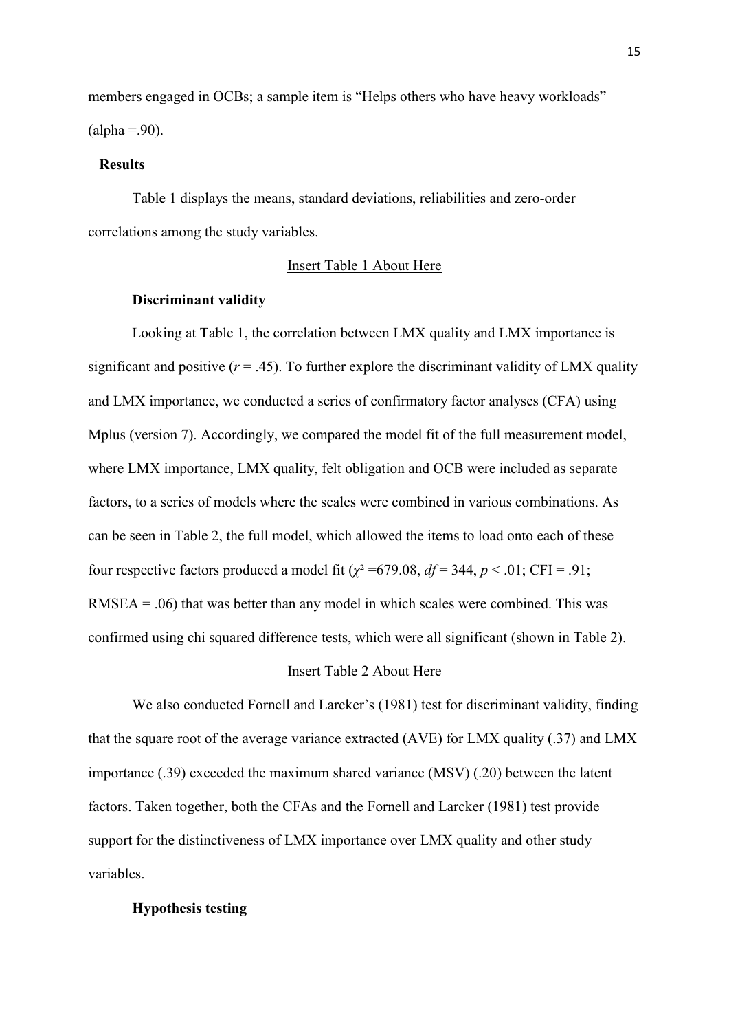members engaged in OCBs; a sample item is "Helps others who have heavy workloads" (alpha =.90).

## Results

Table 1 displays the means, standard deviations, reliabilities and zero-order correlations among the study variables.

Insert Table 1 About Here

### Discriminant validity

Looking at Table 1, the correlation between LMX quality and LMX importance is significant and positive ($r = .45$). To further explore the discriminant validity of LMX quality and LMX importance, we conducted a series of confirmatory factor analyses (CFA) using Mplus (version 7). Accordingly, we compared the model fit of the full measurement model, where LMX importance, LMX quality, felt obligation and OCB were included as separate factors, to a series of models where the scales were combined in various combinations. As can be seen in Table 2, the full model, which allowed the items to load onto each of these four respective factors produced a model fit ($\chi^2 = 679.08$, $df = 344$, $p < .01$; CFI = .91; RMSEA = .06) that was better than any model in which scales were combined. This was confirmed using chi squared difference tests, which were all significant (shown in Table 2).

Insert Table 2 About Here

We also conducted Fornell and Larcker's (1981) test for discriminant validity, finding that the square root of the average variance extracted (AVE) for LMX quality (.37) and LMX importance (.39) exceeded the maximum shared variance (MSV) (.20) between the latent factors. Taken together, both the CFAs and the Fornell and Larcker (1981) test provide support for the distinctiveness of LMX importance over LMX quality and other study variables.

### Hypothesis testing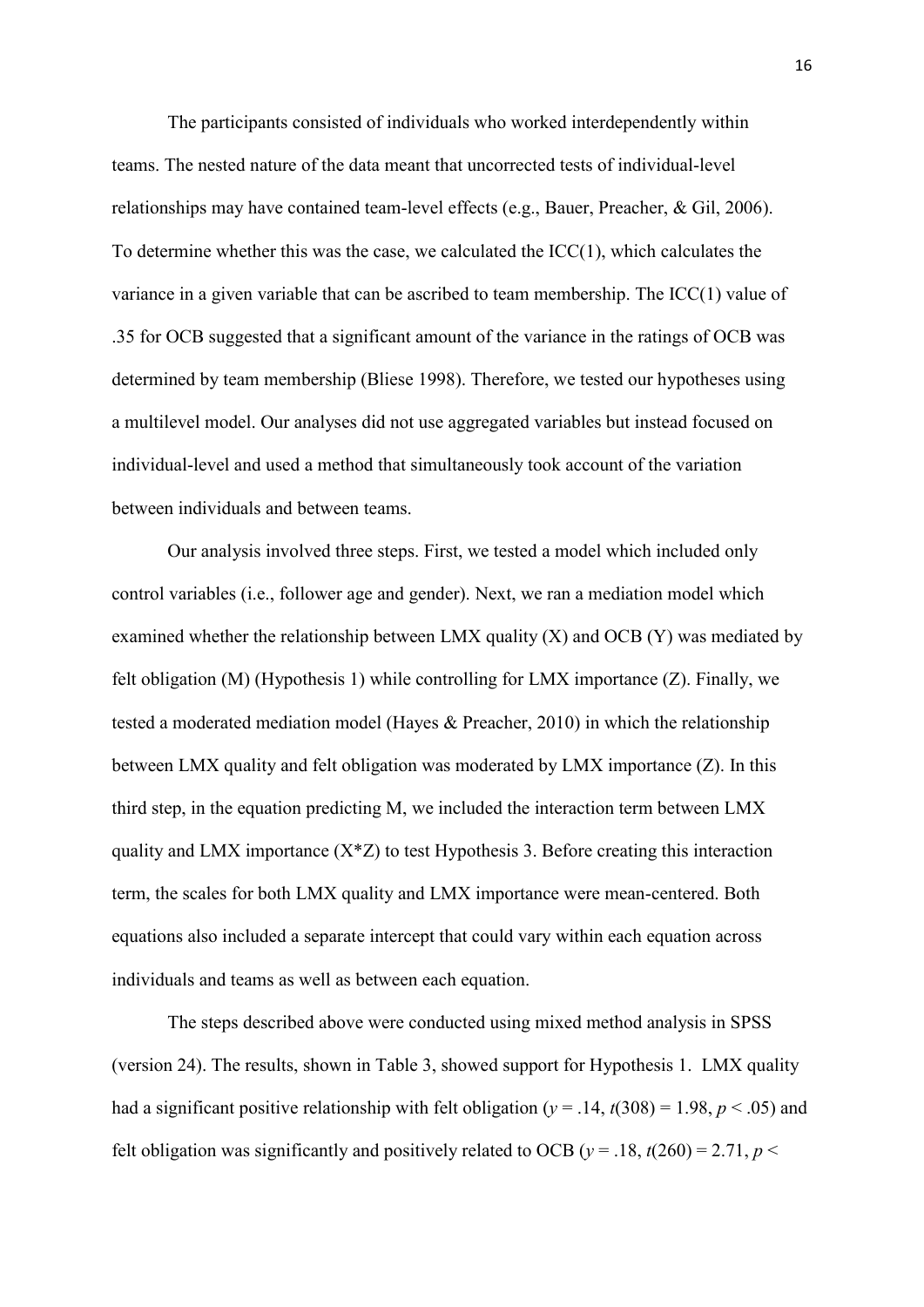The participants consisted of individuals who worked interdependently within teams. The nested nature of the data meant that uncorrected tests of individual-level relationships may have contained team-level effects (e.g., Bauer, Preacher, & Gil, 2006). To determine whether this was the case, we calculated the ICC(1), which calculates the variance in a given variable that can be ascribed to team membership. The ICC(1) value of .35 for OCB suggested that a significant amount of the variance in the ratings of OCB was determined by team membership (Bliese 1998). Therefore, we tested our hypotheses using a multilevel model. Our analyses did not use aggregated variables but instead focused on individual-level and used a method that simultaneously took account of the variation between individuals and between teams.

Our analysis involved three steps. First, we tested a model which included only control variables (i.e., follower age and gender). Next, we ran a mediation model which examined whether the relationship between LMX quality (X) and OCB (Y) was mediated by felt obligation (M) (Hypothesis 1) while controlling for LMX importance (Z). Finally, we tested a moderated mediation model (Hayes & Preacher, 2010) in which the relationship between LMX quality and felt obligation was moderated by LMX importance (Z). In this third step, in the equation predicting M, we included the interaction term between LMX quality and LMX importance (X*Z) to test Hypothesis 3. Before creating this interaction term, the scales for both LMX quality and LMX importance were mean-centered. Both equations also included a separate intercept that could vary within each equation across individuals and teams as well as between each equation.

The steps described above were conducted using mixed method analysis in SPSS (version 24). The results, shown in Table 3, showed support for Hypothesis 1. LMX quality had a significant positive relationship with felt obligation ($y = .14$, $t(308) = 1.98$, $p < .05$) and felt obligation was significantly and positively related to OCB ($y = .18$, $t(260) = 2.71$, $p <$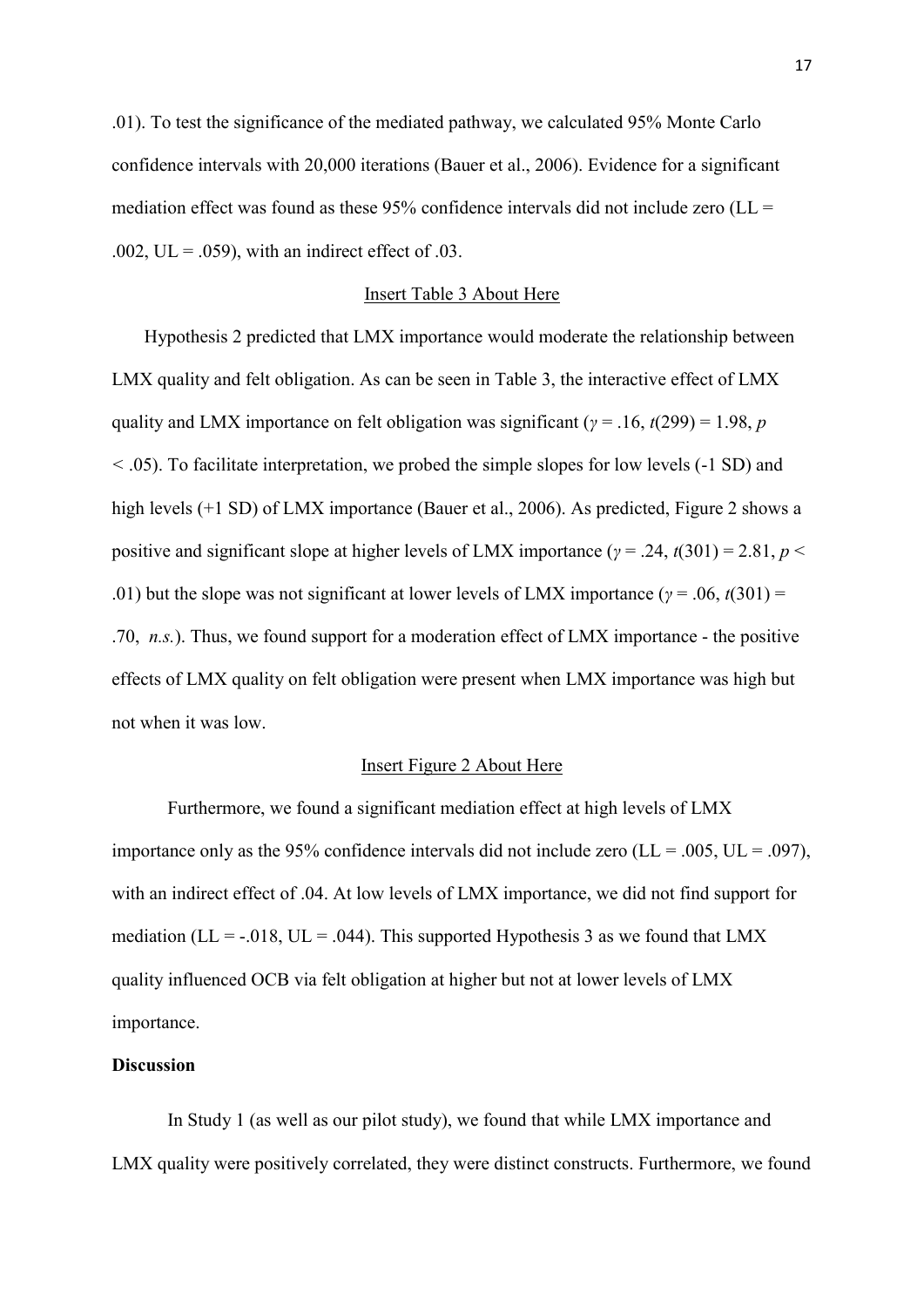.01). To test the significance of the mediated pathway, we calculated 95% Monte Carlo confidence intervals with 20,000 iterations (Bauer et al., 2006). Evidence for a significant mediation effect was found as these 95% confidence intervals did not include zero (LL = .002, UL = .059), with an indirect effect of .03.

Insert Table 3 About Here

Hypothesis 2 predicted that LMX importance would moderate the relationship between LMX quality and felt obligation. As can be seen in Table 3, the interactive effect of LMX quality and LMX importance on felt obligation was significant ($\gamma = .16$, $t(299) = 1.98$, $p < .05$). To facilitate interpretation, we probed the simple slopes for low levels (-1 SD) and high levels (+1 SD) of LMX importance (Bauer et al., 2006). As predicted, Figure 2 shows a positive and significant slope at higher levels of LMX importance ($\gamma = .24$, $t(301) = 2.81$, $p < .01$) but the slope was not significant at lower levels of LMX importance ($\gamma = .06$, $t(301) = .70$, *n.s.*). Thus, we found support for a moderation effect of LMX importance - the positive effects of LMX quality on felt obligation were present when LMX importance was high but not when it was low.

Insert Figure 2 About Here

Furthermore, we found a significant mediation effect at high levels of LMX importance only as the 95% confidence intervals did not include zero (LL = .005, UL = .097), with an indirect effect of .04. At low levels of LMX importance, we did not find support for mediation (LL = -.018, UL = .044). This supported Hypothesis 3 as we found that LMX quality influenced OCB via felt obligation at higher but not at lower levels of LMX importance.

**Discussion**

In Study 1 (as well as our pilot study), we found that while LMX importance and LMX quality were positively correlated, they were distinct constructs. Furthermore, we found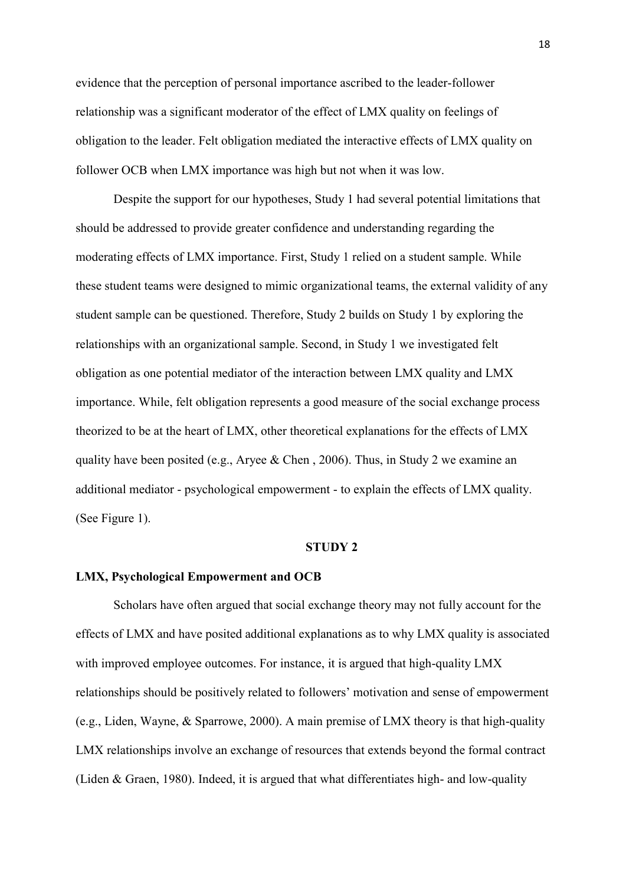evidence that the perception of personal importance ascribed to the leader-follower relationship was a significant moderator of the effect of LMX quality on feelings of obligation to the leader. Felt obligation mediated the interactive effects of LMX quality on follower OCB when LMX importance was high but not when it was low.

Despite the support for our hypotheses, Study 1 had several potential limitations that should be addressed to provide greater confidence and understanding regarding the moderating effects of LMX importance. First, Study 1 relied on a student sample. While these student teams were designed to mimic organizational teams, the external validity of any student sample can be questioned. Therefore, Study 2 builds on Study 1 by exploring the relationships with an organizational sample. Second, in Study 1 we investigated felt obligation as one potential mediator of the interaction between LMX quality and LMX importance. While, felt obligation represents a good measure of the social exchange process theorized to be at the heart of LMX, other theoretical explanations for the effects of LMX quality have been posited (e.g., Aryee & Chen , 2006). Thus, in Study 2 we examine an additional mediator - psychological empowerment - to explain the effects of LMX quality. (See Figure 1).

## STUDY 2

### LMX, Psychological Empowerment and OCB

Scholars have often argued that social exchange theory may not fully account for the effects of LMX and have posited additional explanations as to why LMX quality is associated with improved employee outcomes. For instance, it is argued that high-quality LMX relationships should be positively related to followers' motivation and sense of empowerment (e.g., Liden, Wayne, & Sparrowe, 2000). A main premise of LMX theory is that high-quality LMX relationships involve an exchange of resources that extends beyond the formal contract (Liden & Graen, 1980). Indeed, it is argued that what differentiates high- and low-quality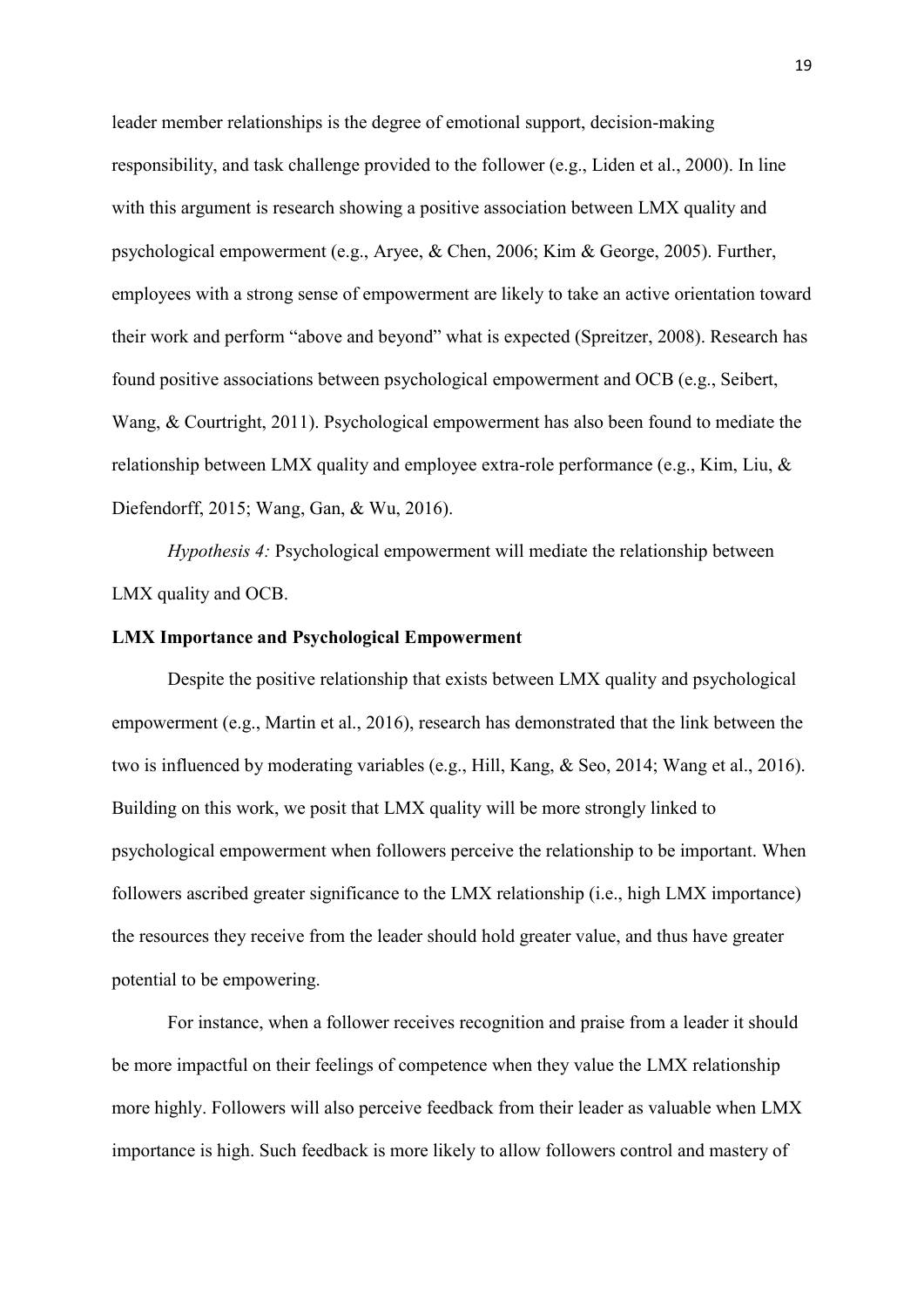leader member relationships is the degree of emotional support, decision-making responsibility, and task challenge provided to the follower (e.g., Liden et al., 2000). In line with this argument is research showing a positive association between LMX quality and psychological empowerment (e.g., Aryee, & Chen, 2006; Kim & George, 2005). Further, employees with a strong sense of empowerment are likely to take an active orientation toward their work and perform "above and beyond" what is expected (Spreitzer, 2008). Research has found positive associations between psychological empowerment and OCB (e.g., Seibert, Wang, & Courtright, 2011). Psychological empowerment has also been found to mediate the relationship between LMX quality and employee extra-role performance (e.g., Kim, Liu, & Diefendorff, 2015; Wang, Gan, & Wu, 2016).

*Hypothesis 4:* Psychological empowerment will mediate the relationship between LMX quality and OCB.

**LMX Importance and Psychological Empowerment**

Despite the positive relationship that exists between LMX quality and psychological empowerment (e.g., Martin et al., 2016), research has demonstrated that the link between the two is influenced by moderating variables (e.g., Hill, Kang, & Seo, 2014; Wang et al., 2016). Building on this work, we posit that LMX quality will be more strongly linked to psychological empowerment when followers perceive the relationship to be important. When followers ascribed greater significance to the LMX relationship (i.e., high LMX importance) the resources they receive from the leader should hold greater value, and thus have greater potential to be empowering.

For instance, when a follower receives recognition and praise from a leader it should be more impactful on their feelings of competence when they value the LMX relationship more highly. Followers will also perceive feedback from their leader as valuable when LMX importance is high. Such feedback is more likely to allow followers control and mastery of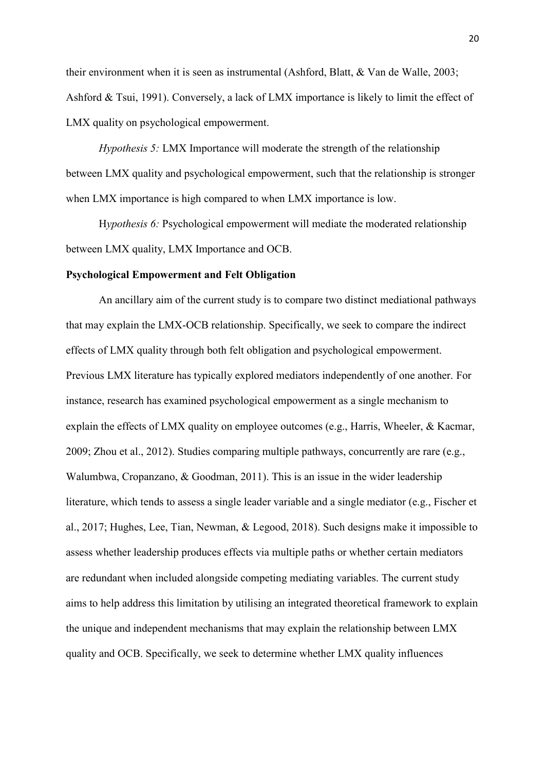their environment when it is seen as instrumental (Ashford, Blatt, & Van de Walle, 2003; Ashford & Tsui, 1991). Conversely, a lack of LMX importance is likely to limit the effect of LMX quality on psychological empowerment.

*Hypothesis 5:* LMX Importance will moderate the strength of the relationship between LMX quality and psychological empowerment, such that the relationship is stronger when LMX importance is high compared to when LMX importance is low.

H*ypothesis 6:* Psychological empowerment will mediate the moderated relationship between LMX quality, LMX Importance and OCB.

**Psychological Empowerment and Felt Obligation**

An ancillary aim of the current study is to compare two distinct mediational pathways that may explain the LMX-OCB relationship. Specifically, we seek to compare the indirect effects of LMX quality through both felt obligation and psychological empowerment. Previous LMX literature has typically explored mediators independently of one another. For instance, research has examined psychological empowerment as a single mechanism to explain the effects of LMX quality on employee outcomes (e.g., Harris, Wheeler, & Kacmar, 2009; Zhou et al., 2012). Studies comparing multiple pathways, concurrently are rare (e.g., Walumbwa, Cropanzano, & Goodman, 2011). This is an issue in the wider leadership literature, which tends to assess a single leader variable and a single mediator (e.g., Fischer et al., 2017; Hughes, Lee, Tian, Newman, & Legood, 2018). Such designs make it impossible to assess whether leadership produces effects via multiple paths or whether certain mediators are redundant when included alongside competing mediating variables. The current study aims to help address this limitation by utilising an integrated theoretical framework to explain the unique and independent mechanisms that may explain the relationship between LMX quality and OCB. Specifically, we seek to determine whether LMX quality influences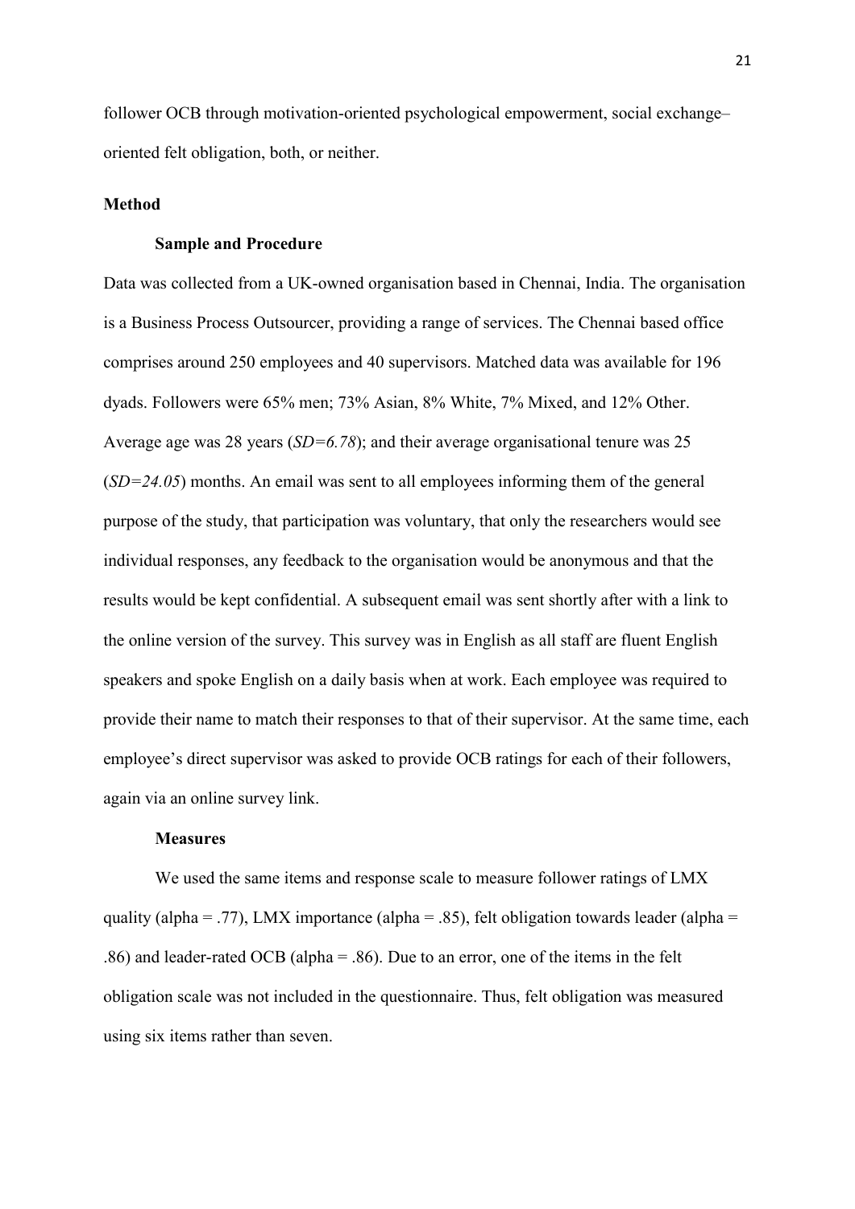follower OCB through motivation-oriented psychological empowerment, social exchange–oriented felt obligation, both, or neither.

## Method

### Sample and Procedure

Data was collected from a UK-owned organisation based in Chennai, India. The organisation is a Business Process Outsourcer, providing a range of services. The Chennai based office comprises around 250 employees and 40 supervisors. Matched data was available for 196 dyads. Followers were 65% men; 73% Asian, 8% White, 7% Mixed, and 12% Other. Average age was 28 years (*SD=6.78*); and their average organisational tenure was 25 (*SD=24.05*) months. An email was sent to all employees informing them of the general purpose of the study, that participation was voluntary, that only the researchers would see individual responses, any feedback to the organisation would be anonymous and that the results would be kept confidential. A subsequent email was sent shortly after with a link to the online version of the survey. This survey was in English as all staff are fluent English speakers and spoke English on a daily basis when at work. Each employee was required to provide their name to match their responses to that of their supervisor. At the same time, each employee's direct supervisor was asked to provide OCB ratings for each of their followers, again via an online survey link.

### Measures

We used the same items and response scale to measure follower ratings of LMX quality (alpha = .77), LMX importance (alpha = .85), felt obligation towards leader (alpha = .86) and leader-rated OCB (alpha = .86). Due to an error, one of the items in the felt obligation scale was not included in the questionnaire. Thus, felt obligation was measured using six items rather than seven.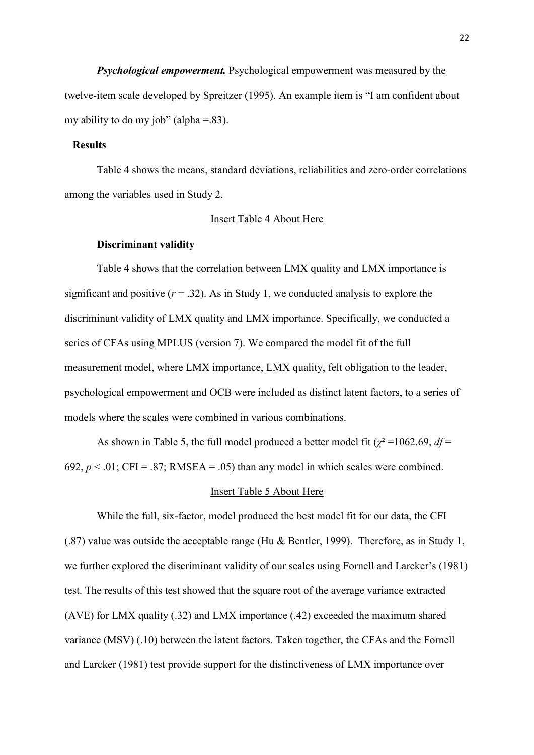***Psychological empowerment.*** Psychological empowerment was measured by the twelve-item scale developed by Spreitzer (1995). An example item is "I am confident about my ability to do my job" (alpha =.83).

**Results**

Table 4 shows the means, standard deviations, reliabilities and zero-order correlations among the variables used in Study 2.

Insert Table 4 About Here

**Discriminant validity**

Table 4 shows that the correlation between LMX quality and LMX importance is significant and positive ($r$ = .32). As in Study 1, we conducted analysis to explore the discriminant validity of LMX quality and LMX importance. Specifically, we conducted a series of CFAs using MPLUS (version 7). We compared the model fit of the full measurement model, where LMX importance, LMX quality, felt obligation to the leader, psychological empowerment and OCB were included as distinct latent factors, to a series of models where the scales were combined in various combinations.

As shown in Table 5, the full model produced a better model fit ($\chi^2$ =1062.69, $df$ = 692, $p$ < .01; CFI = .87; RMSEA = .05) than any model in which scales were combined.

Insert Table 5 About Here

While the full, six-factor, model produced the best model fit for our data, the CFI (.87) value was outside the acceptable range (Hu & Bentler, 1999). Therefore, as in Study 1, we further explored the discriminant validity of our scales using Fornell and Larcker's (1981) test. The results of this test showed that the square root of the average variance extracted (AVE) for LMX quality (.32) and LMX importance (.42) exceeded the maximum shared variance (MSV) (.10) between the latent factors. Taken together, the CFAs and the Fornell and Larcker (1981) test provide support for the distinctiveness of LMX importance over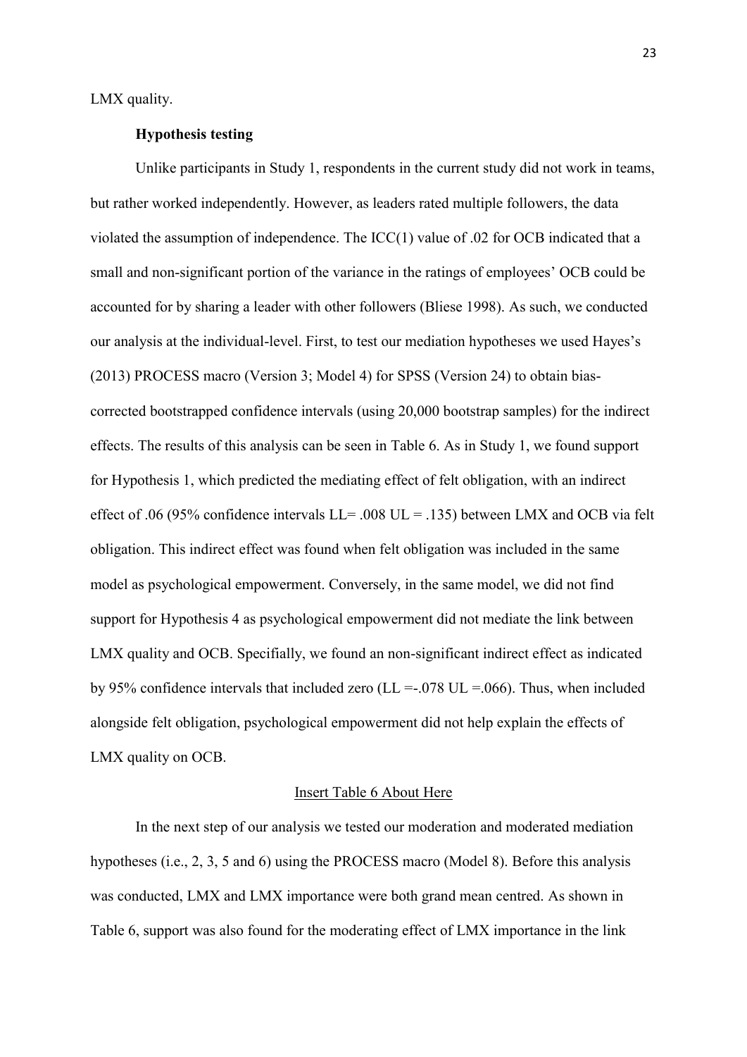LMX quality.

**Hypothesis testing**

Unlike participants in Study 1, respondents in the current study did not work in teams, but rather worked independently. However, as leaders rated multiple followers, the data violated the assumption of independence. The ICC(1) value of .02 for OCB indicated that a small and non-significant portion of the variance in the ratings of employees' OCB could be accounted for by sharing a leader with other followers (Bliese 1998). As such, we conducted our analysis at the individual-level. First, to test our mediation hypotheses we used Hayes's (2013) PROCESS macro (Version 3; Model 4) for SPSS (Version 24) to obtain bias-corrected bootstrapped confidence intervals (using 20,000 bootstrap samples) for the indirect effects. The results of this analysis can be seen in Table 6. As in Study 1, we found support for Hypothesis 1, which predicted the mediating effect of felt obligation, with an indirect effect of .06 (95% confidence intervals LL= .008 UL = .135) between LMX and OCB via felt obligation. This indirect effect was found when felt obligation was included in the same model as psychological empowerment. Conversely, in the same model, we did not find support for Hypothesis 4 as psychological empowerment did not mediate the link between LMX quality and OCB. Specifially, we found an non-significant indirect effect as indicated by 95% confidence intervals that included zero (LL =-.078 UL =.066). Thus, when included alongside felt obligation, psychological empowerment did not help explain the effects of LMX quality on OCB.

Insert Table 6 About Here

In the next step of our analysis we tested our moderation and moderated mediation hypotheses (i.e., 2, 3, 5 and 6) using the PROCESS macro (Model 8). Before this analysis was conducted, LMX and LMX importance were both grand mean centred. As shown in Table 6, support was also found for the moderating effect of LMX importance in the link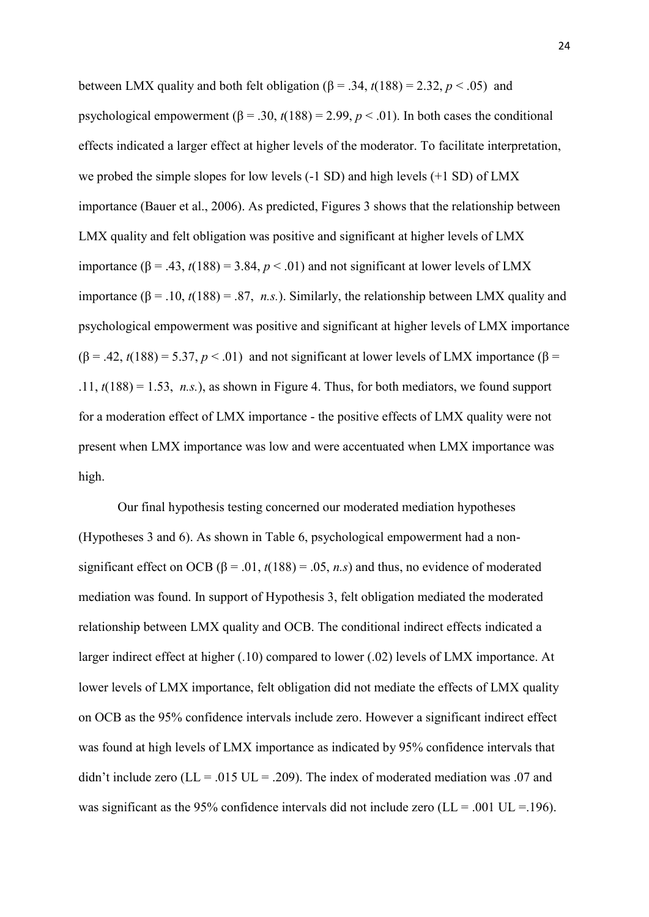between LMX quality and both felt obligation ($\beta = .34$, $t(188) = 2.32$, $p < .05$) and psychological empowerment ($\beta = .30$, $t(188) = 2.99$, $p < .01$). In both cases the conditional effects indicated a larger effect at higher levels of the moderator. To facilitate interpretation, we probed the simple slopes for low levels (-1 SD) and high levels (+1 SD) of LMX importance (Bauer et al., 2006). As predicted, Figures 3 shows that the relationship between LMX quality and felt obligation was positive and significant at higher levels of LMX importance ($\beta = .43$, $t(188) = 3.84$, $p < .01$) and not significant at lower levels of LMX importance ($\beta = .10$, $t(188) = .87$, *n.s.*). Similarly, the relationship between LMX quality and psychological empowerment was positive and significant at higher levels of LMX importance ($\beta = .42$, $t(188) = 5.37$, $p < .01$) and not significant at lower levels of LMX importance ($\beta = .11$, $t(188) = 1.53$, *n.s.*), as shown in Figure 4. Thus, for both mediators, we found support for a moderation effect of LMX importance - the positive effects of LMX quality were not present when LMX importance was low and were accentuated when LMX importance was high.

Our final hypothesis testing concerned our moderated mediation hypotheses (Hypotheses 3 and 6). As shown in Table 6, psychological empowerment had a non-significant effect on OCB ($\beta = .01$, $t(188) = .05$, *n.s*) and thus, no evidence of moderated mediation was found. In support of Hypothesis 3, felt obligation mediated the moderated relationship between LMX quality and OCB. The conditional indirect effects indicated a larger indirect effect at higher (.10) compared to lower (.02) levels of LMX importance. At lower levels of LMX importance, felt obligation did not mediate the effects of LMX quality on OCB as the 95% confidence intervals include zero. However a significant indirect effect was found at high levels of LMX importance as indicated by 95% confidence intervals that didn't include zero (LL = .015 UL = .209). The index of moderated mediation was .07 and was significant as the 95% confidence intervals did not include zero (LL = .001 UL =.196).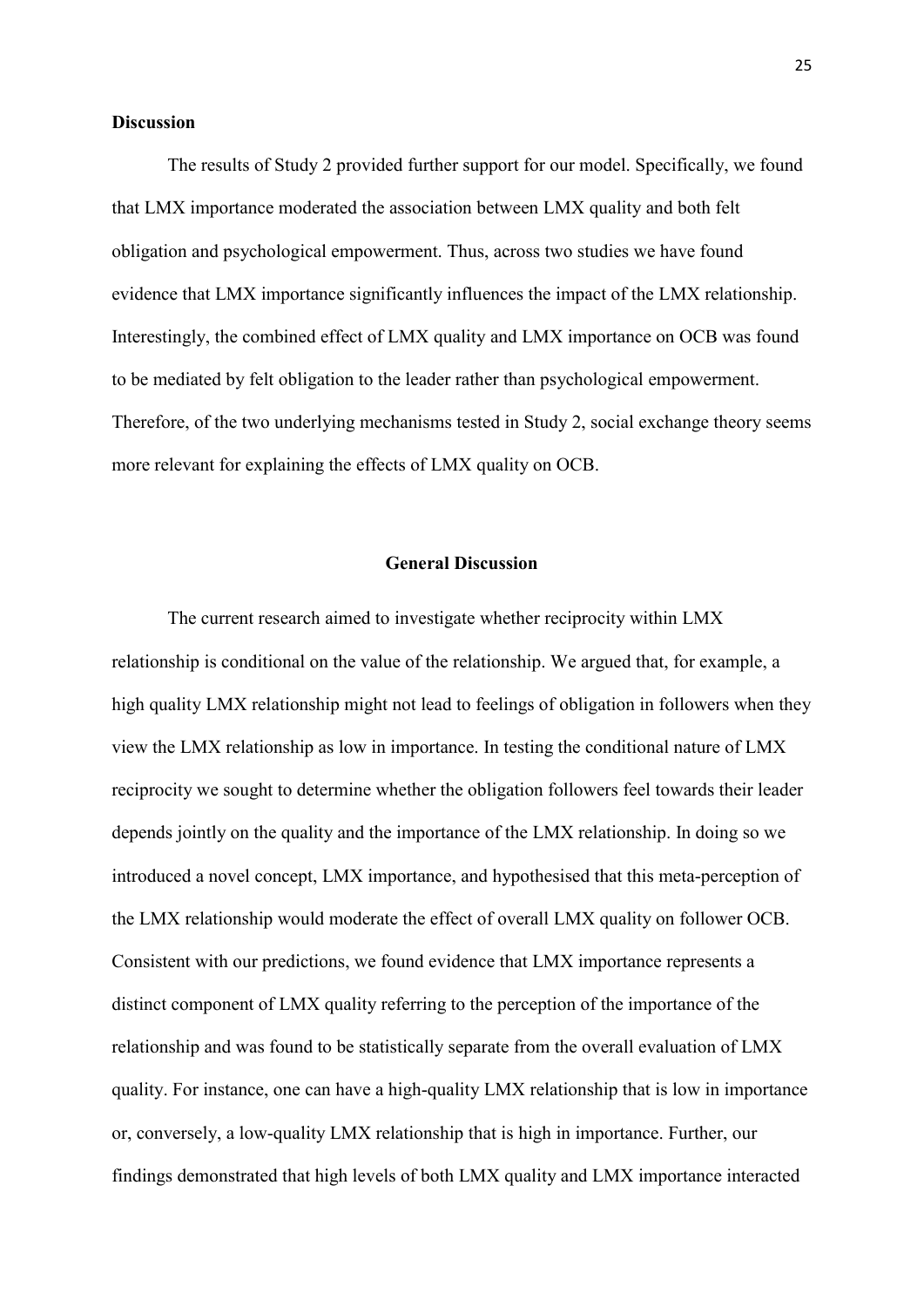**Discussion**

The results of Study 2 provided further support for our model. Specifically, we found that LMX importance moderated the association between LMX quality and both felt obligation and psychological empowerment. Thus, across two studies we have found evidence that LMX importance significantly influences the impact of the LMX relationship. Interestingly, the combined effect of LMX quality and LMX importance on OCB was found to be mediated by felt obligation to the leader rather than psychological empowerment. Therefore, of the two underlying mechanisms tested in Study 2, social exchange theory seems more relevant for explaining the effects of LMX quality on OCB.

## General Discussion

The current research aimed to investigate whether reciprocity within LMX relationship is conditional on the value of the relationship. We argued that, for example, a high quality LMX relationship might not lead to feelings of obligation in followers when they view the LMX relationship as low in importance. In testing the conditional nature of LMX reciprocity we sought to determine whether the obligation followers feel towards their leader depends jointly on the quality and the importance of the LMX relationship. In doing so we introduced a novel concept, LMX importance, and hypothesised that this meta-perception of the LMX relationship would moderate the effect of overall LMX quality on follower OCB. Consistent with our predictions, we found evidence that LMX importance represents a distinct component of LMX quality referring to the perception of the importance of the relationship and was found to be statistically separate from the overall evaluation of LMX quality. For instance, one can have a high-quality LMX relationship that is low in importance or, conversely, a low-quality LMX relationship that is high in importance. Further, our findings demonstrated that high levels of both LMX quality and LMX importance interacted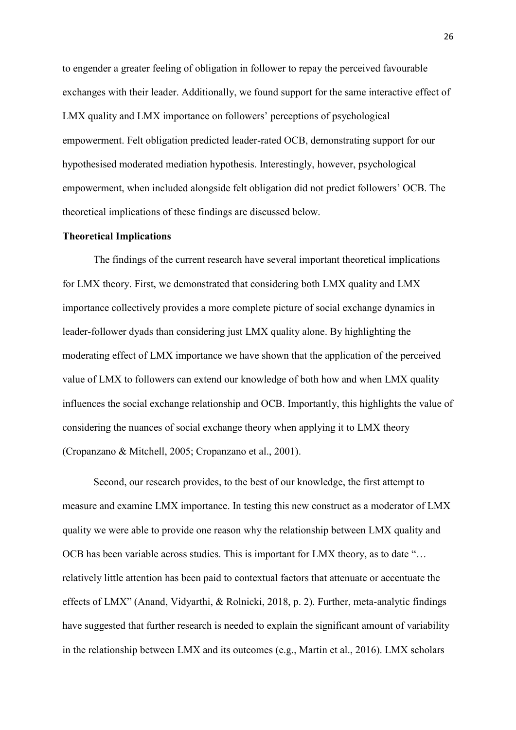to engender a greater feeling of obligation in follower to repay the perceived favourable exchanges with their leader. Additionally, we found support for the same interactive effect of LMX quality and LMX importance on followers' perceptions of psychological empowerment. Felt obligation predicted leader-rated OCB, demonstrating support for our hypothesised moderated mediation hypothesis. Interestingly, however, psychological empowerment, when included alongside felt obligation did not predict followers' OCB. The theoretical implications of these findings are discussed below.

### Theoretical Implications

The findings of the current research have several important theoretical implications for LMX theory. First, we demonstrated that considering both LMX quality and LMX importance collectively provides a more complete picture of social exchange dynamics in leader-follower dyads than considering just LMX quality alone. By highlighting the moderating effect of LMX importance we have shown that the application of the perceived value of LMX to followers can extend our knowledge of both how and when LMX quality influences the social exchange relationship and OCB. Importantly, this highlights the value of considering the nuances of social exchange theory when applying it to LMX theory (Cropanzano & Mitchell, 2005; Cropanzano et al., 2001).

Second, our research provides, to the best of our knowledge, the first attempt to measure and examine LMX importance. In testing this new construct as a moderator of LMX quality we were able to provide one reason why the relationship between LMX quality and OCB has been variable across studies. This is important for LMX theory, as to date "… relatively little attention has been paid to contextual factors that attenuate or accentuate the effects of LMX" (Anand, Vidyarthi, & Rolnicki, 2018, p. 2). Further, meta-analytic findings have suggested that further research is needed to explain the significant amount of variability in the relationship between LMX and its outcomes (e.g., Martin et al., 2016). LMX scholars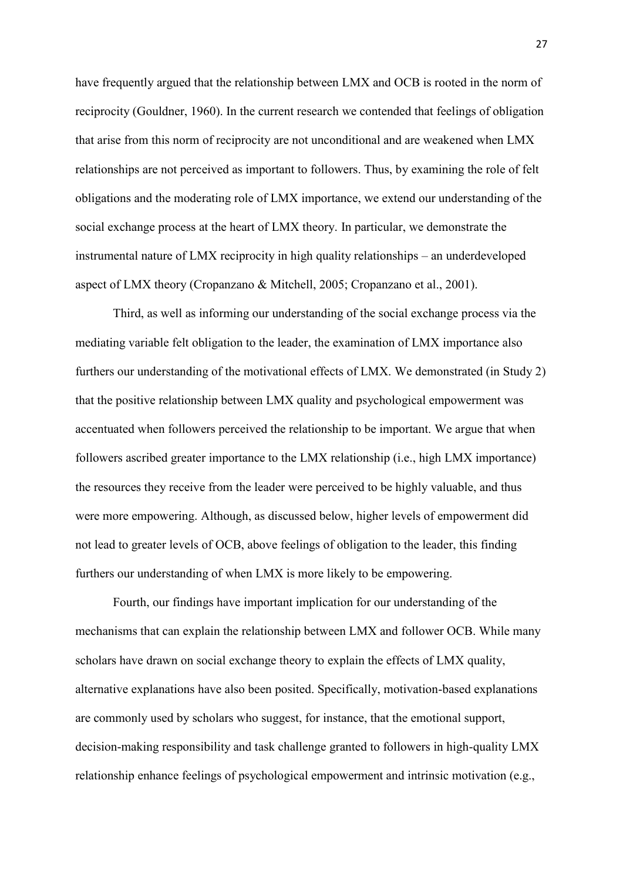have frequently argued that the relationship between LMX and OCB is rooted in the norm of reciprocity (Gouldner, 1960). In the current research we contended that feelings of obligation that arise from this norm of reciprocity are not unconditional and are weakened when LMX relationships are not perceived as important to followers. Thus, by examining the role of felt obligations and the moderating role of LMX importance, we extend our understanding of the social exchange process at the heart of LMX theory. In particular, we demonstrate the instrumental nature of LMX reciprocity in high quality relationships – an underdeveloped aspect of LMX theory (Cropanzano & Mitchell, 2005; Cropanzano et al., 2001).

Third, as well as informing our understanding of the social exchange process via the mediating variable felt obligation to the leader, the examination of LMX importance also furthers our understanding of the motivational effects of LMX. We demonstrated (in Study 2) that the positive relationship between LMX quality and psychological empowerment was accentuated when followers perceived the relationship to be important. We argue that when followers ascribed greater importance to the LMX relationship (i.e., high LMX importance) the resources they receive from the leader were perceived to be highly valuable, and thus were more empowering. Although, as discussed below, higher levels of empowerment did not lead to greater levels of OCB, above feelings of obligation to the leader, this finding furthers our understanding of when LMX is more likely to be empowering.

Fourth, our findings have important implication for our understanding of the mechanisms that can explain the relationship between LMX and follower OCB. While many scholars have drawn on social exchange theory to explain the effects of LMX quality, alternative explanations have also been posited. Specifically, motivation-based explanations are commonly used by scholars who suggest, for instance, that the emotional support, decision-making responsibility and task challenge granted to followers in high-quality LMX relationship enhance feelings of psychological empowerment and intrinsic motivation (e.g.,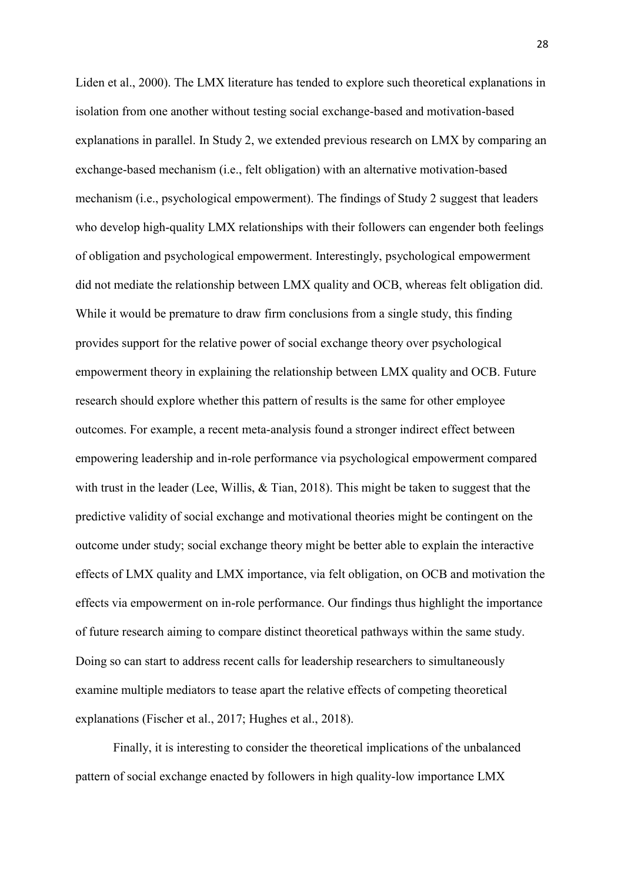Liden et al., 2000). The LMX literature has tended to explore such theoretical explanations in isolation from one another without testing social exchange-based and motivation-based explanations in parallel. In Study 2, we extended previous research on LMX by comparing an exchange-based mechanism (i.e., felt obligation) with an alternative motivation-based mechanism (i.e., psychological empowerment). The findings of Study 2 suggest that leaders who develop high-quality LMX relationships with their followers can engender both feelings of obligation and psychological empowerment. Interestingly, psychological empowerment did not mediate the relationship between LMX quality and OCB, whereas felt obligation did. While it would be premature to draw firm conclusions from a single study, this finding provides support for the relative power of social exchange theory over psychological empowerment theory in explaining the relationship between LMX quality and OCB. Future research should explore whether this pattern of results is the same for other employee outcomes. For example, a recent meta-analysis found a stronger indirect effect between empowering leadership and in-role performance via psychological empowerment compared with trust in the leader (Lee, Willis, & Tian, 2018). This might be taken to suggest that the predictive validity of social exchange and motivational theories might be contingent on the outcome under study; social exchange theory might be better able to explain the interactive effects of LMX quality and LMX importance, via felt obligation, on OCB and motivation the effects via empowerment on in-role performance. Our findings thus highlight the importance of future research aiming to compare distinct theoretical pathways within the same study. Doing so can start to address recent calls for leadership researchers to simultaneously examine multiple mediators to tease apart the relative effects of competing theoretical explanations (Fischer et al., 2017; Hughes et al., 2018).

Finally, it is interesting to consider the theoretical implications of the unbalanced pattern of social exchange enacted by followers in high quality-low importance LMX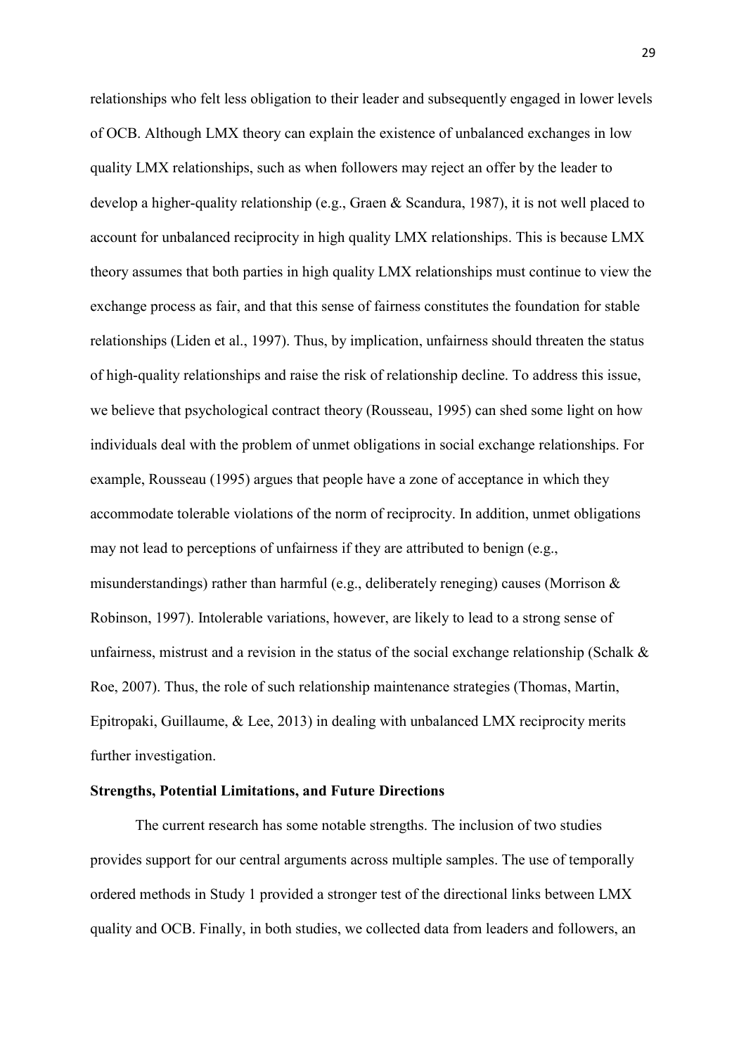relationships who felt less obligation to their leader and subsequently engaged in lower levels of OCB. Although LMX theory can explain the existence of unbalanced exchanges in low quality LMX relationships, such as when followers may reject an offer by the leader to develop a higher-quality relationship (e.g., Graen & Scandura, 1987), it is not well placed to account for unbalanced reciprocity in high quality LMX relationships. This is because LMX theory assumes that both parties in high quality LMX relationships must continue to view the exchange process as fair, and that this sense of fairness constitutes the foundation for stable relationships (Liden et al., 1997). Thus, by implication, unfairness should threaten the status of high-quality relationships and raise the risk of relationship decline. To address this issue, we believe that psychological contract theory (Rousseau, 1995) can shed some light on how individuals deal with the problem of unmet obligations in social exchange relationships. For example, Rousseau (1995) argues that people have a zone of acceptance in which they accommodate tolerable violations of the norm of reciprocity. In addition, unmet obligations may not lead to perceptions of unfairness if they are attributed to benign (e.g., misunderstandings) rather than harmful (e.g., deliberately reneging) causes (Morrison & Robinson, 1997). Intolerable variations, however, are likely to lead to a strong sense of unfairness, mistrust and a revision in the status of the social exchange relationship (Schalk & Roe, 2007). Thus, the role of such relationship maintenance strategies (Thomas, Martin, Epitropaki, Guillaume, & Lee, 2013) in dealing with unbalanced LMX reciprocity merits further investigation.

**Strengths, Potential Limitations, and Future Directions**

The current research has some notable strengths. The inclusion of two studies provides support for our central arguments across multiple samples. The use of temporally ordered methods in Study 1 provided a stronger test of the directional links between LMX quality and OCB. Finally, in both studies, we collected data from leaders and followers, an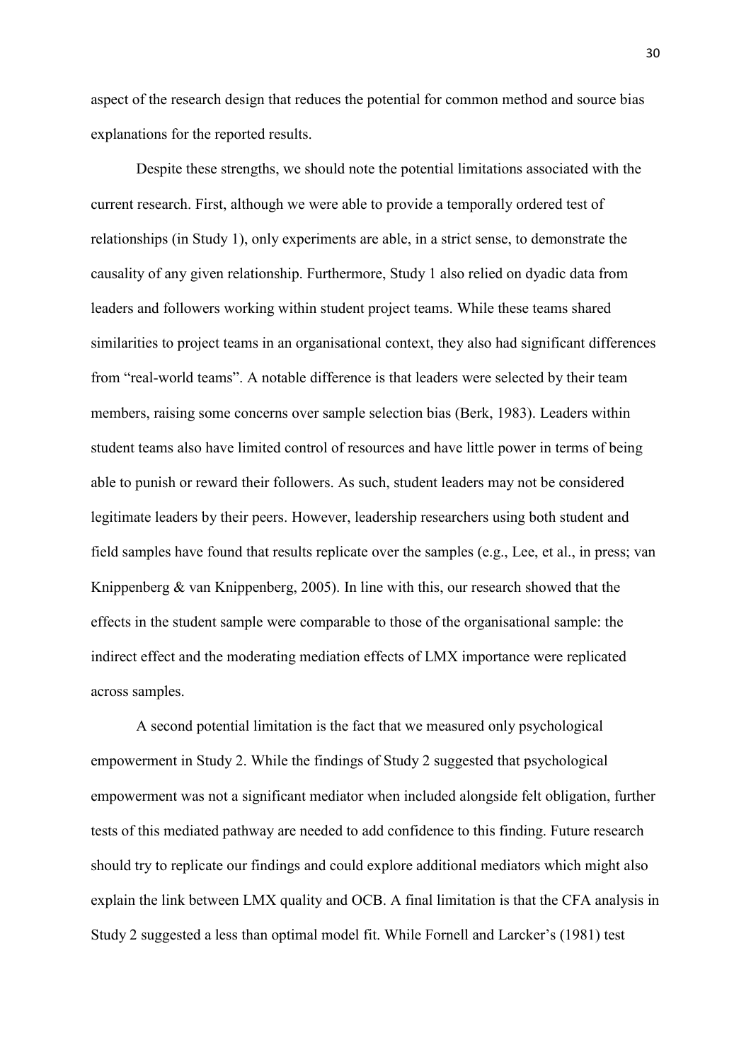aspect of the research design that reduces the potential for common method and source bias explanations for the reported results.

Despite these strengths, we should note the potential limitations associated with the current research. First, although we were able to provide a temporally ordered test of relationships (in Study 1), only experiments are able, in a strict sense, to demonstrate the causality of any given relationship. Furthermore, Study 1 also relied on dyadic data from leaders and followers working within student project teams. While these teams shared similarities to project teams in an organisational context, they also had significant differences from "real-world teams". A notable difference is that leaders were selected by their team members, raising some concerns over sample selection bias (Berk, 1983). Leaders within student teams also have limited control of resources and have little power in terms of being able to punish or reward their followers. As such, student leaders may not be considered legitimate leaders by their peers. However, leadership researchers using both student and field samples have found that results replicate over the samples (e.g., Lee, et al., in press; van Knippenberg & van Knippenberg, 2005). In line with this, our research showed that the effects in the student sample were comparable to those of the organisational sample: the indirect effect and the moderating mediation effects of LMX importance were replicated across samples.

A second potential limitation is the fact that we measured only psychological empowerment in Study 2. While the findings of Study 2 suggested that psychological empowerment was not a significant mediator when included alongside felt obligation, further tests of this mediated pathway are needed to add confidence to this finding. Future research should try to replicate our findings and could explore additional mediators which might also explain the link between LMX quality and OCB. A final limitation is that the CFA analysis in Study 2 suggested a less than optimal model fit. While Fornell and Larcker's (1981) test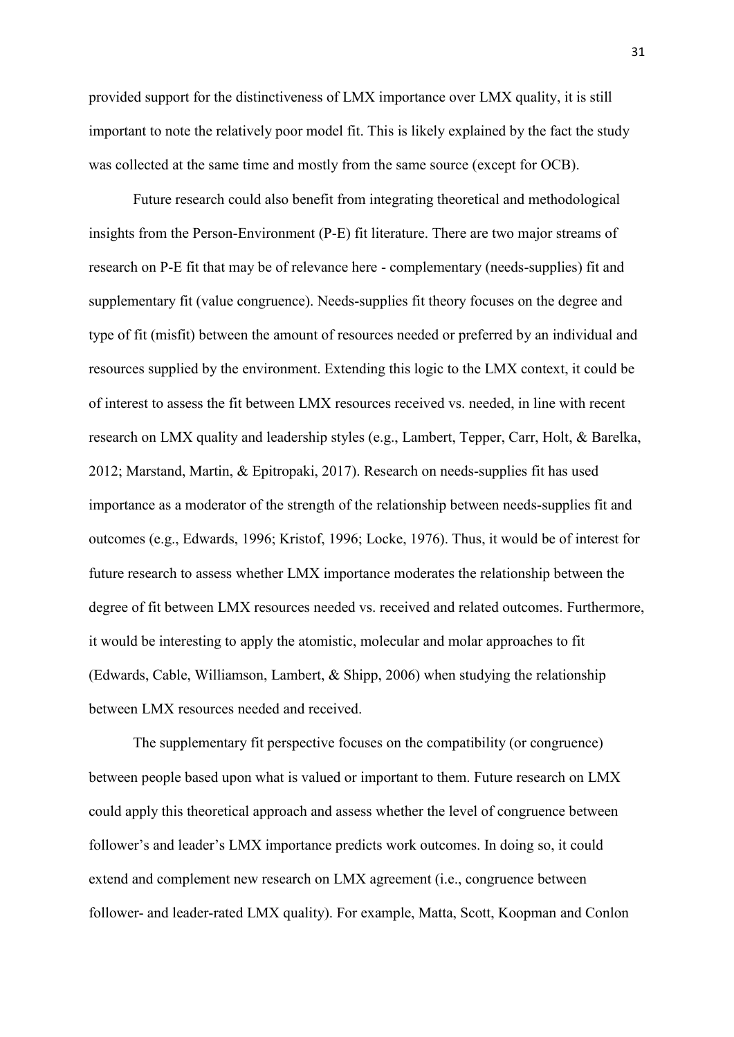provided support for the distinctiveness of LMX importance over LMX quality, it is still important to note the relatively poor model fit. This is likely explained by the fact the study was collected at the same time and mostly from the same source (except for OCB).

Future research could also benefit from integrating theoretical and methodological insights from the Person-Environment (P-E) fit literature. There are two major streams of research on P-E fit that may be of relevance here - complementary (needs-supplies) fit and supplementary fit (value congruence). Needs-supplies fit theory focuses on the degree and type of fit (misfit) between the amount of resources needed or preferred by an individual and resources supplied by the environment. Extending this logic to the LMX context, it could be of interest to assess the fit between LMX resources received vs. needed, in line with recent research on LMX quality and leadership styles (e.g., Lambert, Tepper, Carr, Holt, & Barelka, 2012; Marstand, Martin, & Epitropaki, 2017). Research on needs-supplies fit has used importance as a moderator of the strength of the relationship between needs-supplies fit and outcomes (e.g., Edwards, 1996; Kristof, 1996; Locke, 1976). Thus, it would be of interest for future research to assess whether LMX importance moderates the relationship between the degree of fit between LMX resources needed vs. received and related outcomes. Furthermore, it would be interesting to apply the atomistic, molecular and molar approaches to fit (Edwards, Cable, Williamson, Lambert, & Shipp, 2006) when studying the relationship between LMX resources needed and received.

The supplementary fit perspective focuses on the compatibility (or congruence) between people based upon what is valued or important to them. Future research on LMX could apply this theoretical approach and assess whether the level of congruence between follower's and leader's LMX importance predicts work outcomes. In doing so, it could extend and complement new research on LMX agreement (i.e., congruence between follower- and leader-rated LMX quality). For example, Matta, Scott, Koopman and Conlon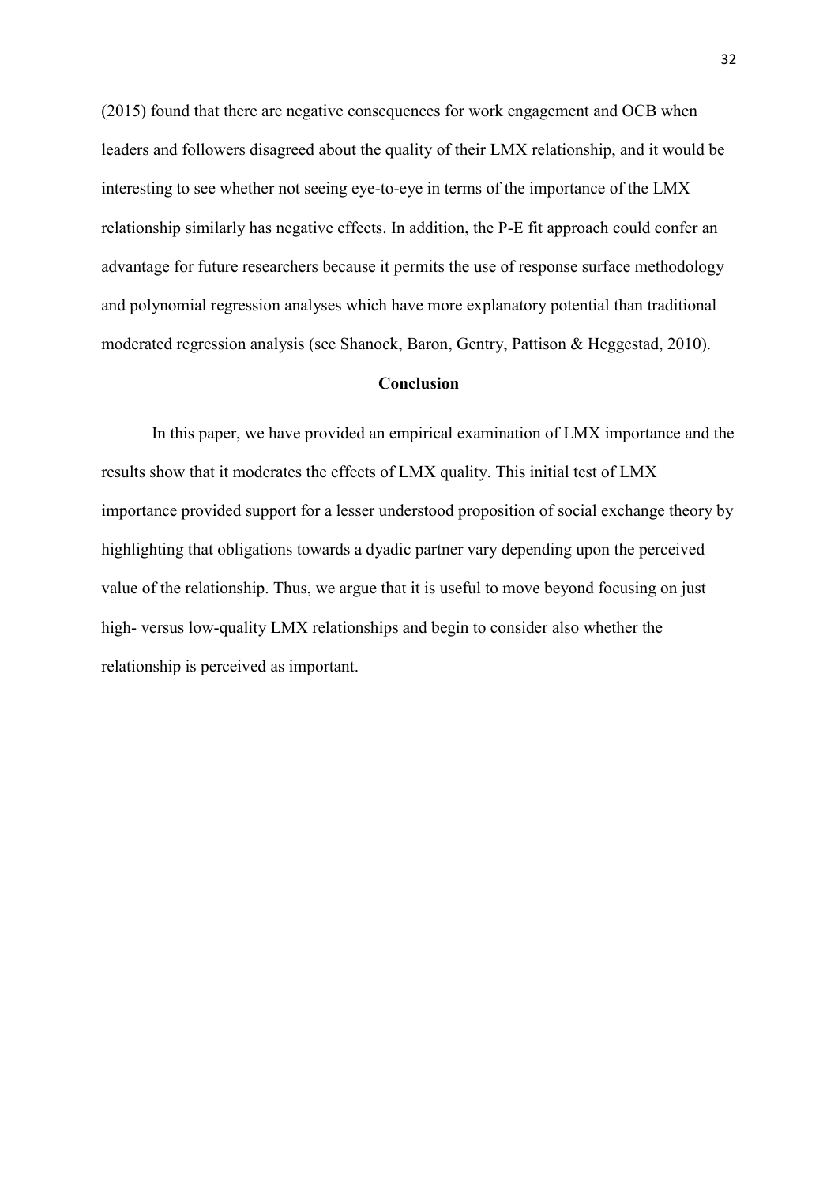(2015) found that there are negative consequences for work engagement and OCB when leaders and followers disagreed about the quality of their LMX relationship, and it would be interesting to see whether not seeing eye-to-eye in terms of the importance of the LMX relationship similarly has negative effects. In addition, the P-E fit approach could confer an advantage for future researchers because it permits the use of response surface methodology and polynomial regression analyses which have more explanatory potential than traditional moderated regression analysis (see Shanock, Baron, Gentry, Pattison & Heggestad, 2010).

## Conclusion

In this paper, we have provided an empirical examination of LMX importance and the results show that it moderates the effects of LMX quality. This initial test of LMX importance provided support for a lesser understood proposition of social exchange theory by highlighting that obligations towards a dyadic partner vary depending upon the perceived value of the relationship. Thus, we argue that it is useful to move beyond focusing on just high- versus low-quality LMX relationships and begin to consider also whether the relationship is perceived as important.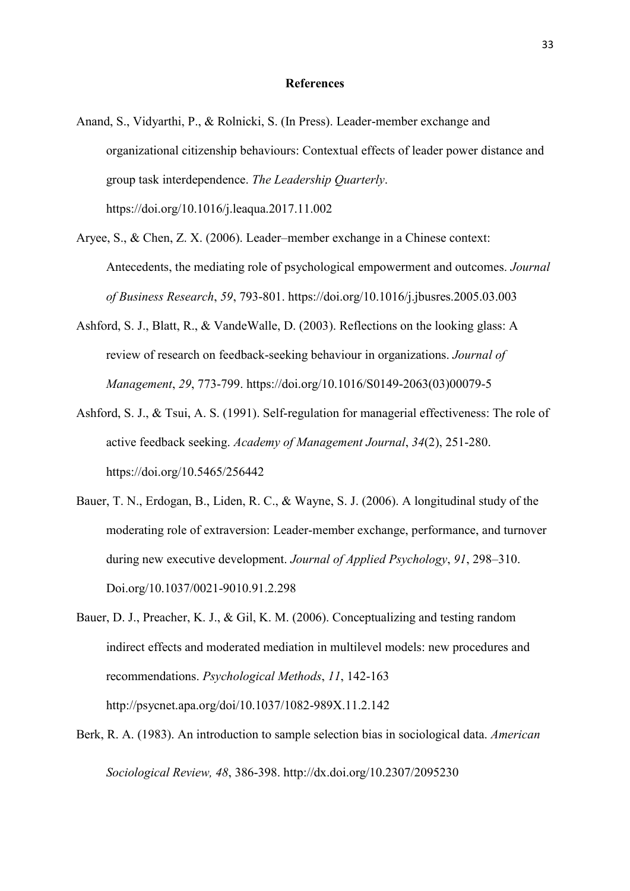## References

Anand, S., Vidyarthi, P., & Rolnicki, S. (In Press). Leader-member exchange and organizational citizenship behaviours: Contextual effects of leader power distance and group task interdependence. *The Leadership Quarterly*. https://doi.org/10.1016/j.leaqua.2017.11.002

Aryee, S., & Chen, Z. X. (2006). Leader–member exchange in a Chinese context: Antecedents, the mediating role of psychological empowerment and outcomes. *Journal of Business Research*, *59*, 793-801. https://doi.org/10.1016/j.jbusres.2005.03.003

Ashford, S. J., Blatt, R., & VandeWalle, D. (2003). Reflections on the looking glass: A review of research on feedback-seeking behaviour in organizations. *Journal of Management*, *29*, 773-799. https://doi.org/10.1016/S0149-2063(03)00079-5

Ashford, S. J., & Tsui, A. S. (1991). Self-regulation for managerial effectiveness: The role of active feedback seeking. *Academy of Management Journal*, *34*(2), 251-280. https://doi.org/10.5465/256442

Bauer, T. N., Erdogan, B., Liden, R. C., & Wayne, S. J. (2006). A longitudinal study of the moderating role of extraversion: Leader-member exchange, performance, and turnover during new executive development. *Journal of Applied Psychology*, *91*, 298–310. Doi.org/10.1037/0021-9010.91.2.298

Bauer, D. J., Preacher, K. J., & Gil, K. M. (2006). Conceptualizing and testing random indirect effects and moderated mediation in multilevel models: new procedures and recommendations. *Psychological Methods*, *11*, 142-163 http://psycnet.apa.org/doi/10.1037/1082-989X.11.2.142

Berk, R. A. (1983). An introduction to sample selection bias in sociological data. *American Sociological Review, 48*, 386-398. http://dx.doi.org/10.2307/2095230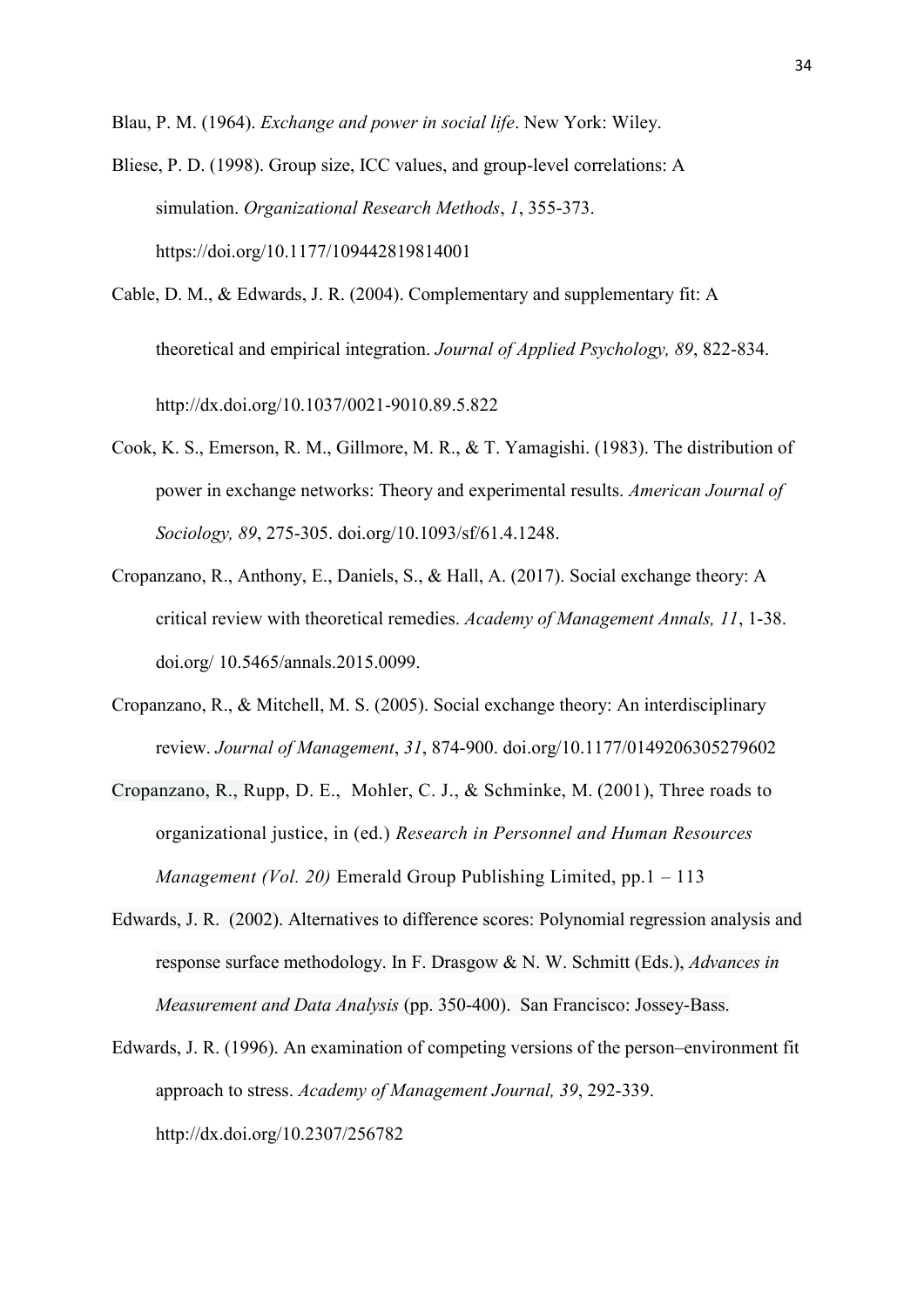Blau, P. M. (1964). *Exchange and power in social life*. New York: Wiley.

Bliese, P. D. (1998). Group size, ICC values, and group-level correlations: A simulation. *Organizational Research Methods*, *1*, 355-373. https://doi.org/10.1177/109442819814001

Cable, D. M., & Edwards, J. R. (2004). Complementary and supplementary fit: A theoretical and empirical integration. *Journal of Applied Psychology, 89*, 822-834. http://dx.doi.org/10.1037/0021-9010.89.5.822

Cook, K. S., Emerson, R. M., Gillmore, M. R., & T. Yamagishi. (1983). The distribution of power in exchange networks: Theory and experimental results. *American Journal of Sociology, 89*, 275-305. doi.org/10.1093/sf/61.4.1248.

Cropanzano, R., Anthony, E., Daniels, S., & Hall, A. (2017). Social exchange theory: A critical review with theoretical remedies. *Academy of Management Annals, 11*, 1-38. doi.org/ 10.5465/annals.2015.0099.

Cropanzano, R., & Mitchell, M. S. (2005). Social exchange theory: An interdisciplinary review. *Journal of Management*, *31*, 874-900. doi.org/10.1177/0149206305279602

Cropanzano, R., Rupp, D. E., Mohler, C. J., & Schminke, M. (2001), Three roads to organizational justice, in (ed.) *Research in Personnel and Human Resources Management (Vol. 20)* Emerald Group Publishing Limited, pp.1 – 113

Edwards, J. R. (2002). Alternatives to difference scores: Polynomial regression analysis and response surface methodology. In F. Drasgow & N. W. Schmitt (Eds.), *Advances in Measurement and Data Analysis* (pp. 350-400). San Francisco: Jossey-Bass.

Edwards, J. R. (1996). An examination of competing versions of the person–environment fit approach to stress. *Academy of Management Journal, 39*, 292-339. http://dx.doi.org/10.2307/256782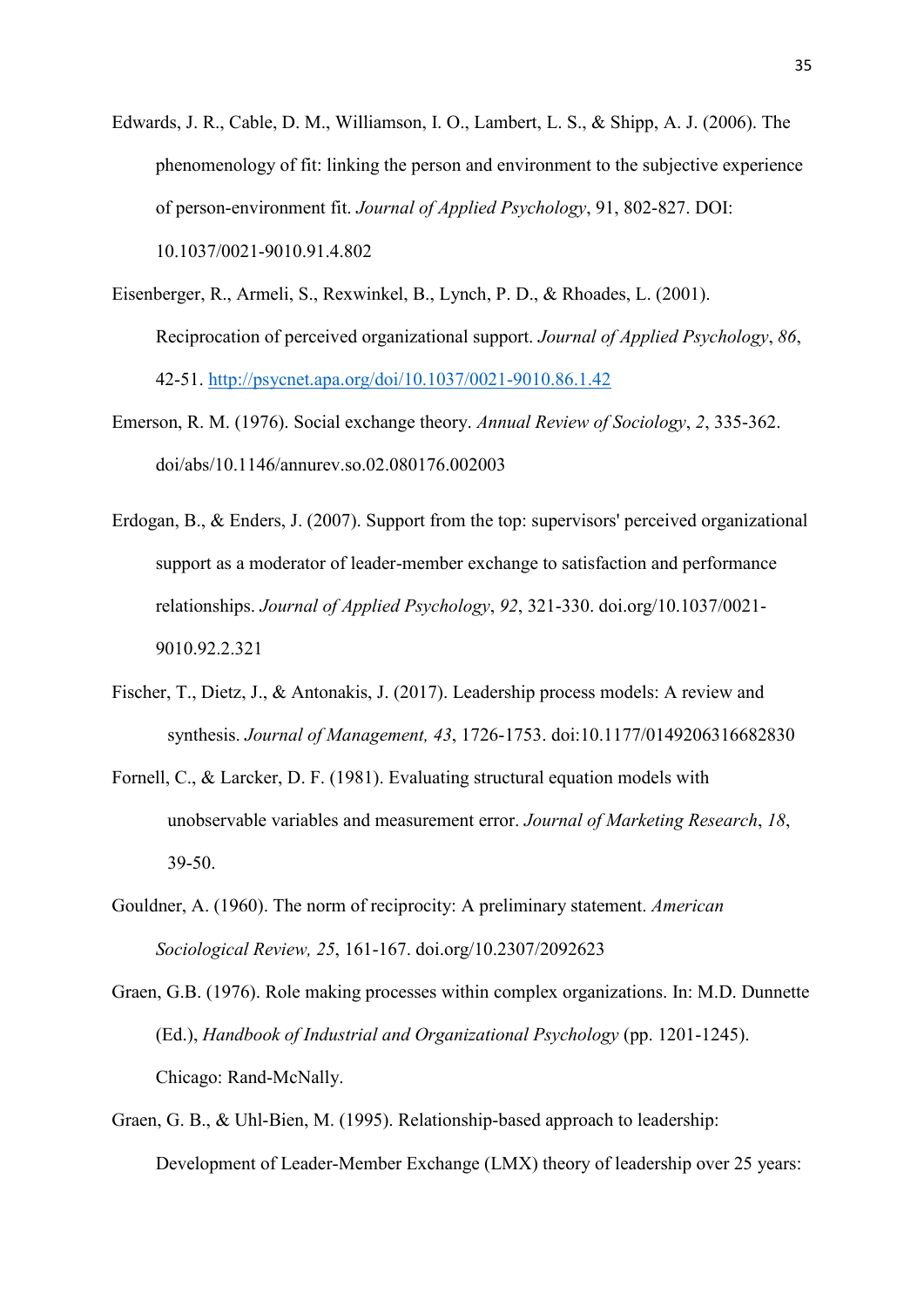Edwards, J. R., Cable, D. M., Williamson, I. O., Lambert, L. S., & Shipp, A. J. (2006). The phenomenology of fit: linking the person and environment to the subjective experience of person-environment fit. *Journal of Applied Psychology*, 91, 802-827. DOI: 10.1037/0021-9010.91.4.802

Eisenberger, R., Armeli, S., Rexwinkel, B., Lynch, P. D., & Rhoades, L. (2001). Reciprocation of perceived organizational support. *Journal of Applied Psychology*, *86*, 42-51. http://psycnet.apa.org/doi/10.1037/0021-9010.86.1.42

Emerson, R. M. (1976). Social exchange theory. *Annual Review of Sociology*, *2*, 335-362. doi/abs/10.1146/annurev.so.02.080176.002003

Erdogan, B., & Enders, J. (2007). Support from the top: supervisors' perceived organizational support as a moderator of leader-member exchange to satisfaction and performance relationships. *Journal of Applied Psychology*, *92*, 321-330. doi.org/10.1037/0021-9010.92.2.321

Fischer, T., Dietz, J., & Antonakis, J. (2017). Leadership process models: A review and synthesis. *Journal of Management, 43*, 1726-1753. doi:10.1177/0149206316682830

Fornell, C., & Larcker, D. F. (1981). Evaluating structural equation models with unobservable variables and measurement error. *Journal of Marketing Research*, *18*, 39-50.

Gouldner, A. (1960). The norm of reciprocity: A preliminary statement. *American Sociological Review, 25*, 161-167. doi.org/10.2307/2092623

Graen, G.B. (1976). Role making processes within complex organizations. In: M.D. Dunnette (Ed.), *Handbook of Industrial and Organizational Psychology* (pp. 1201-1245). Chicago: Rand-McNally.

Graen, G. B., & Uhl-Bien, M. (1995). Relationship-based approach to leadership: Development of Leader-Member Exchange (LMX) theory of leadership over 25 years: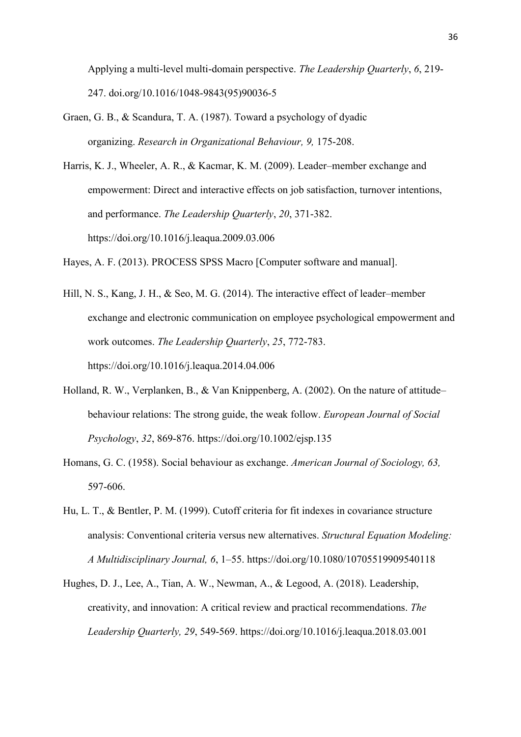Applying a multi-level multi-domain perspective. *The Leadership Quarterly*, *6*, 219-247. doi.org/10.1016/1048-9843(95)90036-5

Graen, G. B., & Scandura, T. A. (1987). Toward a psychology of dyadic organizing. *Research in Organizational Behaviour, 9,* 175-208.

Harris, K. J., Wheeler, A. R., & Kacmar, K. M. (2009). Leader–member exchange and empowerment: Direct and interactive effects on job satisfaction, turnover intentions, and performance. *The Leadership Quarterly*, *20*, 371-382. https://doi.org/10.1016/j.leaqua.2009.03.006

Hayes, A. F. (2013). PROCESS SPSS Macro [Computer software and manual].

Hill, N. S., Kang, J. H., & Seo, M. G. (2014). The interactive effect of leader–member exchange and electronic communication on employee psychological empowerment and work outcomes. *The Leadership Quarterly*, *25*, 772-783. https://doi.org/10.1016/j.leaqua.2014.04.006

Holland, R. W., Verplanken, B., & Van Knippenberg, A. (2002). On the nature of attitude–behaviour relations: The strong guide, the weak follow. *European Journal of Social Psychology*, *32*, 869-876. https://doi.org/10.1002/ejsp.135

Homans, G. C. (1958). Social behaviour as exchange. *American Journal of Sociology, 63,* 597-606.

Hu, L. T., & Bentler, P. M. (1999). Cutoff criteria for fit indexes in covariance structure analysis: Conventional criteria versus new alternatives. *Structural Equation Modeling: A Multidisciplinary Journal, 6*, 1–55. https://doi.org/10.1080/10705519909540118

Hughes, D. J., Lee, A., Tian, A. W., Newman, A., & Legood, A. (2018). Leadership, creativity, and innovation: A critical review and practical recommendations. *The Leadership Quarterly, 29*, 549-569. https://doi.org/10.1016/j.leaqua.2018.03.001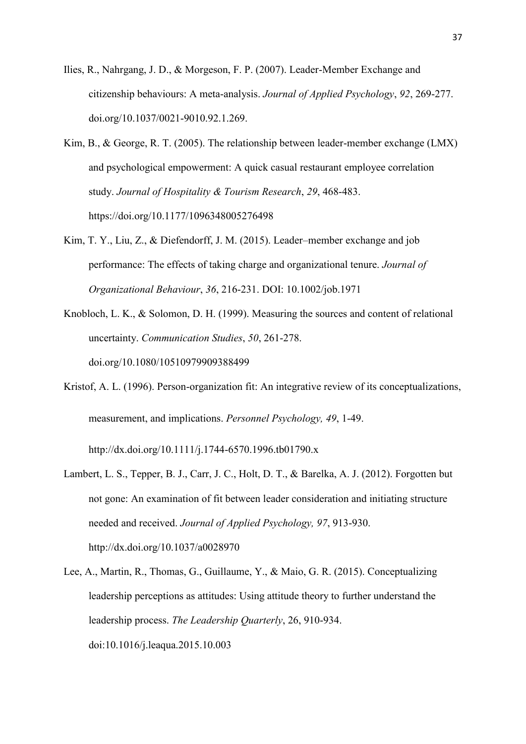Ilies, R., Nahrgang, J. D., & Morgeson, F. P. (2007). Leader-Member Exchange and citizenship behaviours: A meta-analysis. *Journal of Applied Psychology*, *92*, 269-277. doi.org/10.1037/0021-9010.92.1.269.

Kim, B., & George, R. T. (2005). The relationship between leader-member exchange (LMX) and psychological empowerment: A quick casual restaurant employee correlation study. *Journal of Hospitality & Tourism Research*, *29*, 468-483. https://doi.org/10.1177/1096348005276498

Kim, T. Y., Liu, Z., & Diefendorff, J. M. (2015). Leader–member exchange and job performance: The effects of taking charge and organizational tenure. *Journal of Organizational Behaviour*, *36*, 216-231. DOI: 10.1002/job.1971

Knobloch, L. K., & Solomon, D. H. (1999). Measuring the sources and content of relational uncertainty. *Communication Studies*, *50*, 261-278. doi.org/10.1080/10510979909388499

Kristof, A. L. (1996). Person-organization fit: An integrative review of its conceptualizations, measurement, and implications. *Personnel Psychology, 49*, 1-49. http://dx.doi.org/10.1111/j.1744-6570.1996.tb01790.x

Lambert, L. S., Tepper, B. J., Carr, J. C., Holt, D. T., & Barelka, A. J. (2012). Forgotten but not gone: An examination of fit between leader consideration and initiating structure needed and received. *Journal of Applied Psychology, 97*, 913-930. http://dx.doi.org/10.1037/a0028970

Lee, A., Martin, R., Thomas, G., Guillaume, Y., & Maio, G. R. (2015). Conceptualizing leadership perceptions as attitudes: Using attitude theory to further understand the leadership process. *The Leadership Quarterly*, 26, 910-934. doi:10.1016/j.leaqua.2015.10.003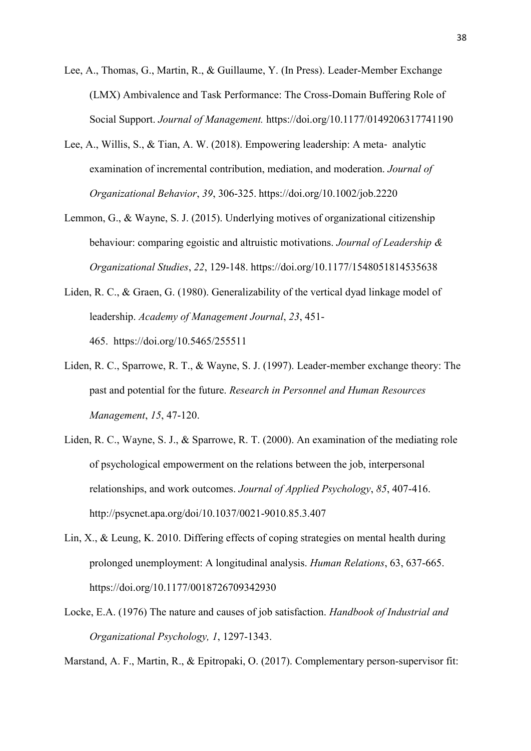Lee, A., Thomas, G., Martin, R., & Guillaume, Y. (In Press). Leader-Member Exchange (LMX) Ambivalence and Task Performance: The Cross-Domain Buffering Role of Social Support. *Journal of Management.* https://doi.org/10.1177/0149206317741190

Lee, A., Willis, S., & Tian, A. W. (2018). Empowering leadership: A meta‐ analytic examination of incremental contribution, mediation, and moderation. *Journal of Organizational Behavior*, *39*, 306-325. https://doi.org/10.1002/job.2220

Lemmon, G., & Wayne, S. J. (2015). Underlying motives of organizational citizenship behaviour: comparing egoistic and altruistic motivations. *Journal of Leadership & Organizational Studies*, *22*, 129-148. https://doi.org/10.1177/1548051814535638

Liden, R. C., & Graen, G. (1980). Generalizability of the vertical dyad linkage model of leadership. *Academy of Management Journal*, *23*, 451-465. https://doi.org/10.5465/255511

Liden, R. C., Sparrowe, R. T., & Wayne, S. J. (1997). Leader-member exchange theory: The past and potential for the future. *Research in Personnel and Human Resources Management*, *15*, 47-120.

Liden, R. C., Wayne, S. J., & Sparrowe, R. T. (2000). An examination of the mediating role of psychological empowerment on the relations between the job, interpersonal relationships, and work outcomes. *Journal of Applied Psychology*, *85*, 407-416. http://psycnet.apa.org/doi/10.1037/0021-9010.85.3.407

Lin, X., & Leung, K. 2010. Differing effects of coping strategies on mental health during prolonged unemployment: A longitudinal analysis. *Human Relations*, 63, 637-665. https://doi.org/10.1177/0018726709342930

Locke, E.A. (1976) The nature and causes of job satisfaction. *Handbook of Industrial and Organizational Psychology, 1*, 1297-1343.

Marstand, A. F., Martin, R., & Epitropaki, O. (2017). Complementary person-supervisor fit: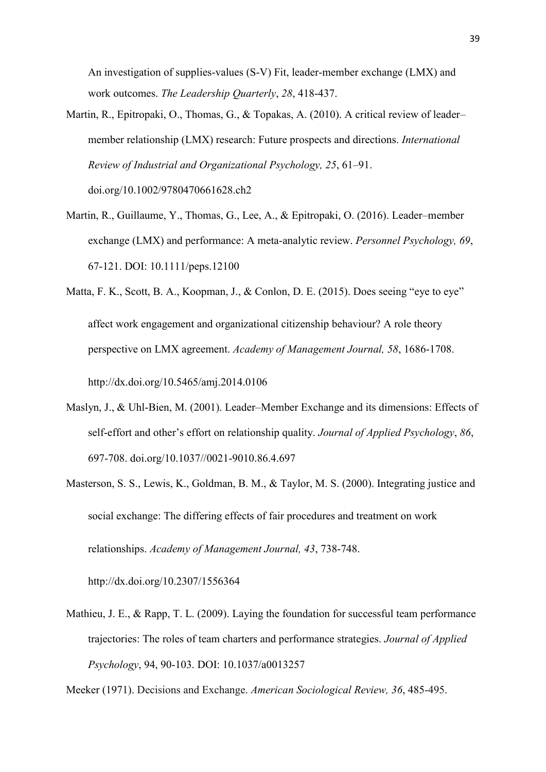An investigation of supplies-values (S-V) Fit, leader-member exchange (LMX) and work outcomes. *The Leadership Quarterly*, *28*, 418-437.

Martin, R., Epitropaki, O., Thomas, G., & Topakas, A. (2010). A critical review of leader–member relationship (LMX) research: Future prospects and directions. *International Review of Industrial and Organizational Psychology, 25*, 61–91. doi.org/10.1002/9780470661628.ch2

Martin, R., Guillaume, Y., Thomas, G., Lee, A., & Epitropaki, O. (2016). Leader–member exchange (LMX) and performance: A meta-analytic review. *Personnel Psychology, 69*, 67-121. DOI: 10.1111/peps.12100

Matta, F. K., Scott, B. A., Koopman, J., & Conlon, D. E. (2015). Does seeing "eye to eye" affect work engagement and organizational citizenship behaviour? A role theory perspective on LMX agreement. *Academy of Management Journal, 58*, 1686-1708. http://dx.doi.org/10.5465/amj.2014.0106

Maslyn, J., & Uhl-Bien, M. (2001). Leader–Member Exchange and its dimensions: Effects of self-effort and other's effort on relationship quality. *Journal of Applied Psychology*, *86*, 697-708. doi.org/10.1037//0021-9010.86.4.697

Masterson, S. S., Lewis, K., Goldman, B. M., & Taylor, M. S. (2000). Integrating justice and social exchange: The differing effects of fair procedures and treatment on work relationships. *Academy of Management Journal, 43*, 738-748. http://dx.doi.org/10.2307/1556364

Mathieu, J. E., & Rapp, T. L. (2009). Laying the foundation for successful team performance trajectories: The roles of team charters and performance strategies. *Journal of Applied Psychology*, 94, 90-103. DOI: 10.1037/a0013257

Meeker (1971). Decisions and Exchange. *American Sociological Review, 36*, 485-495.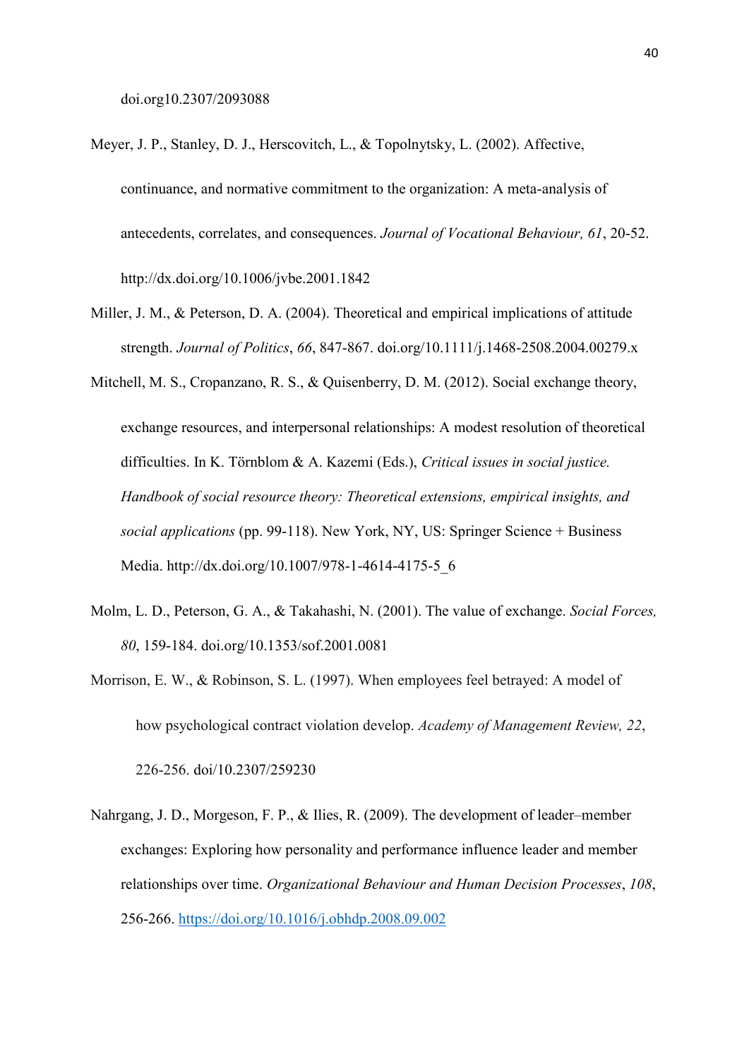doi.org10.2307/2093088

Meyer, J. P., Stanley, D. J., Herscovitch, L., & Topolnytsky, L. (2002). Affective, continuance, and normative commitment to the organization: A meta-analysis of antecedents, correlates, and consequences. *Journal of Vocational Behaviour, 61*, 20-52. http://dx.doi.org/10.1006/jvbe.2001.1842

Miller, J. M., & Peterson, D. A. (2004). Theoretical and empirical implications of attitude strength. *Journal of Politics*, *66*, 847-867. doi.org/10.1111/j.1468-2508.2004.00279.x

Mitchell, M. S., Cropanzano, R. S., & Quisenberry, D. M. (2012). Social exchange theory, exchange resources, and interpersonal relationships: A modest resolution of theoretical difficulties. In K. Törnblom & A. Kazemi (Eds.), *Critical issues in social justice. Handbook of social resource theory: Theoretical extensions, empirical insights, and social applications* (pp. 99-118). New York, NY, US: Springer Science + Business Media. http://dx.doi.org/10.1007/978-1-4614-4175-5_6

Molm, L. D., Peterson, G. A., & Takahashi, N. (2001). The value of exchange. *Social Forces, 80*, 159-184. doi.org/10.1353/sof.2001.0081

Morrison, E. W., & Robinson, S. L. (1997). When employees feel betrayed: A model of how psychological contract violation develop. *Academy of Management Review, 22*, 226-256. doi/10.2307/259230

Nahrgang, J. D., Morgeson, F. P., & Ilies, R. (2009). The development of leader–member exchanges: Exploring how personality and performance influence leader and member relationships over time. *Organizational Behaviour and Human Decision Processes*, *108*, 256-266. https://doi.org/10.1016/j.obhdp.2008.09.002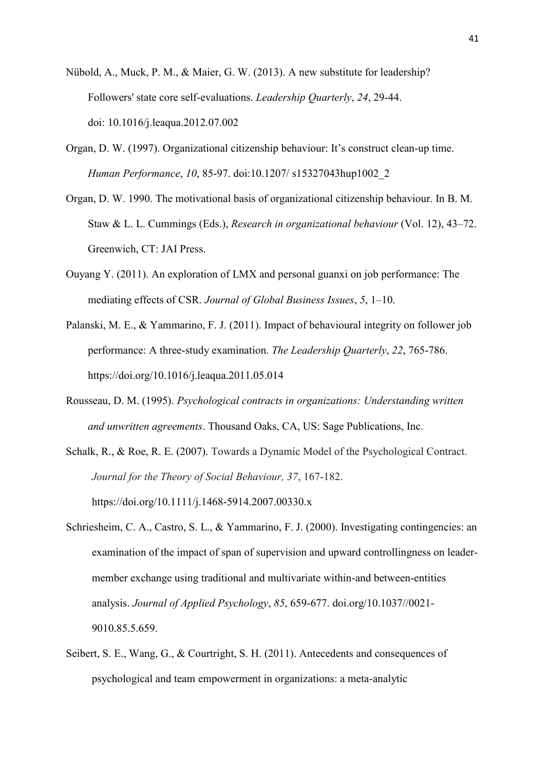Nübold, A., Muck, P. M., & Maier, G. W. (2013). A new substitute for leadership? Followers' state core self-evaluations. *Leadership Quarterly*, *24*, 29-44. doi: 10.1016/j.leaqua.2012.07.002

Organ, D. W. (1997). Organizational citizenship behaviour: It's construct clean-up time. *Human Performance*, *10*, 85-97. doi:10.1207/ s15327043hup1002_2

Organ, D. W. 1990. The motivational basis of organizational citizenship behaviour. In B. M. Staw & L. L. Cummings (Eds.), *Research in organizational behaviour* (Vol. 12), 43–72. Greenwich, CT: JAI Press.

Ouyang Y. (2011). An exploration of LMX and personal guanxi on job performance: The mediating effects of CSR. *Journal of Global Business Issues*, *5*, 1–10.

Palanski, M. E., & Yammarino, F. J. (2011). Impact of behavioural integrity on follower job performance: A three-study examination. *The Leadership Quarterly*, *22*, 765-786. https://doi.org/10.1016/j.leaqua.2011.05.014

Rousseau, D. M. (1995). *Psychological contracts in organizations: Understanding written and unwritten agreements*. Thousand Oaks, CA, US: Sage Publications, Inc.

Schalk, R., & Roe, R. E. (2007). Towards a Dynamic Model of the Psychological Contract. *Journal for the Theory of Social Behaviour, 37*, 167-182. https://doi.org/10.1111/j.1468-5914.2007.00330.x

Schriesheim, C. A., Castro, S. L., & Yammarino, F. J. (2000). Investigating contingencies: an examination of the impact of span of supervision and upward controllingness on leader-member exchange using traditional and multivariate within-and between-entities analysis. *Journal of Applied Psychology*, *85*, 659-677. doi.org/10.1037//0021-9010.85.5.659.

Seibert, S. E., Wang, G., & Courtright, S. H. (2011). Antecedents and consequences of psychological and team empowerment in organizations: a meta-analytic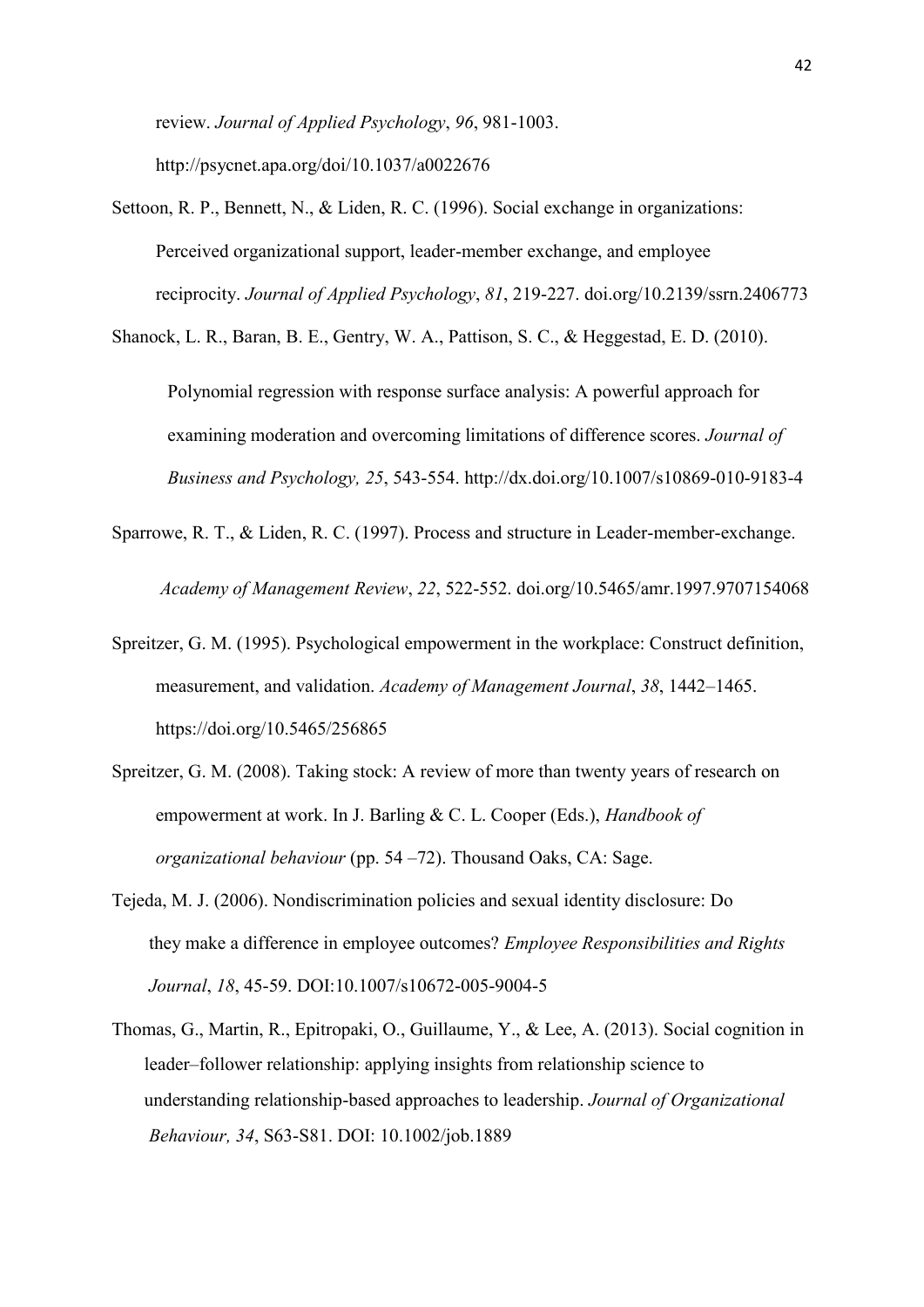review. *Journal of Applied Psychology*, *96*, 981-1003. http://psycnet.apa.org/doi/10.1037/a0022676

Settoon, R. P., Bennett, N., & Liden, R. C. (1996). Social exchange in organizations: Perceived organizational support, leader-member exchange, and employee reciprocity. *Journal of Applied Psychology*, *81*, 219-227. doi.org/10.2139/ssrn.2406773

Shanock, L. R., Baran, B. E., Gentry, W. A., Pattison, S. C., & Heggestad, E. D. (2010). Polynomial regression with response surface analysis: A powerful approach for examining moderation and overcoming limitations of difference scores. *Journal of Business and Psychology, 25*, 543-554. http://dx.doi.org/10.1007/s10869-010-9183-4

Sparrowe, R. T., & Liden, R. C. (1997). Process and structure in Leader-member-exchange. *Academy of Management Review*, *22*, 522-552. doi.org/10.5465/amr.1997.9707154068

Spreitzer, G. M. (1995). Psychological empowerment in the workplace: Construct definition, measurement, and validation. *Academy of Management Journal*, *38*, 1442–1465. https://doi.org/10.5465/256865

Spreitzer, G. M. (2008). Taking stock: A review of more than twenty years of research on empowerment at work. In J. Barling & C. L. Cooper (Eds.), *Handbook of organizational behaviour* (pp. 54 –72). Thousand Oaks, CA: Sage.

Tejeda, M. J. (2006). Nondiscrimination policies and sexual identity disclosure: Do they make a difference in employee outcomes? *Employee Responsibilities and Rights Journal*, *18*, 45-59. DOI:10.1007/s10672-005-9004-5

Thomas, G., Martin, R., Epitropaki, O., Guillaume, Y., & Lee, A. (2013). Social cognition in leader–follower relationship: applying insights from relationship science to understanding relationship-based approaches to leadership. *Journal of Organizational Behaviour, 34*, S63-S81. DOI: 10.1002/job.1889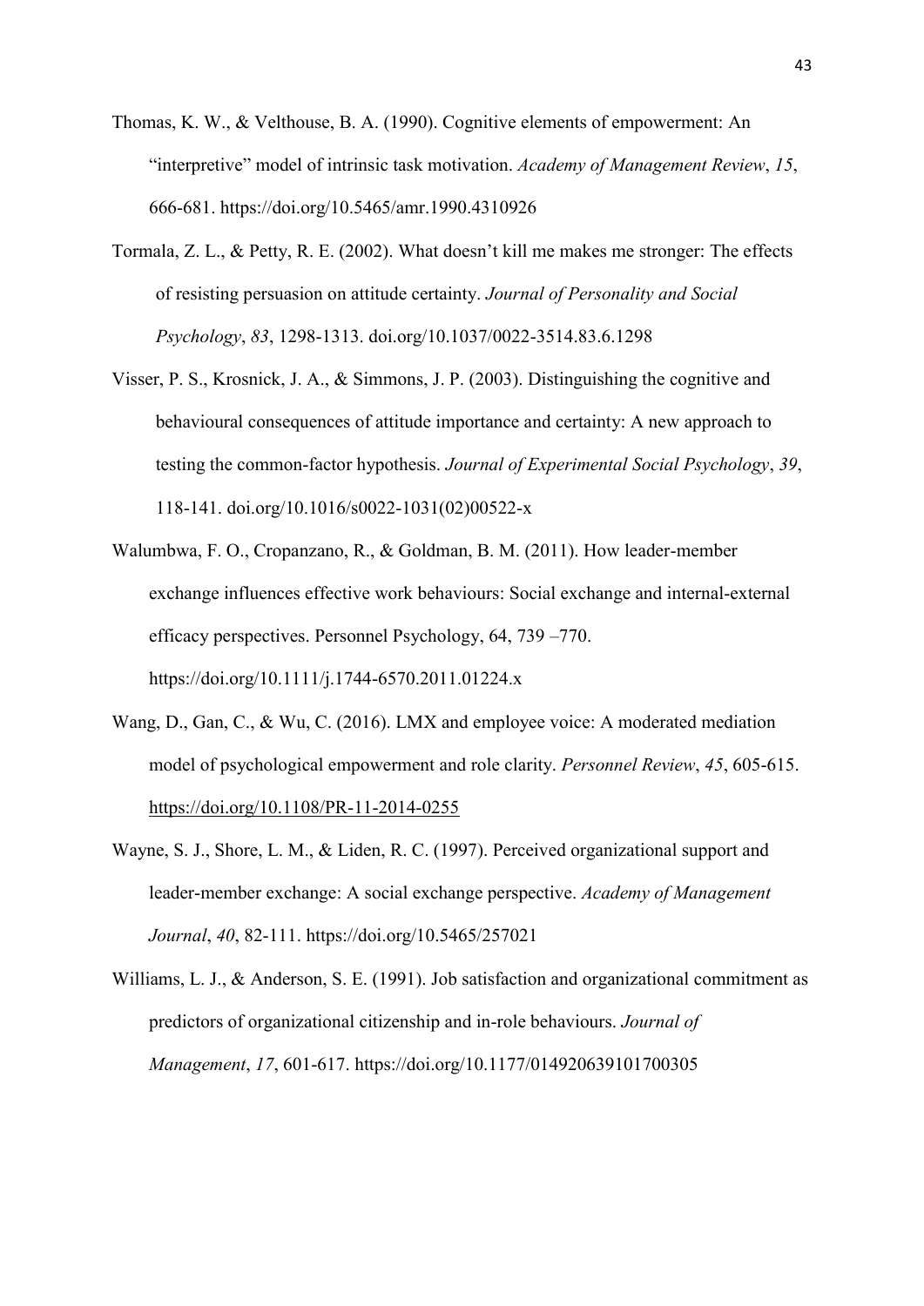Thomas, K. W., & Velthouse, B. A. (1990). Cognitive elements of empowerment: An "interpretive" model of intrinsic task motivation. *Academy of Management Review*, *15*, 666-681. https://doi.org/10.5465/amr.1990.4310926

Tormala, Z. L., & Petty, R. E. (2002). What doesn't kill me makes me stronger: The effects of resisting persuasion on attitude certainty. *Journal of Personality and Social Psychology*, *83*, 1298-1313. doi.org/10.1037/0022-3514.83.6.1298

Visser, P. S., Krosnick, J. A., & Simmons, J. P. (2003). Distinguishing the cognitive and behavioural consequences of attitude importance and certainty: A new approach to testing the common-factor hypothesis. *Journal of Experimental Social Psychology*, *39*, 118-141. doi.org/10.1016/s0022-1031(02)00522-x

Walumbwa, F. O., Cropanzano, R., & Goldman, B. M. (2011). How leader-member exchange influences effective work behaviours: Social exchange and internal-external efficacy perspectives. Personnel Psychology, 64, 739 –770. https://doi.org/10.1111/j.1744-6570.2011.01224.x

Wang, D., Gan, C., & Wu, C. (2016). LMX and employee voice: A moderated mediation model of psychological empowerment and role clarity. *Personnel Review*, *45*, 605-615. https://doi.org/10.1108/PR-11-2014-0255

Wayne, S. J., Shore, L. M., & Liden, R. C. (1997). Perceived organizational support and leader-member exchange: A social exchange perspective. *Academy of Management Journal*, *40*, 82-111. https://doi.org/10.5465/257021

Williams, L. J., & Anderson, S. E. (1991). Job satisfaction and organizational commitment as predictors of organizational citizenship and in-role behaviours. *Journal of Management*, *17*, 601-617. https://doi.org/10.1177/014920639101700305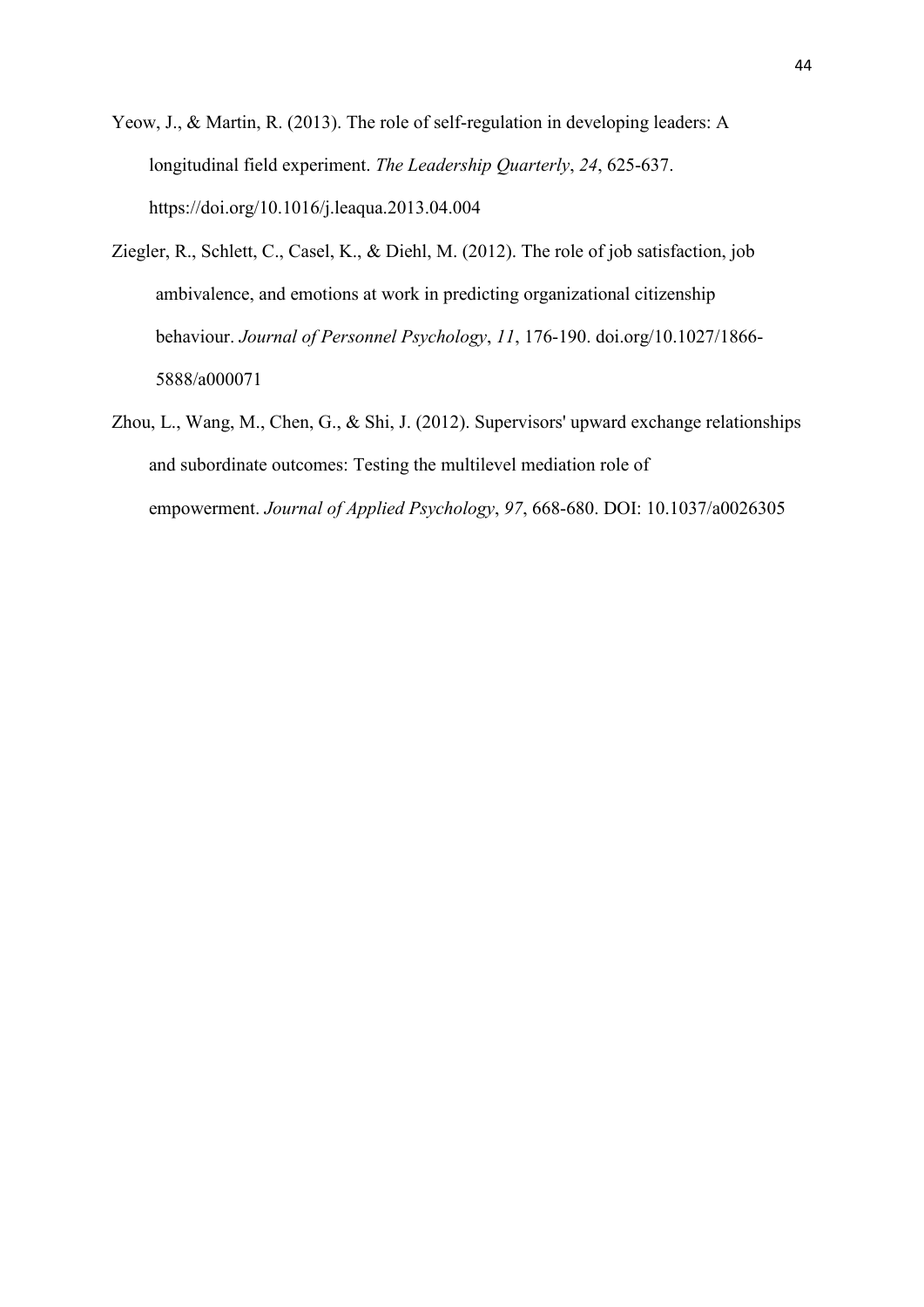Yeow, J., & Martin, R. (2013). The role of self-regulation in developing leaders: A longitudinal field experiment. *The Leadership Quarterly*, *24*, 625-637. https://doi.org/10.1016/j.leaqua.2013.04.004

Ziegler, R., Schlett, C., Casel, K., & Diehl, M. (2012). The role of job satisfaction, job ambivalence, and emotions at work in predicting organizational citizenship behaviour. *Journal of Personnel Psychology*, *11*, 176-190. doi.org/10.1027/1866-5888/a000071

Zhou, L., Wang, M., Chen, G., & Shi, J. (2012). Supervisors' upward exchange relationships and subordinate outcomes: Testing the multilevel mediation role of empowerment. *Journal of Applied Psychology*, *97*, 668-680. DOI: 10.1037/a0026305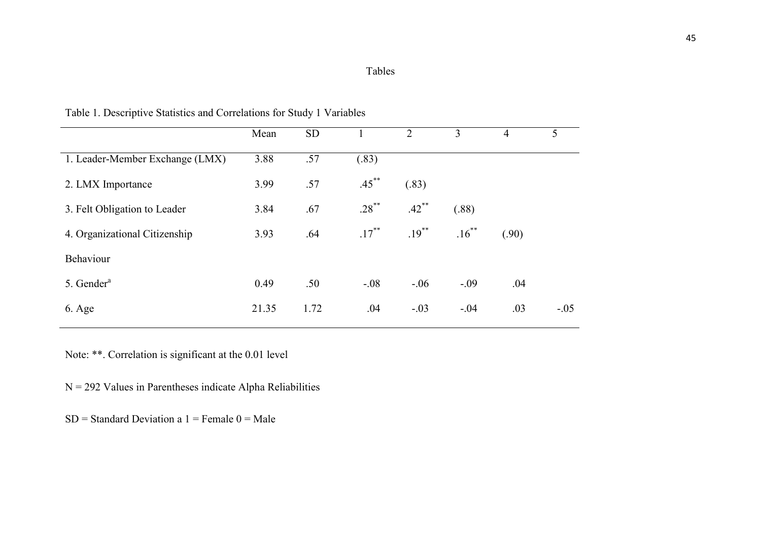Tables

Table 1. Descriptive Statistics and Correlations for Study 1 Variables

| | Mean | SD | 1 | 2 | 3 | 4 | 5 |
|---|---|---|---|---|---|---|---|
| 1. Leader-Member Exchange (LMX) | 3.88 | .57 | (.83) | | | | |
| 2. LMX Importance | 3.99 | .57 | .45** | (.83) | | | |
| 3. Felt Obligation to Leader | 3.84 | .67 | .28** | .42** | (.88) | | |
| 4. Organizational Citizenship Behaviour | 3.93 | .64 | .17** | .19** | .16** | (.90) | |
| 5. Gender[a] | 0.49 | .50 | -.08 | -.06 | -.09 | .04 | |
| 6. Age | 21.35 | 1.72 | .04 | -.03 | -.04 | .03 | -.05 |

Note: **. Correlation is significant at the 0.01 level

N = 292 Values in Parentheses indicate Alpha Reliabilities

SD = Standard Deviation a 1 = Female 0 = Male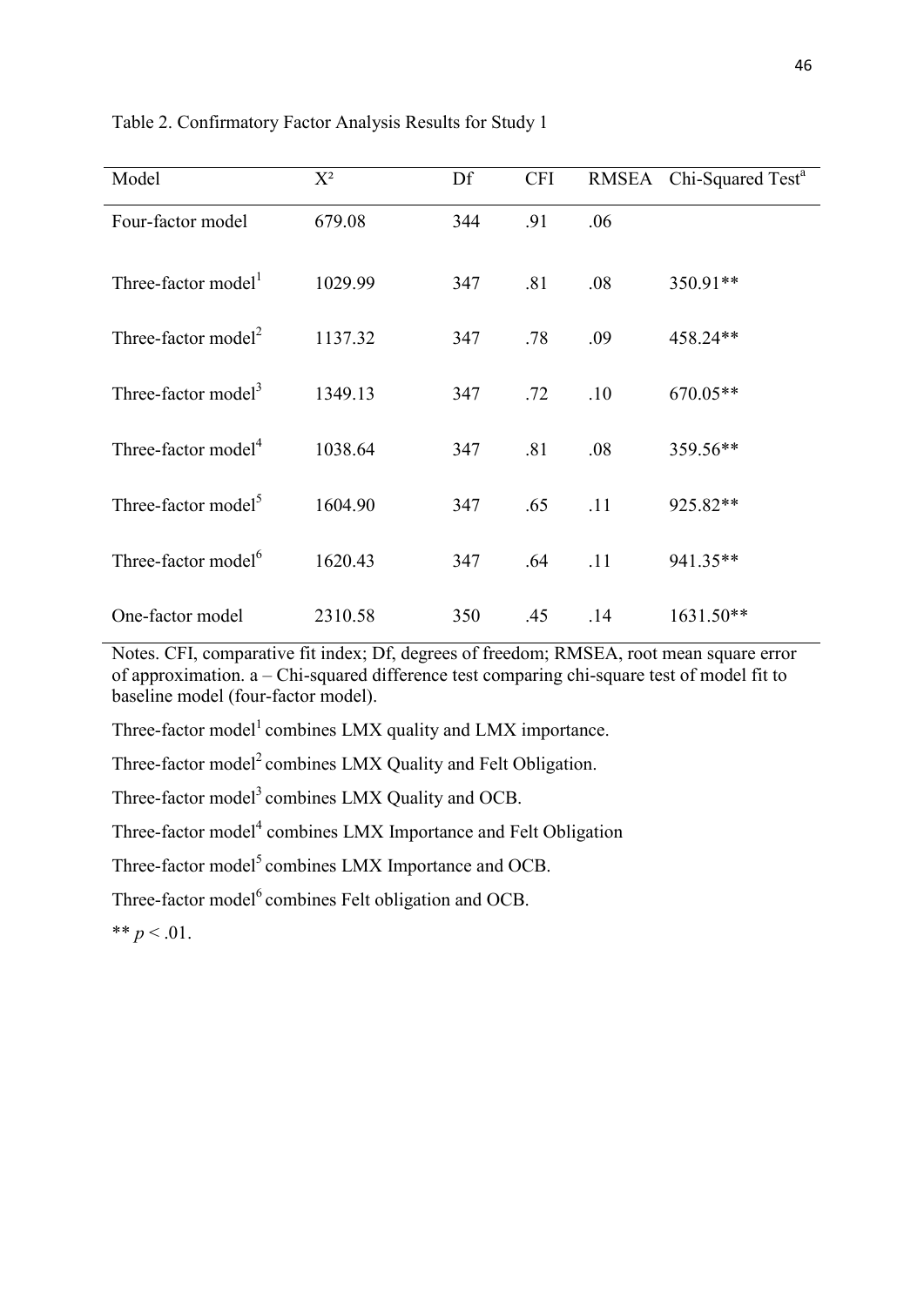Table 2. Confirmatory Factor Analysis Results for Study 1

| Model | $X^2$ | Df | CFI | RMSEA | Chi-Squared Test[a] |
|---|---|---|---|---|---|
| Four-factor model | 679.08 | 344 | .91 | .06 | |
| Three-factor model[1] | 1029.99 | 347 | .81 | .08 | 350.91** |
| Three-factor model[2] | 1137.32 | 347 | .78 | .09 | 458.24** |
| Three-factor model[3] | 1349.13 | 347 | .72 | .10 | 670.05** |
| Three-factor model[4] | 1038.64 | 347 | .81 | .08 | 359.56** |
| Three-factor model[5] | 1604.90 | 347 | .65 | .11 | 925.82** |
| Three-factor model[6] | 1620.43 | 347 | .64 | .11 | 941.35** |
| One-factor model | 2310.58 | 350 | .45 | .14 | 1631.50** |

Notes. CFI, comparative fit index; Df, degrees of freedom; RMSEA, root mean square error of approximation. a – Chi-squared difference test comparing chi-square test of model fit to baseline model (four-factor model).

Three-factor model[1] combines LMX quality and LMX importance.

Three-factor model[2] combines LMX Quality and Felt Obligation.

Three-factor model[3] combines LMX Quality and OCB.

Three-factor model[4] combines LMX Importance and Felt Obligation

Three-factor model[5] combines LMX Importance and OCB.

Three-factor model[6] combines Felt obligation and OCB.

** $p < .01$.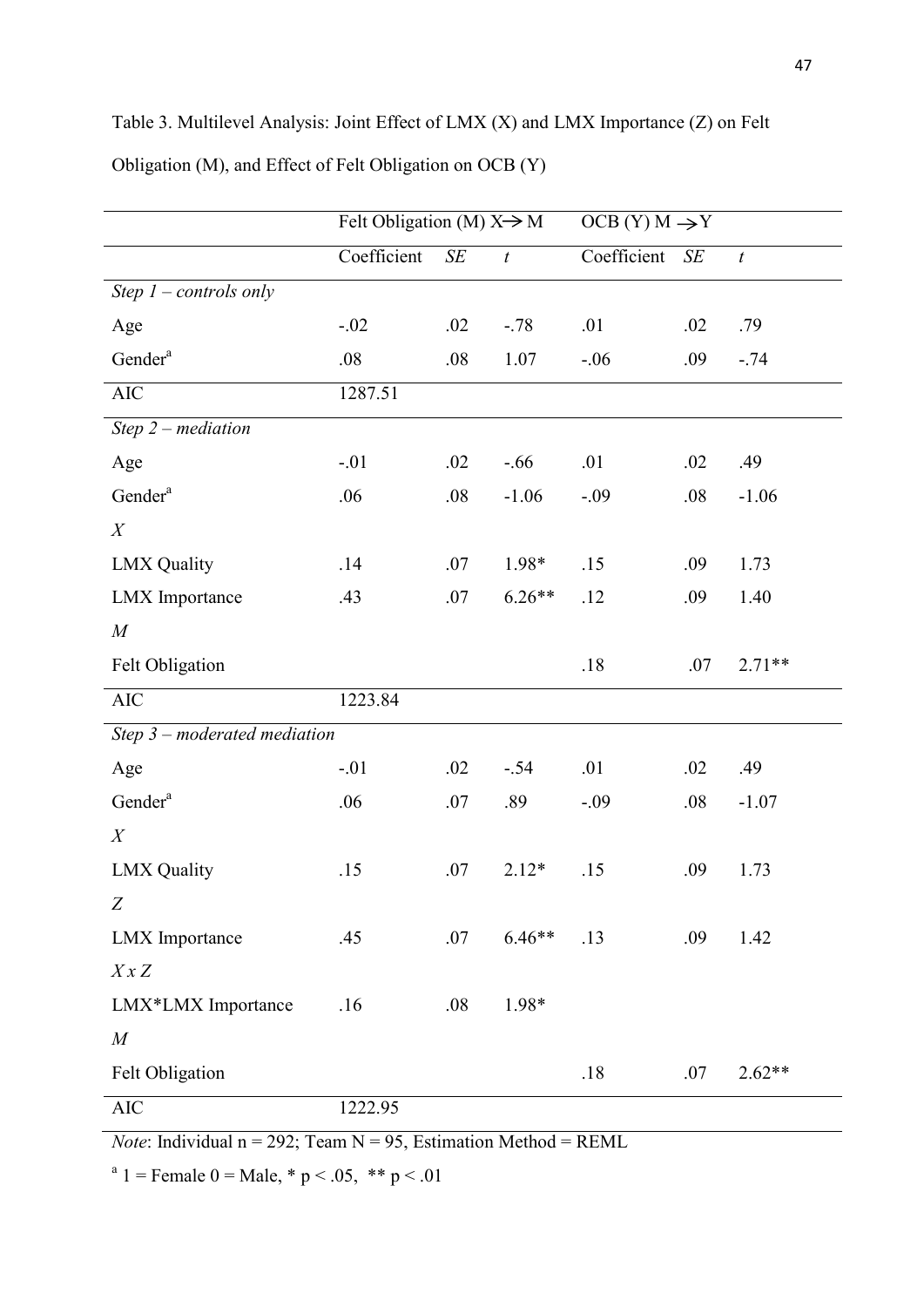Table 3. Multilevel Analysis: Joint Effect of LMX (X) and LMX Importance (Z) on Felt Obligation (M), and Effect of Felt Obligation on OCB (Y)

| | Felt Obligation (M) X→ M | | | OCB (Y) M → Y | | |
|---|---|---|---|---|---|---|
| | Coefficient | *SE* | *t* | Coefficient | *SE* | *t* |
| *Step 1 – controls only* | | | | | | |
| Age | -.02 | .02 | -.78 | .01 | .02 | .79 |
| Gender[a] | .08 | .08 | 1.07 | -.06 | .09 | -.74 |
| AIC | 1287.51 | | | | | |
| *Step 2 – mediation* | | | | | | |
| Age | -.01 | .02 | -.66 | .01 | .02 | .49 |
| Gender[a] | .06 | .08 | -1.06 | -.09 | .08 | -1.06 |
| *X* | | | | | | |
| LMX Quality | .14 | .07 | 1.98* | .15 | .09 | 1.73 |
| LMX Importance | .43 | .07 | 6.26** | .12 | .09 | 1.40 |
| *M* | | | | | | |
| Felt Obligation | | | | .18 | .07 | 2.71** |
| AIC | 1223.84 | | | | | |
| *Step 3 – moderated mediation* | | | | | | |
| Age | -.01 | .02 | -.54 | .01 | .02 | .49 |
| Gender[a] | .06 | .07 | .89 | -.09 | .08 | -1.07 |
| *X* | | | | | | |
| LMX Quality | .15 | .07 | 2.12* | .15 | .09 | 1.73 |
| *Z* | | | | | | |
| LMX Importance | .45 | .07 | 6.46** | .13 | .09 | 1.42 |
| *X x Z* | | | | | | |
| LMX*LMX Importance | .16 | .08 | 1.98* | | | |
| *M* | | | | | | |
| Felt Obligation | | | | .18 | .07 | 2.62** |
| AIC | 1222.95 | | | | | |

*Note*: Individual n = 292; Team N = 95, Estimation Method = REML

[a] 1 = Female 0 = Male, * $p < .05$, ** $p < .01$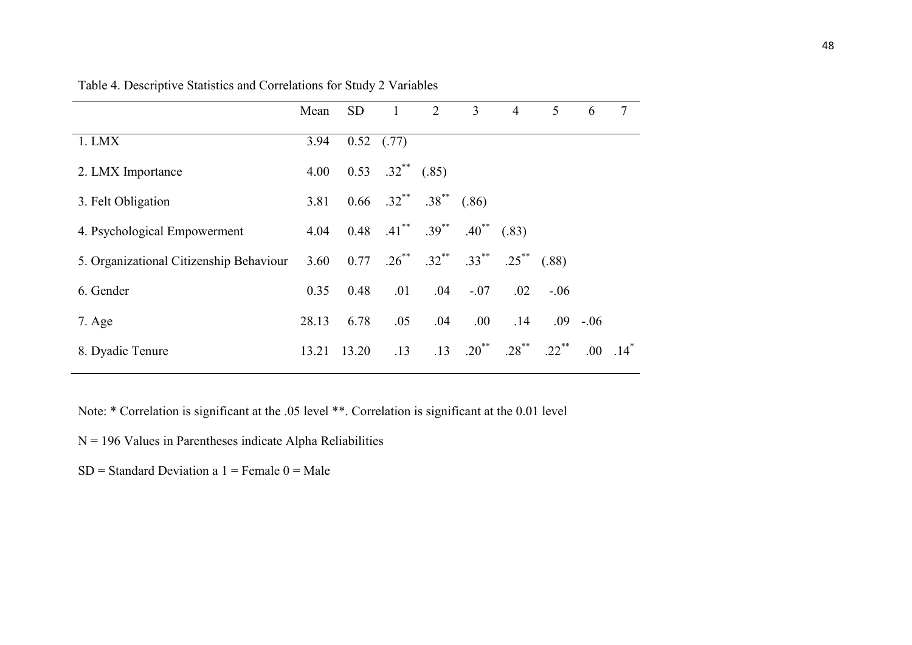Table 4. Descriptive Statistics and Correlations for Study 2 Variables

| | Mean | SD | 1 | 2 | 3 | 4 | 5 | 6 | 7 |
|---|---|---|---|---|---|---|---|---|---|
| 1. LMX | 3.94 | 0.52 | (.77) | | | | | | |
| 2. LMX Importance | 4.00 | 0.53 | .32** | (.85) | | | | | |
| 3. Felt Obligation | 3.81 | 0.66 | .32** | .38** | (.86) | | | | |
| 4. Psychological Empowerment | 4.04 | 0.48 | .41** | .39** | .40** | (.83) | | | |
| 5. Organizational Citizenship Behaviour | 3.60 | 0.77 | .26** | .32** | .33** | .25** | (.88) | | |
| 6. Gender | 0.35 | 0.48 | .01 | .04 | -.07 | .02 | -.06 | | |
| 7. Age | 28.13 | 6.78 | .05 | .04 | .00 | .14 | .09 | -.06 | |
| 8. Dyadic Tenure | 13.21 | 13.20 | .13 | .13 | .20** | .28** | .22** | .00 | .14* |

Note: * Correlation is significant at the .05 level **. Correlation is significant at the 0.01 level

N = 196 Values in Parentheses indicate Alpha Reliabilities

SD = Standard Deviation a 1 = Female 0 = Male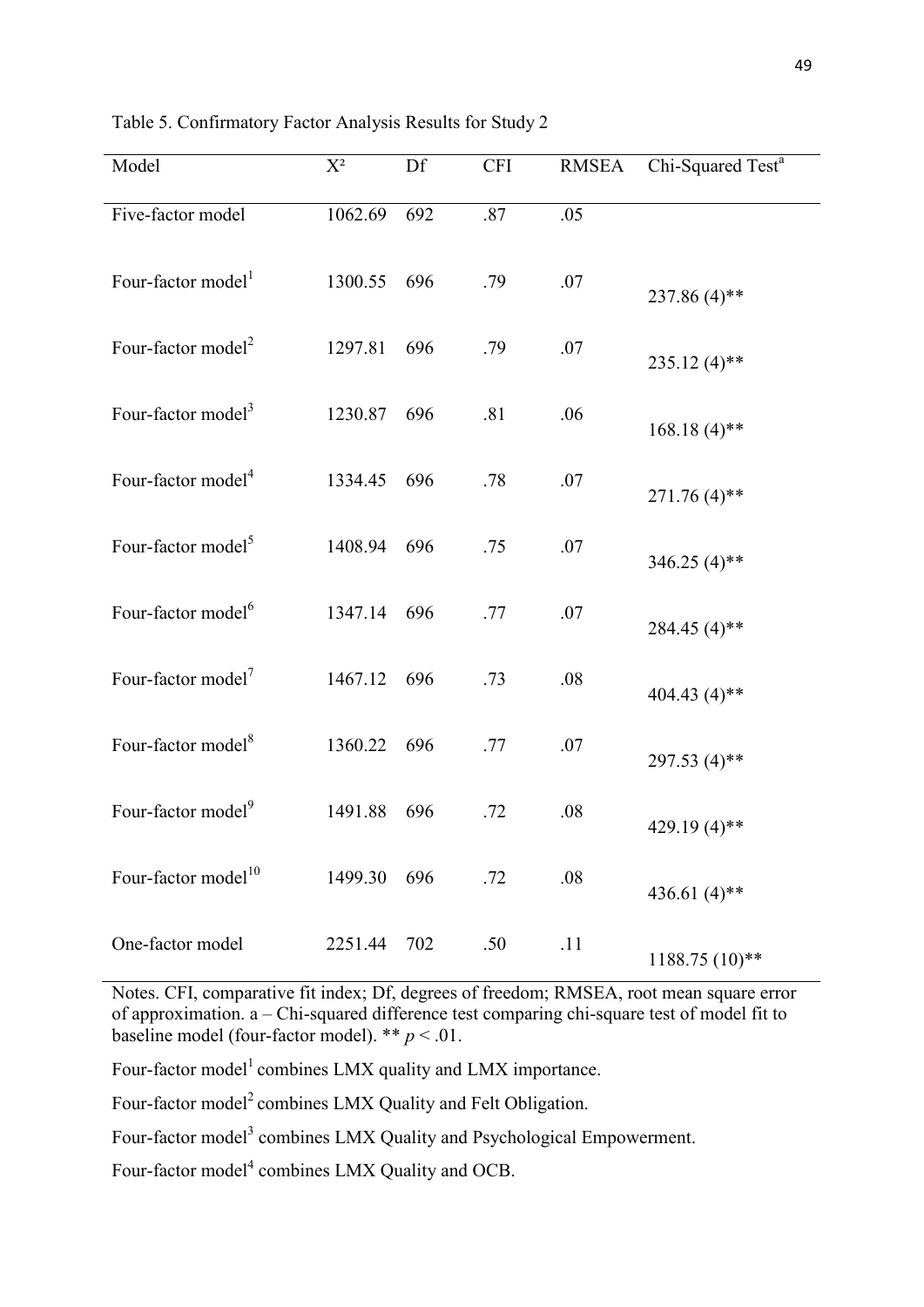Table 5. Confirmatory Factor Analysis Results for Study 2

| Model | $X^2$ | Df | CFI | RMSEA | Chi-Squared Test[a] |
|---|---|---|---|---|---|
| Five-factor model | 1062.69 | 692 | .87 | .05 | |
| Four-factor model[1] | 1300.55 | 696 | .79 | .07 | 237.86 (4)** |
| Four-factor model[2] | 1297.81 | 696 | .79 | .07 | 235.12 (4)** |
| Four-factor model[3] | 1230.87 | 696 | .81 | .06 | 168.18 (4)** |
| Four-factor model[4] | 1334.45 | 696 | .78 | .07 | 271.76 (4)** |
| Four-factor model[5] | 1408.94 | 696 | .75 | .07 | 346.25 (4)** |
| Four-factor model[6] | 1347.14 | 696 | .77 | .07 | 284.45 (4)** |
| Four-factor model[7] | 1467.12 | 696 | .73 | .08 | 404.43 (4)** |
| Four-factor model[8] | 1360.22 | 696 | .77 | .07 | 297.53 (4)** |
| Four-factor model[9] | 1491.88 | 696 | .72 | .08 | 429.19 (4)** |
| Four-factor model[10] | 1499.30 | 696 | .72 | .08 | 436.61 (4)** |
| One-factor model | 2251.44 | 702 | .50 | .11 | 1188.75 (10)** |

Notes. CFI, comparative fit index; Df, degrees of freedom; RMSEA, root mean square error of approximation. a – Chi-squared difference test comparing chi-square test of model fit to baseline model (four-factor model). ** $p < .01$.

Four-factor model[1] combines LMX quality and LMX importance.

Four-factor model[2] combines LMX Quality and Felt Obligation.

Four-factor model[3] combines LMX Quality and Psychological Empowerment.

Four-factor model[4] combines LMX Quality and OCB.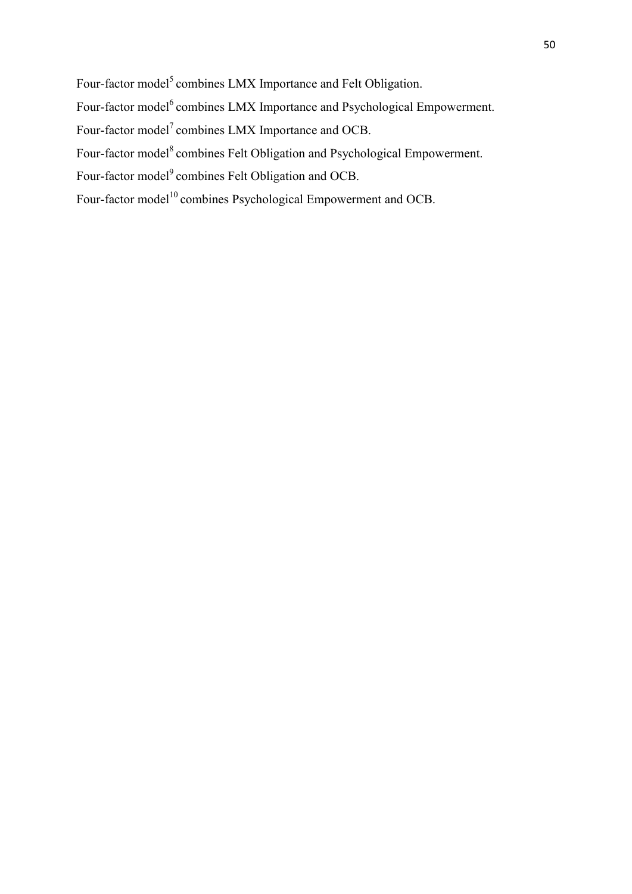Four-factor model[5] combines LMX Importance and Felt Obligation.

Four-factor model[6] combines LMX Importance and Psychological Empowerment.

Four-factor model[7] combines LMX Importance and OCB.

Four-factor model[8] combines Felt Obligation and Psychological Empowerment.

Four-factor model[9] combines Felt Obligation and OCB.

Four-factor model[10] combines Psychological Empowerment and OCB.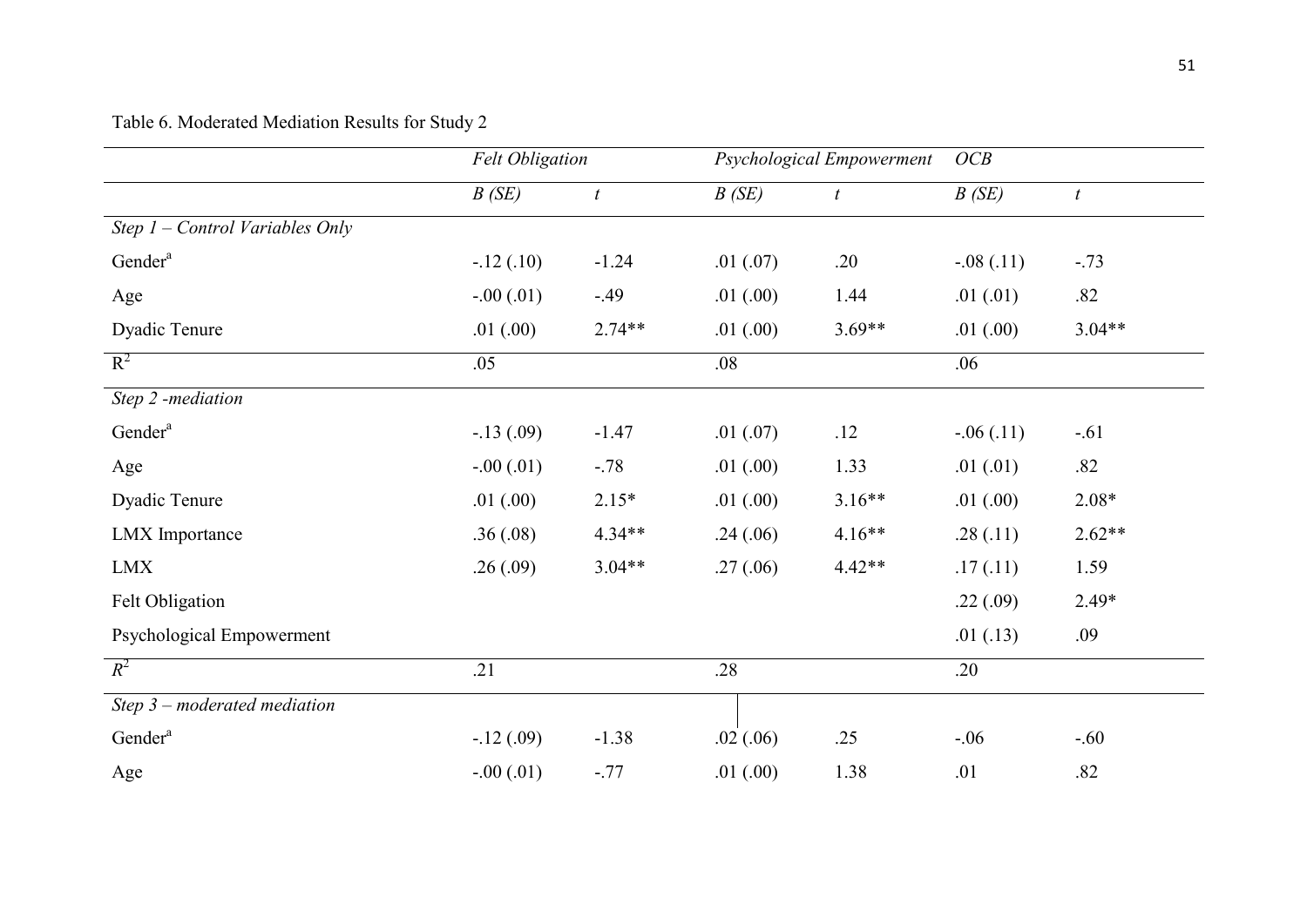Table 6. Moderated Mediation Results for Study 2

| | *Felt Obligation* | | *Psychological Empowerment* | | *OCB* | |
|---|---|---|---|---|---|---|
| | *B (SE)* | *t* | *B (SE)* | *t* | *B (SE)* | *t* |
| *Step 1 – Control Variables Only* | | | | | | |
| Gender[a] | -.12 (.10) | -1.24 | .01 (.07) | .20 | -.08 (.11) | -.73 |
| Age | -.00 (.01) | -.49 | .01 (.00) | 1.44 | .01 (.01) | .82 |
| Dyadic Tenure | .01 (.00) | 2.74** | .01 (.00) | 3.69** | .01 (.00) | 3.04** |
| $R^2$ | .05 | | .08 | | .06 | |
| *Step 2 -mediation* | | | | | | |
| Gender[a] | -.13 (.09) | -1.47 | .01 (.07) | .12 | -.06 (.11) | -.61 |
| Age | -.00 (.01) | -.78 | .01 (.00) | 1.33 | .01 (.01) | .82 |
| Dyadic Tenure | .01 (.00) | 2.15* | .01 (.00) | 3.16** | .01 (.00) | 2.08* |
| LMX Importance | .36 (.08) | 4.34** | .24 (.06) | 4.16** | .28 (.11) | 2.62** |
| LMX | .26 (.09) | 3.04** | .27 (.06) | 4.42** | .17 (.11) | 1.59 |
| Felt Obligation | | | | | .22 (.09) | 2.49* |
| Psychological Empowerment | | | | | .01 (.13) | .09 |
| $R^2$ | .21 | | .28 | | .20 | |
| *Step 3 – moderated mediation* | | | | | | |
| Gender[a] | -.12 (.09) | -1.38 | .02 (.06) | .25 | -.06 | -.60 |
| Age | -.00 (.01) | -.77 | .01 (.00) | 1.38 | .01 | .82 |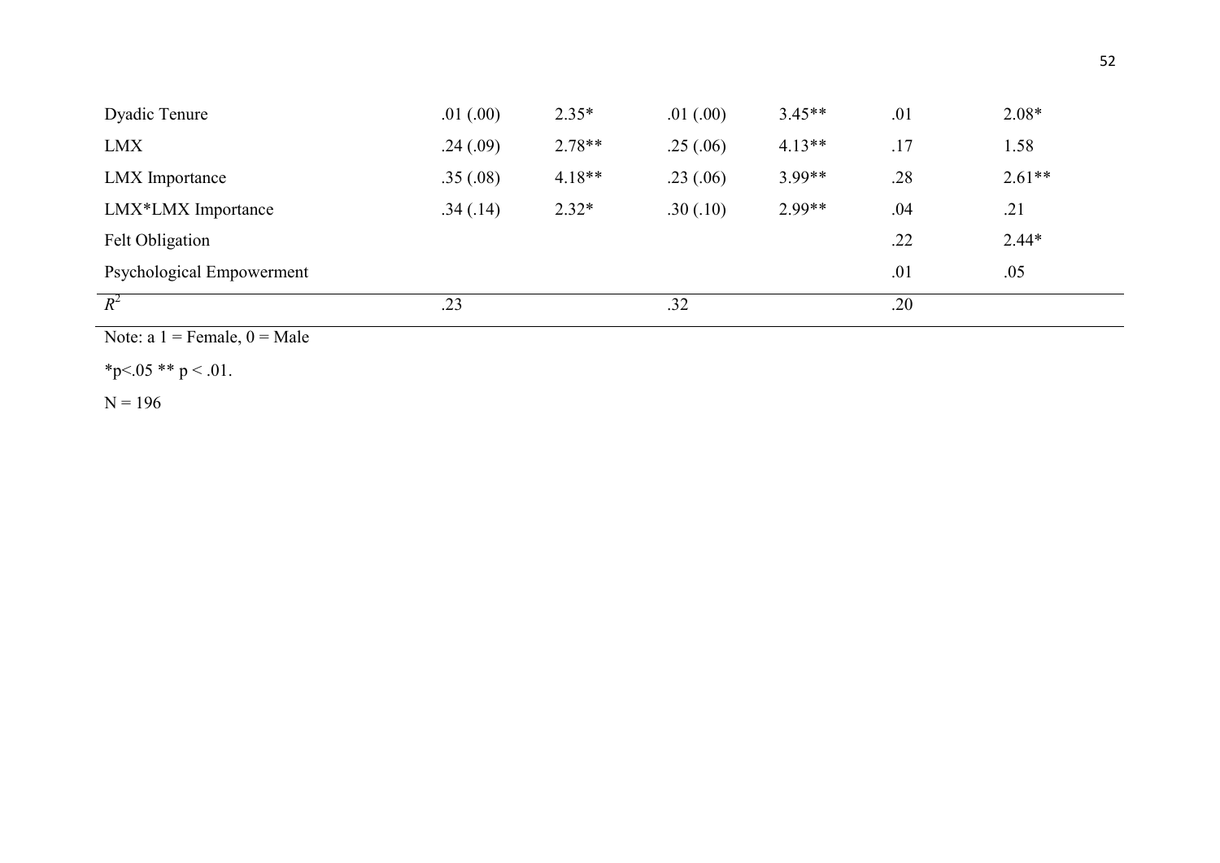| | | | | | | |
|---|---|---|---|---|---|---|
| Dyadic Tenure | .01 (.00) | 2.35* | .01 (.00) | 3.45** | .01 | 2.08* |
| LMX | .24 (.09) | 2.78** | .25 (.06) | 4.13** | .17 | 1.58 |
| LMX Importance | .35 (.08) | 4.18** | .23 (.06) | 3.99** | .28 | 2.61** |
| LMX*LMX Importance | .34 (.14) | 2.32* | .30 (.10) | 2.99** | .04 | .21 |
| Felt Obligation | | | | | .22 | 2.44* |
| Psychological Empowerment | | | | | .01 | .05 |
| $R^2$ | .23 | | .32 | | .20 | |

Note: a 1 = Female, 0 = Male

*p<.05 ** p < .01.

N = 196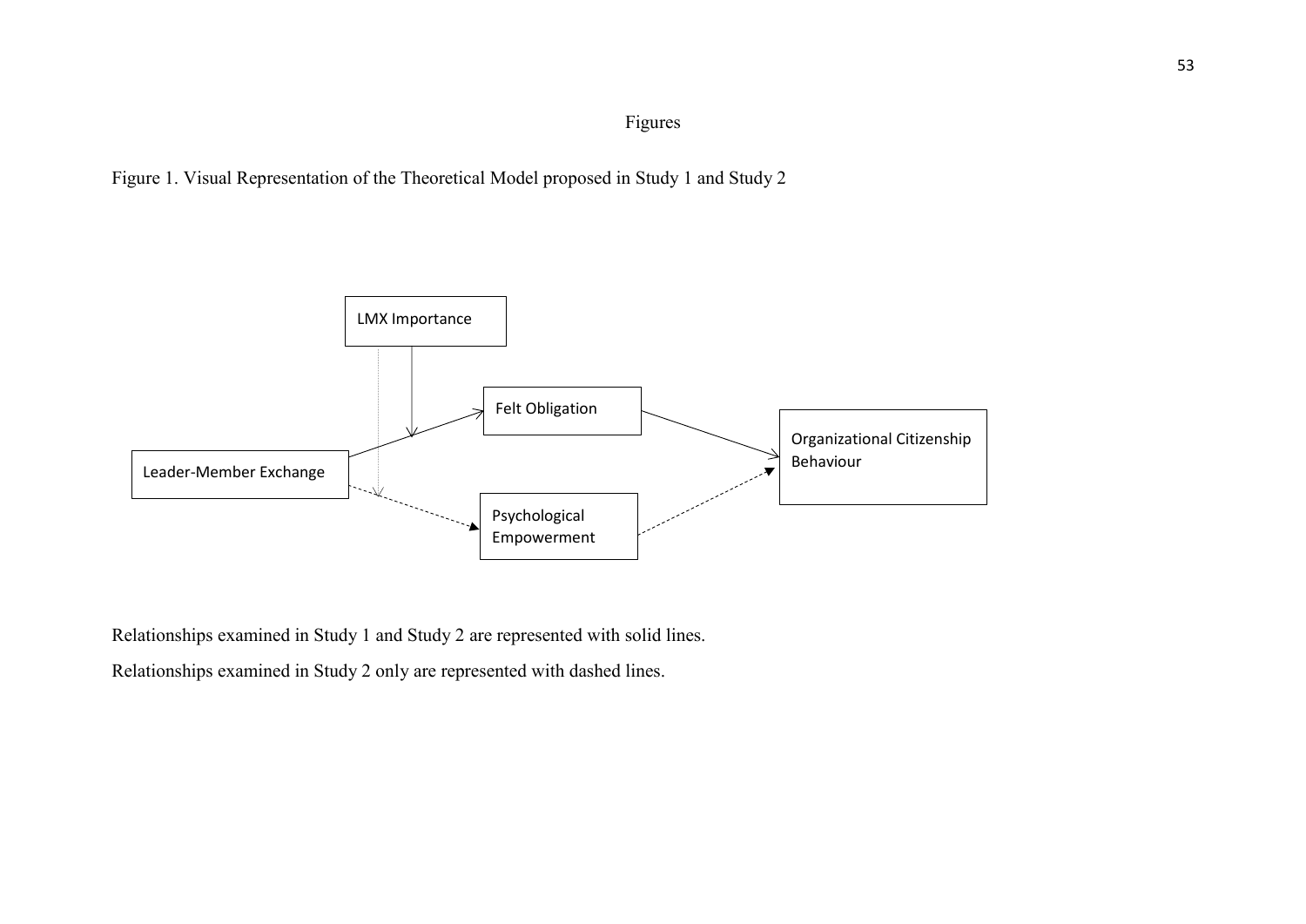Figures

Figure 1. Visual Representation of the Theoretical Model proposed in Study 1 and Study 2

LMX Importance

Felt Obligation

Leader-Member Exchange

Organizational Citizenship Behaviour

Psychological Empowerment

Relationships examined in Study 1 and Study 2 are represented with solid lines.

Relationships examined in Study 2 only are represented with dashed lines.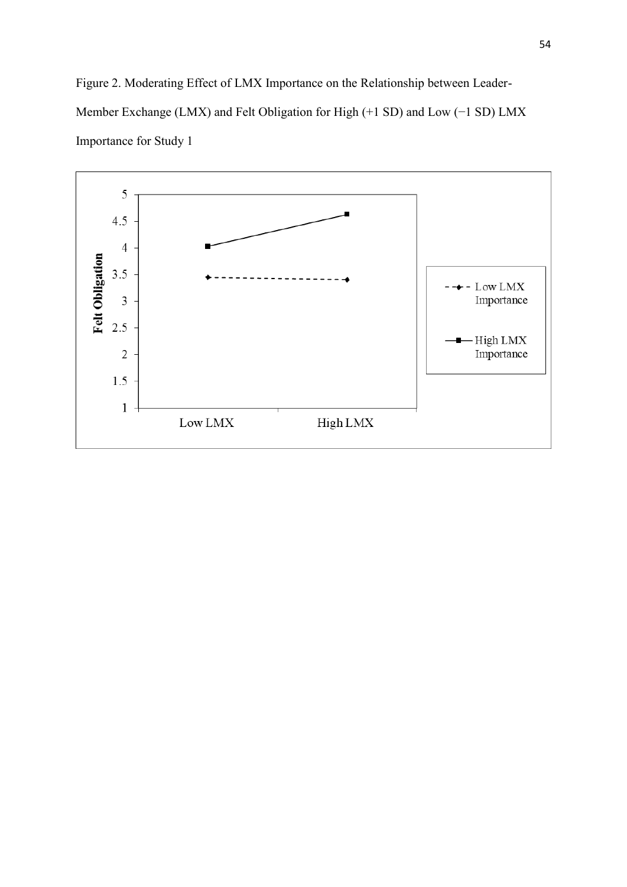Figure 2. Moderating Effect of LMX Importance on the Relationship between Leader-Member Exchange (LMX) and Felt Obligation for High (+1 SD) and Low (−1 SD) LMX Importance for Study 1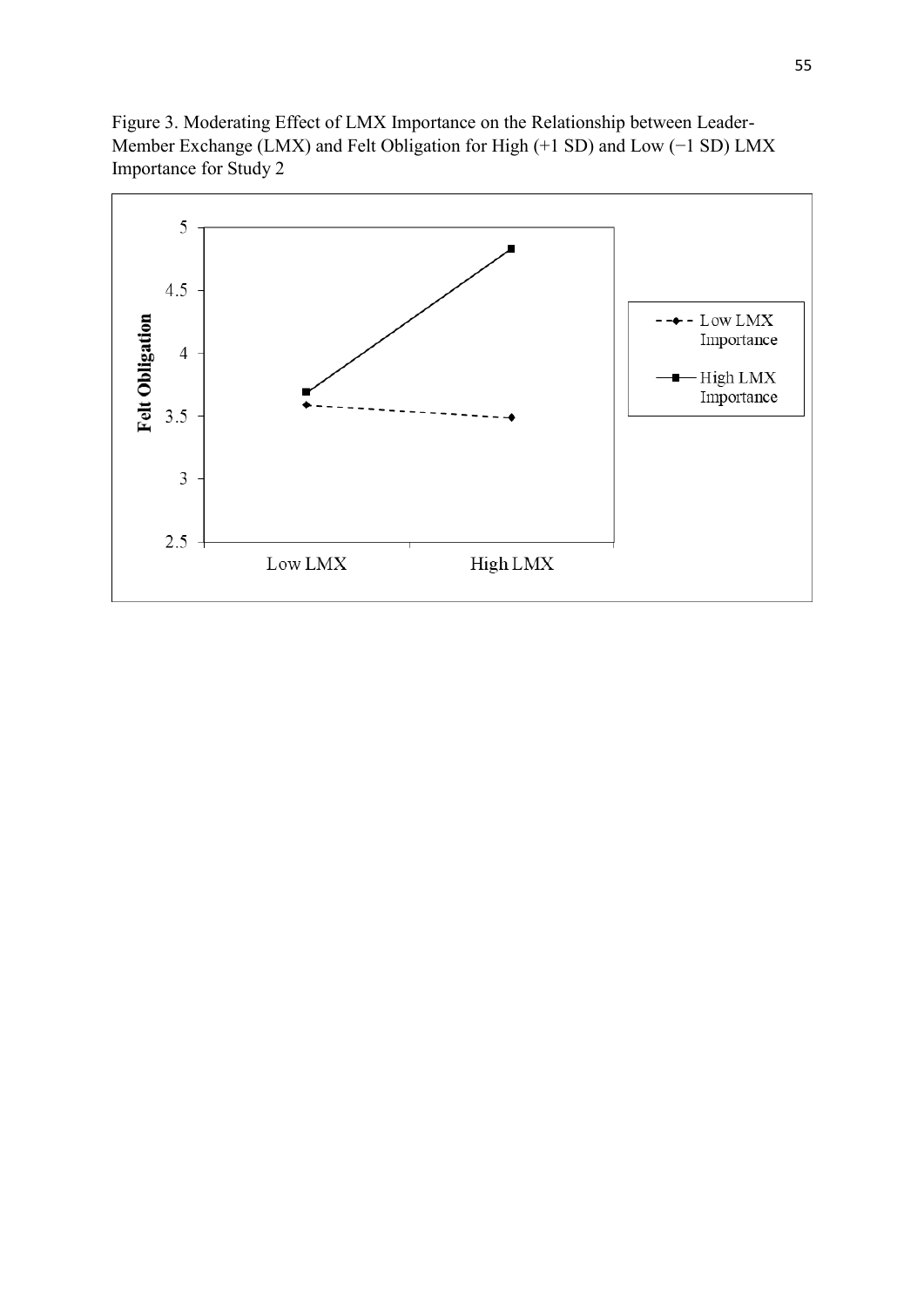Figure 3. Moderating Effect of LMX Importance on the Relationship between Leader-Member Exchange (LMX) and Felt Obligation for High (+1 SD) and Low (−1 SD) LMX Importance for Study 2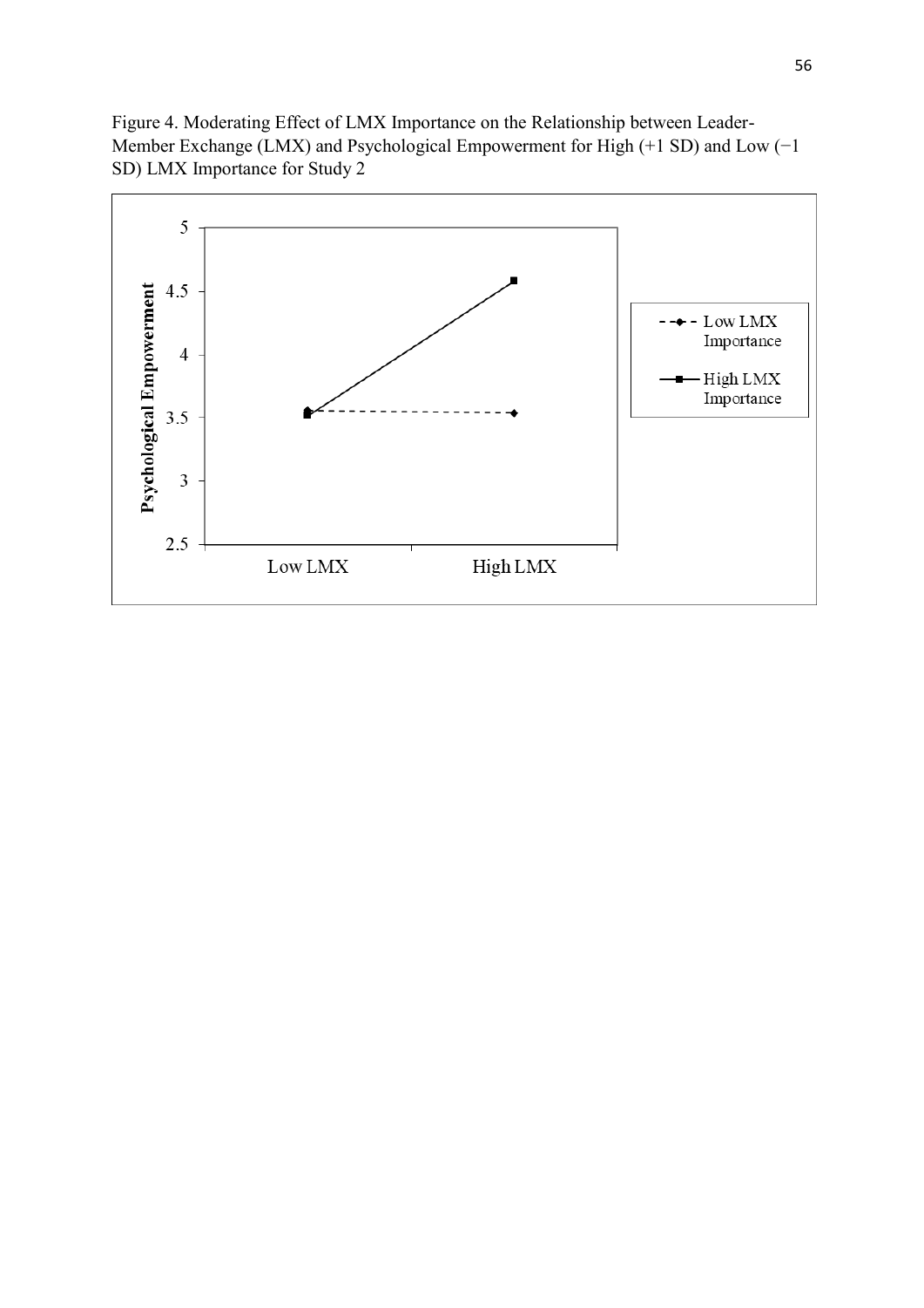Figure 4. Moderating Effect of LMX Importance on the Relationship between Leader-Member Exchange (LMX) and Psychological Empowerment for High (+1 SD) and Low (−1 SD) LMX Importance for Study 2

Psychological Empowerment

5

4.5

4

3.5

3

2.5

Low LMX

High LMX

Low LMX Importance

High LMX Importance